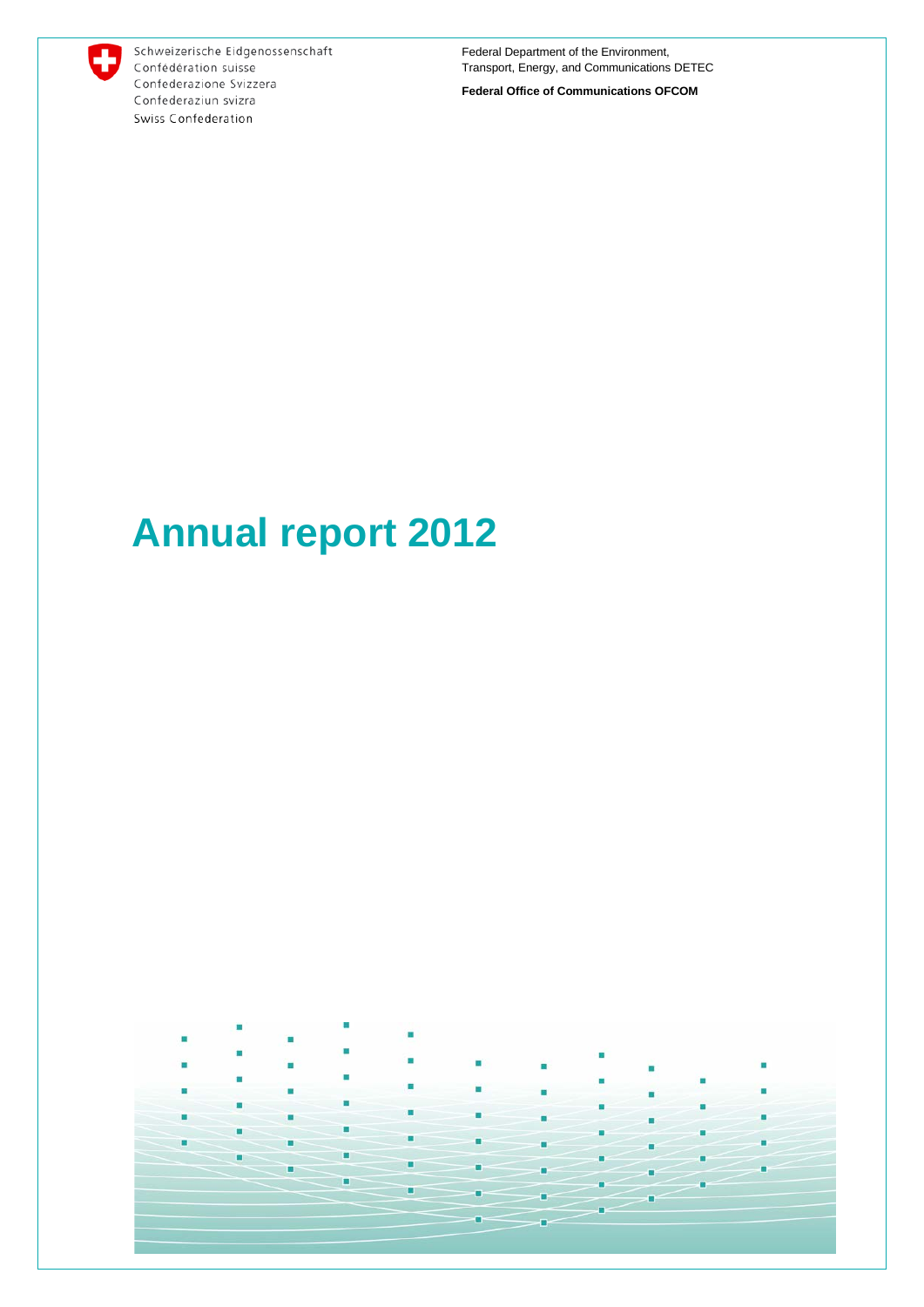Schweizerische Eidgenossenschaft
Confédération suisse
Confederazione Svizzera
Confederaziun svizra
Swiss Confederation

Federal Department of the Environment, Transport, Energy, and Communications DETEC

**Federal Office of Communications OFCOM**

# Annual report 2012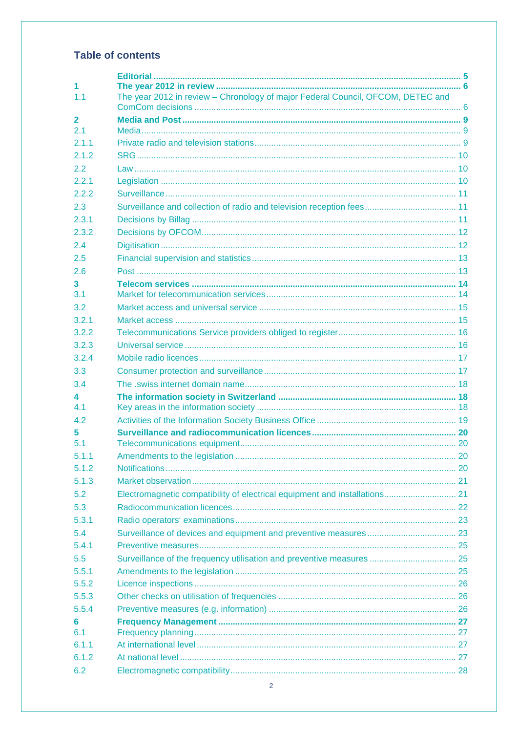## Table of contents

| | | |
|---|---|---|
| | **Editorial** | **5** |
| **1** | **The year 2012 in review** | **6** |
| 1.1 | The year 2012 in review – Chronology of major Federal Council, OFCOM, DETEC and ComCom decisions | 6 |
| **2** | **Media and Post** | **9** |
| 2.1 | Media | 9 |
| 2.1.1 | Private radio and television stations | 9 |
| 2.1.2 | SRG | 10 |
| 2.2 | Law | 10 |
| 2.2.1 | Legislation | 10 |
| 2.2.2 | Surveillance | 11 |
| 2.3 | Surveillance and collection of radio and television reception fees | 11 |
| 2.3.1 | Decisions by Billag | 11 |
| 2.3.2 | Decisions by OFCOM | 12 |
| 2.4 | Digitisation | 12 |
| 2.5 | Financial supervision and statistics | 13 |
| 2.6 | Post | 13 |
| **3** | **Telecom services** | **14** |
| 3.1 | Market for telecommunication services | 14 |
| 3.2 | Market access and universal service | 15 |
| 3.2.1 | Market access | 15 |
| 3.2.2 | Telecommunications Service providers obliged to register | 16 |
| 3.2.3 | Universal service | 16 |
| 3.2.4 | Mobile radio licences | 17 |
| 3.3 | Consumer protection and surveillance | 17 |
| 3.4 | The .swiss internet domain name | 18 |
| **4** | **The information society in Switzerland** | **18** |
| 4.1 | Key areas in the information society | 18 |
| 4.2 | Activities of the Information Society Business Office | 19 |
| **5** | **Surveillance and radiocommunication licences** | **20** |
| 5.1 | Telecommunications equipment | 20 |
| 5.1.1 | Amendments to the legislation | 20 |
| 5.1.2 | Notifications | 20 |
| 5.1.3 | Market observation | 21 |
| 5.2 | Electromagnetic compatibility of electrical equipment and installations | 21 |
| 5.3 | Radiocommunication licences | 22 |
| 5.3.1 | Radio operators' examinations | 23 |
| 5.4 | Surveillance of devices and equipment and preventive measures | 23 |
| 5.4.1 | Preventive measures | 25 |
| 5.5 | Surveillance of the frequency utilisation and preventive measures | 25 |
| 5.5.1 | Amendments to the legislation | 25 |
| 5.5.2 | Licence inspections | 26 |
| 5.5.3 | Other checks on utilisation of frequencies | 26 |
| 5.5.4 | Preventive measures (e.g. information) | 26 |
| **6** | **Frequency Management** | **27** |
| 6.1 | Frequency planning | 27 |
| 6.1.1 | At international level | 27 |
| 6.1.2 | At national level | 27 |
| 6.2 | Electromagnetic compatibility | 28 |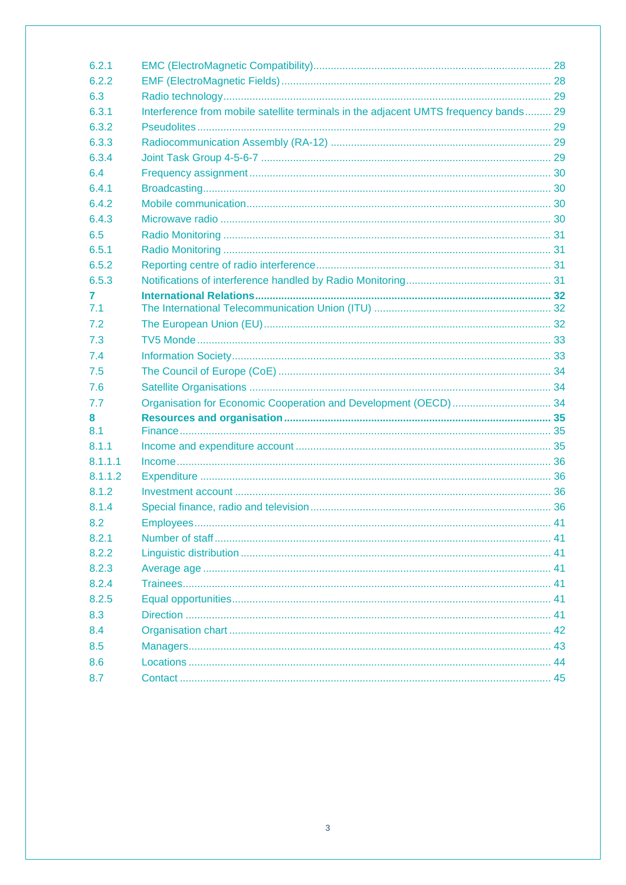| | | |
|---|---|---|
| 6.2.1 | EMC (ElectroMagnetic Compatibility) | 28 |
| 6.2.2 | EMF (ElectroMagnetic Fields) | 28 |
| 6.3 | Radio technology | 29 |
| 6.3.1 | Interference from mobile satellite terminals in the adjacent UMTS frequency bands | 29 |
| 6.3.2 | Pseudolites | 29 |
| 6.3.3 | Radiocommunication Assembly (RA-12) | 29 |
| 6.3.4 | Joint Task Group 4-5-6-7 | 29 |
| 6.4 | Frequency assignment | 30 |
| 6.4.1 | Broadcasting | 30 |
| 6.4.2 | Mobile communication | 30 |
| 6.4.3 | Microwave radio | 30 |
| 6.5 | Radio Monitoring | 31 |
| 6.5.1 | Radio Monitoring | 31 |
| 6.5.2 | Reporting centre of radio interference | 31 |
| 6.5.3 | Notifications of interference handled by Radio Monitoring | 31 |
| **7** | **International Relations** | **32** |
| 7.1 | The International Telecommunication Union (ITU) | 32 |
| 7.2 | The European Union (EU) | 32 |
| 7.3 | TV5 Monde | 33 |
| 7.4 | Information Society | 33 |
| 7.5 | The Council of Europe (CoE) | 34 |
| 7.6 | Satellite Organisations | 34 |
| 7.7 | Organisation for Economic Cooperation and Development (OECD) | 34 |
| **8** | **Resources and organisation** | **35** |
| 8.1 | Finance | 35 |
| 8.1.1 | Income and expenditure account | 35 |
| 8.1.1.1 | Income | 36 |
| 8.1.1.2 | Expenditure | 36 |
| 8.1.2 | Investment account | 36 |
| 8.1.4 | Special finance, radio and television | 36 |
| 8.2 | Employees | 41 |
| 8.2.1 | Number of staff | 41 |
| 8.2.2 | Linguistic distribution | 41 |
| 8.2.3 | Average age | 41 |
| 8.2.4 | Trainees | 41 |
| 8.2.5 | Equal opportunities | 41 |
| 8.3 | Direction | 41 |
| 8.4 | Organisation chart | 42 |
| 8.5 | Managers | 43 |
| 8.6 | Locations | 44 |
| 8.7 | Contact | 45 |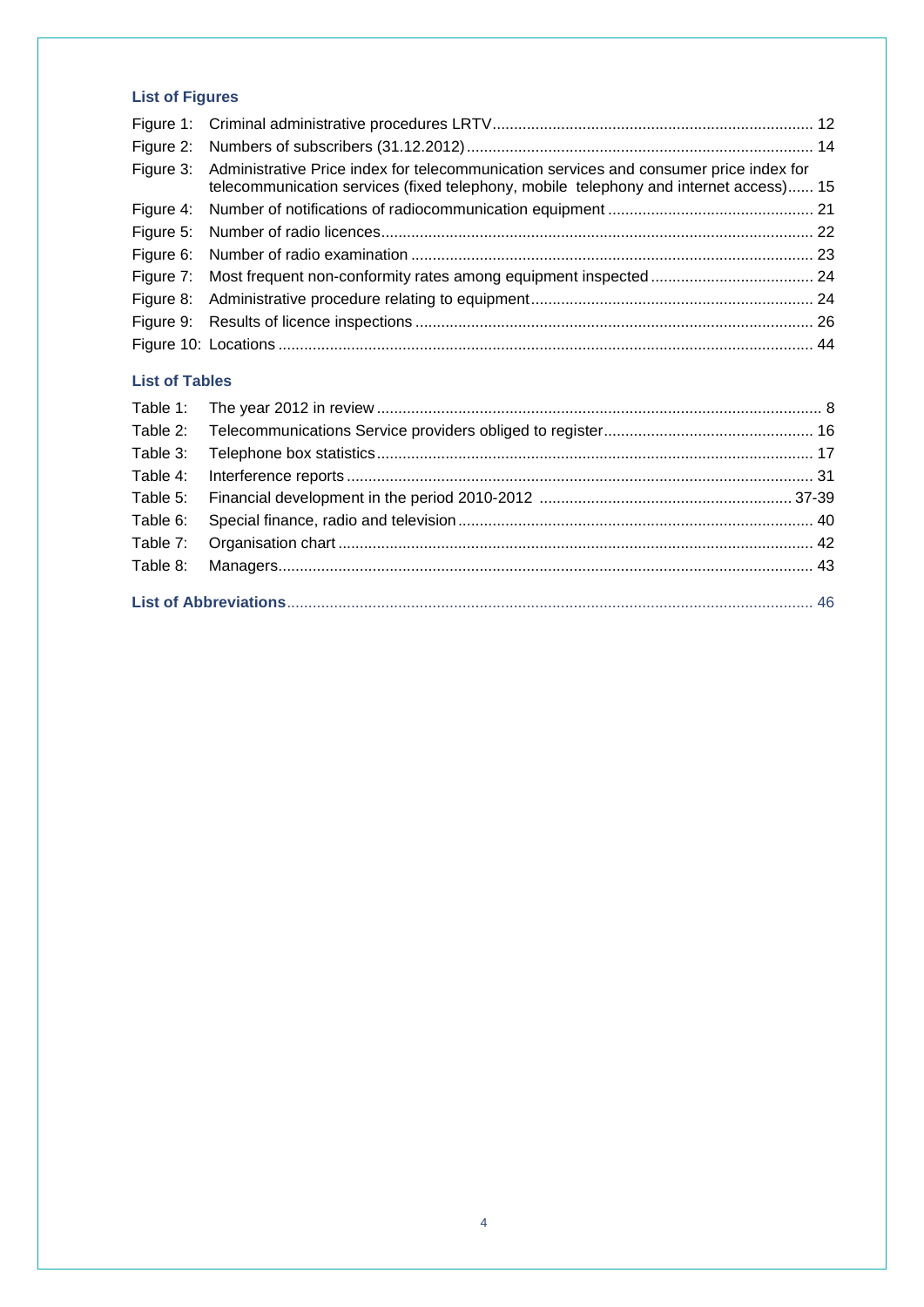### List of Figures

Figure 1: Criminal administrative procedures LRTV ........................................................................... 12
Figure 2: Numbers of subscribers (31.12.2012) ................................................................................. 14
Figure 3: Administrative Price index for telecommunication services and consumer price index for telecommunication services (fixed telephony, mobile telephony and internet access)...... 15
Figure 4: Number of notifications of radiocommunication equipment ................................................ 21
Figure 5: Number of radio licences.................................................................................................... 22
Figure 6: Number of radio examination ............................................................................................. 23
Figure 7: Most frequent non-conformity rates among equipment inspected ...................................... 24
Figure 8: Administrative procedure relating to equipment.................................................................. 24
Figure 9: Results of licence inspections ............................................................................................ 26
Figure 10: Locations ........................................................................................................................... 44

### List of Tables

Table 1: The year 2012 in review ........................................................................................................ 8
Table 2: Telecommunications Service providers obliged to register................................................. 16
Table 3: Telephone box statistics ...................................................................................................... 17
Table 4: Interference reports ............................................................................................................. 31
Table 5: Financial development in the period 2010-2012 ........................................................... 37-39
Table 6: Special finance, radio and television ................................................................................... 40
Table 7: Organisation chart ............................................................................................................... 42
Table 8: Managers............................................................................................................................. 43

**List of Abbreviations**......................................................................................................................... 46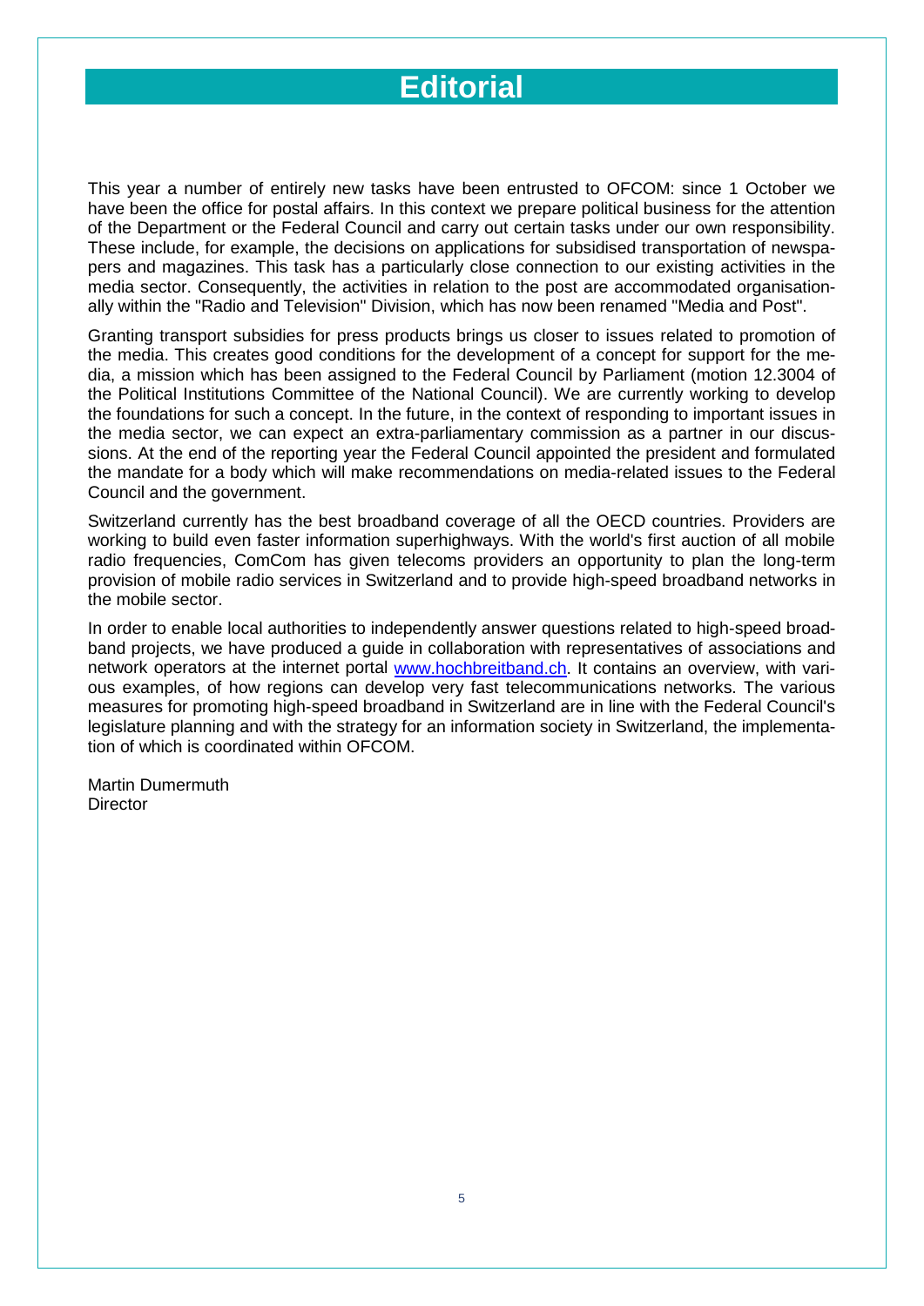# Editorial

This year a number of entirely new tasks have been entrusted to OFCOM: since 1 October we have been the office for postal affairs. In this context we prepare political business for the attention of the Department or the Federal Council and carry out certain tasks under our own responsibility. These include, for example, the decisions on applications for subsidised transportation of newspapers and magazines. This task has a particularly close connection to our existing activities in the media sector. Consequently, the activities in relation to the post are accommodated organisationally within the "Radio and Television" Division, which has now been renamed "Media and Post".

Granting transport subsidies for press products brings us closer to issues related to promotion of the media. This creates good conditions for the development of a concept for support for the media, a mission which has been assigned to the Federal Council by Parliament (motion 12.3004 of the Political Institutions Committee of the National Council). We are currently working to develop the foundations for such a concept. In the future, in the context of responding to important issues in the media sector, we can expect an extra-parliamentary commission as a partner in our discussions. At the end of the reporting year the Federal Council appointed the president and formulated the mandate for a body which will make recommendations on media-related issues to the Federal Council and the government.

Switzerland currently has the best broadband coverage of all the OECD countries. Providers are working to build even faster information superhighways. With the world's first auction of all mobile radio frequencies, ComCom has given telecoms providers an opportunity to plan the long-term provision of mobile radio services in Switzerland and to provide high-speed broadband networks in the mobile sector.

In order to enable local authorities to independently answer questions related to high-speed broadband projects, we have produced a guide in collaboration with representatives of associations and network operators at the internet portal [www.hochbreitband.ch](http://www.hochbreitband.ch). It contains an overview, with various examples, of how regions can develop very fast telecommunications networks. The various measures for promoting high-speed broadband in Switzerland are in line with the Federal Council's legislature planning and with the strategy for an information society in Switzerland, the implementation of which is coordinated within OFCOM.

Martin Dumermuth
Director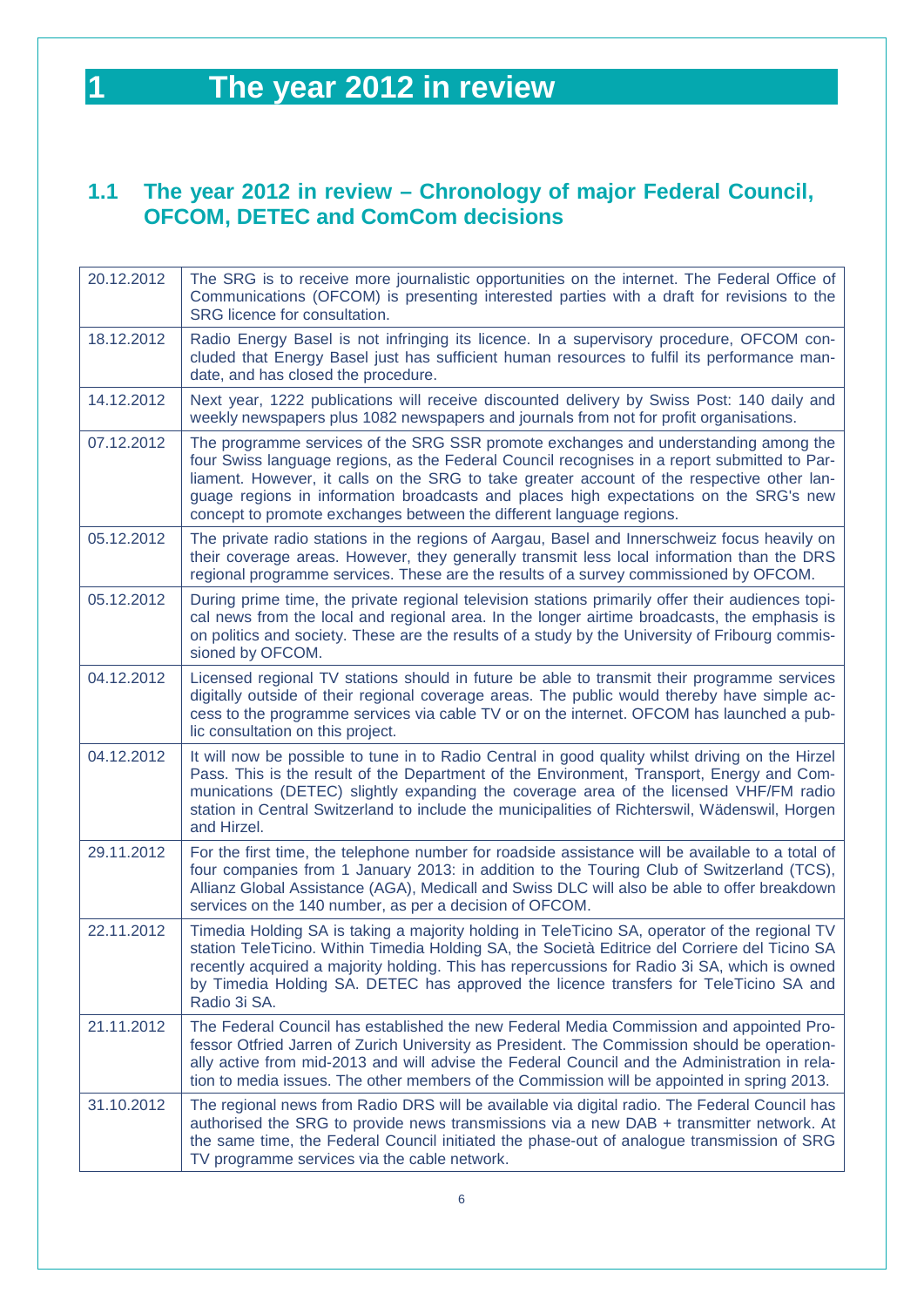# 1 The year 2012 in review

## 1.1 The year 2012 in review – Chronology of major Federal Council, OFCOM, DETEC and ComCom decisions

| | |
|---|---|
| 20.12.2012 | The SRG is to receive more journalistic opportunities on the internet. The Federal Office of Communications (OFCOM) is presenting interested parties with a draft for revisions to the SRG licence for consultation. |
| 18.12.2012 | Radio Energy Basel is not infringing its licence. In a supervisory procedure, OFCOM concluded that Energy Basel just has sufficient human resources to fulfil its performance mandate, and has closed the procedure. |
| 14.12.2012 | Next year, 1222 publications will receive discounted delivery by Swiss Post: 140 daily and weekly newspapers plus 1082 newspapers and journals from not for profit organisations. |
| 07.12.2012 | The programme services of the SRG SSR promote exchanges and understanding among the four Swiss language regions, as the Federal Council recognises in a report submitted to Parliament. However, it calls on the SRG to take greater account of the respective other language regions in information broadcasts and places high expectations on the SRG's new concept to promote exchanges between the different language regions. |
| 05.12.2012 | The private radio stations in the regions of Aargau, Basel and Innerschweiz focus heavily on their coverage areas. However, they generally transmit less local information than the DRS regional programme services. These are the results of a survey commissioned by OFCOM. |
| 05.12.2012 | During prime time, the private regional television stations primarily offer their audiences topical news from the local and regional area. In the longer airtime broadcasts, the emphasis is on politics and society. These are the results of a study by the University of Fribourg commissioned by OFCOM. |
| 04.12.2012 | Licensed regional TV stations should in future be able to transmit their programme services digitally outside of their regional coverage areas. The public would thereby have simple access to the programme services via cable TV or on the internet. OFCOM has launched a public consultation on this project. |
| 04.12.2012 | It will now be possible to tune in to Radio Central in good quality whilst driving on the Hirzel Pass. This is the result of the Department of the Environment, Transport, Energy and Communications (DETEC) slightly expanding the coverage area of the licensed VHF/FM radio station in Central Switzerland to include the municipalities of Richterswil, Wädenswil, Horgen and Hirzel. |
| 29.11.2012 | For the first time, the telephone number for roadside assistance will be available to a total of four companies from 1 January 2013: in addition to the Touring Club of Switzerland (TCS), Allianz Global Assistance (AGA), Medicall and Swiss DLC will also be able to offer breakdown services on the 140 number, as per a decision of OFCOM. |
| 22.11.2012 | Timedia Holding SA is taking a majority holding in TeleTicino SA, operator of the regional TV station TeleTicino. Within Timedia Holding SA, the Società Editrice del Corriere del Ticino SA recently acquired a majority holding. This has repercussions for Radio 3i SA, which is owned by Timedia Holding SA. DETEC has approved the licence transfers for TeleTicino SA and Radio 3i SA. |
| 21.11.2012 | The Federal Council has established the new Federal Media Commission and appointed Professor Otfried Jarren of Zurich University as President. The Commission should be operationally active from mid-2013 and will advise the Federal Council and the Administration in relation to media issues. The other members of the Commission will be appointed in spring 2013. |
| 31.10.2012 | The regional news from Radio DRS will be available via digital radio. The Federal Council has authorised the SRG to provide news transmissions via a new DAB + transmitter network. At the same time, the Federal Council initiated the phase-out of analogue transmission of SRG TV programme services via the cable network. |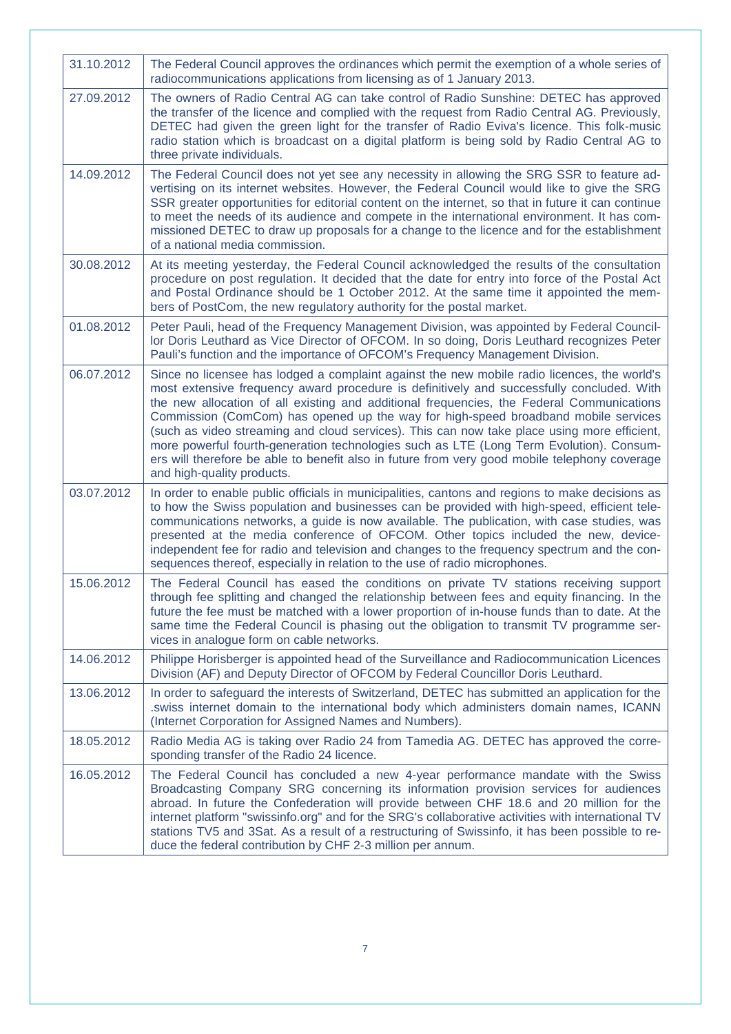| | |
|---|---|
| 31.10.2012 | The Federal Council approves the ordinances which permit the exemption of a whole series of radiocommunications applications from licensing as of 1 January 2013. |
| 27.09.2012 | The owners of Radio Central AG can take control of Radio Sunshine: DETEC has approved the transfer of the licence and complied with the request from Radio Central AG. Previously, DETEC had given the green light for the transfer of Radio Eviva's licence. This folk-music radio station which is broadcast on a digital platform is being sold by Radio Central AG to three private individuals. |
| 14.09.2012 | The Federal Council does not yet see any necessity in allowing the SRG SSR to feature advertising on its internet websites. However, the Federal Council would like to give the SRG SSR greater opportunities for editorial content on the internet, so that in future it can continue to meet the needs of its audience and compete in the international environment. It has commissioned DETEC to draw up proposals for a change to the licence and for the establishment of a national media commission. |
| 30.08.2012 | At its meeting yesterday, the Federal Council acknowledged the results of the consultation procedure on post regulation. It decided that the date for entry into force of the Postal Act and Postal Ordinance should be 1 October 2012. At the same time it appointed the members of PostCom, the new regulatory authority for the postal market. |
| 01.08.2012 | Peter Pauli, head of the Frequency Management Division, was appointed by Federal Councillor Doris Leuthard as Vice Director of OFCOM. In so doing, Doris Leuthard recognizes Peter Pauli's function and the importance of OFCOM's Frequency Management Division. |
| 06.07.2012 | Since no licensee has lodged a complaint against the new mobile radio licences, the world's most extensive frequency award procedure is definitively and successfully concluded. With the new allocation of all existing and additional frequencies, the Federal Communications Commission (ComCom) has opened up the way for high-speed broadband mobile services (such as video streaming and cloud services). This can now take place using more efficient, more powerful fourth-generation technologies such as LTE (Long Term Evolution). Consumers will therefore be able to benefit also in future from very good mobile telephony coverage and high-quality products. |
| 03.07.2012 | In order to enable public officials in municipalities, cantons and regions to make decisions as to how the Swiss population and businesses can be provided with high-speed, efficient telecommunications networks, a guide is now available. The publication, with case studies, was presented at the media conference of OFCOM. Other topics included the new, device-independent fee for radio and television and changes to the frequency spectrum and the consequences thereof, especially in relation to the use of radio microphones. |
| 15.06.2012 | The Federal Council has eased the conditions on private TV stations receiving support through fee splitting and changed the relationship between fees and equity financing. In the future the fee must be matched with a lower proportion of in-house funds than to date. At the same time the Federal Council is phasing out the obligation to transmit TV programme services in analogue form on cable networks. |
| 14.06.2012 | Philippe Horisberger is appointed head of the Surveillance and Radiocommunication Licences Division (AF) and Deputy Director of OFCOM by Federal Councillor Doris Leuthard. |
| 13.06.2012 | In order to safeguard the interests of Switzerland, DETEC has submitted an application for the .swiss internet domain to the international body which administers domain names, ICANN (Internet Corporation for Assigned Names and Numbers). |
| 18.05.2012 | Radio Media AG is taking over Radio 24 from Tamedia AG. DETEC has approved the corresponding transfer of the Radio 24 licence. |
| 16.05.2012 | The Federal Council has concluded a new 4-year performance mandate with the Swiss Broadcasting Company SRG concerning its information provision services for audiences abroad. In future the Confederation will provide between CHF 18.6 and 20 million for the internet platform "swissinfo.org" and for the SRG's collaborative activities with international TV stations TV5 and 3Sat. As a result of a restructuring of Swissinfo, it has been possible to reduce the federal contribution by CHF 2-3 million per annum. |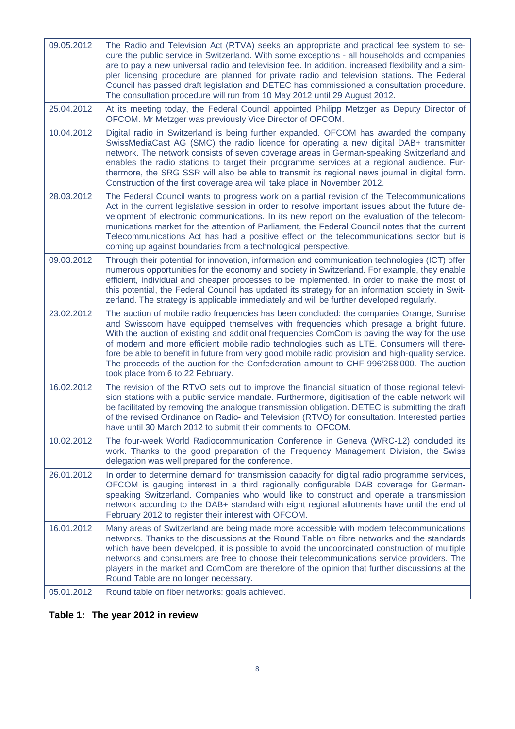| Date | Event |
|---|---|
| 09.05.2012 | The Radio and Television Act (RTVA) seeks an appropriate and practical fee system to secure the public service in Switzerland. With some exceptions - all households and companies are to pay a new universal radio and television fee. In addition, increased flexibility and a simpler licensing procedure are planned for private radio and television stations. The Federal Council has passed draft legislation and DETEC has commissioned a consultation procedure. The consultation procedure will run from 10 May 2012 until 29 August 2012. |
| 25.04.2012 | At its meeting today, the Federal Council appointed Philipp Metzger as Deputy Director of OFCOM. Mr Metzger was previously Vice Director of OFCOM. |
| 10.04.2012 | Digital radio in Switzerland is being further expanded. OFCOM has awarded the company SwissMediaCast AG (SMC) the radio licence for operating a new digital DAB+ transmitter network. The network consists of seven coverage areas in German-speaking Switzerland and enables the radio stations to target their programme services at a regional audience. Furthermore, the SRG SSR will also be able to transmit its regional news journal in digital form. Construction of the first coverage area will take place in November 2012. |
| 28.03.2012 | The Federal Council wants to progress work on a partial revision of the Telecommunications Act in the current legislative session in order to resolve important issues about the future development of electronic communications. In its new report on the evaluation of the telecommunications market for the attention of Parliament, the Federal Council notes that the current Telecommunications Act has had a positive effect on the telecommunications sector but is coming up against boundaries from a technological perspective. |
| 09.03.2012 | Through their potential for innovation, information and communication technologies (ICT) offer numerous opportunities for the economy and society in Switzerland. For example, they enable efficient, individual and cheaper processes to be implemented. In order to make the most of this potential, the Federal Council has updated its strategy for an information society in Switzerland. The strategy is applicable immediately and will be further developed regularly. |
| 23.02.2012 | The auction of mobile radio frequencies has been concluded: the companies Orange, Sunrise and Swisscom have equipped themselves with frequencies which presage a bright future. With the auction of existing and additional frequencies ComCom is paving the way for the use of modern and more efficient mobile radio technologies such as LTE. Consumers will therefore be able to benefit in future from very good mobile radio provision and high-quality service. The proceeds of the auction for the Confederation amount to CHF 996'268'000. The auction took place from 6 to 22 February. |
| 16.02.2012 | The revision of the RTVO sets out to improve the financial situation of those regional television stations with a public service mandate. Furthermore, digitisation of the cable network will be facilitated by removing the analogue transmission obligation. DETEC is submitting the draft of the revised Ordinance on Radio- and Television (RTVO) for consultation. Interested parties have until 30 March 2012 to submit their comments to OFCOM. |
| 10.02.2012 | The four-week World Radiocommunication Conference in Geneva (WRC-12) concluded its work. Thanks to the good preparation of the Frequency Management Division, the Swiss delegation was well prepared for the conference. |
| 26.01.2012 | In order to determine demand for transmission capacity for digital radio programme services, OFCOM is gauging interest in a third regionally configurable DAB coverage for German-speaking Switzerland. Companies who would like to construct and operate a transmission network according to the DAB+ standard with eight regional allotments have until the end of February 2012 to register their interest with OFCOM. |
| 16.01.2012 | Many areas of Switzerland are being made more accessible with modern telecommunications networks. Thanks to the discussions at the Round Table on fibre networks and the standards which have been developed, it is possible to avoid the uncoordinated construction of multiple networks and consumers are free to choose their telecommunications service providers. The players in the market and ComCom are therefore of the opinion that further discussions at the Round Table are no longer necessary. |
| 05.01.2012 | Round table on fiber networks: goals achieved. |

**Table 1: The year 2012 in review**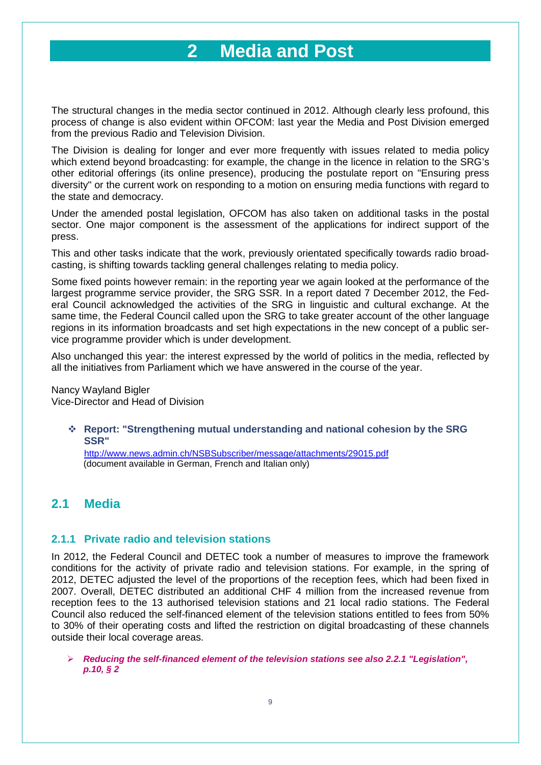# 2 Media and Post

The structural changes in the media sector continued in 2012. Although clearly less profound, this process of change is also evident within OFCOM: last year the Media and Post Division emerged from the previous Radio and Television Division.

The Division is dealing for longer and ever more frequently with issues related to media policy which extend beyond broadcasting: for example, the change in the licence in relation to the SRG's other editorial offerings (its online presence), producing the postulate report on "Ensuring press diversity" or the current work on responding to a motion on ensuring media functions with regard to the state and democracy.

Under the amended postal legislation, OFCOM has also taken on additional tasks in the postal sector. One major component is the assessment of the applications for indirect support of the press.

This and other tasks indicate that the work, previously orientated specifically towards radio broadcasting, is shifting towards tackling general challenges relating to media policy.

Some fixed points however remain: in the reporting year we again looked at the performance of the largest programme service provider, the SRG SSR. In a report dated 7 December 2012, the Federal Council acknowledged the activities of the SRG in linguistic and cultural exchange. At the same time, the Federal Council called upon the SRG to take greater account of the other language regions in its information broadcasts and set high expectations in the new concept of a public service programme provider which is under development.

Also unchanged this year: the interest expressed by the world of politics in the media, reflected by all the initiatives from Parliament which we have answered in the course of the year.

Nancy Wayland Bigler
Vice-Director and Head of Division

- **Report: "Strengthening mutual understanding and national cohesion by the SRG SSR"**
  http://www.news.admin.ch/NSBSubscriber/message/attachments/29015.pdf
  (document available in German, French and Italian only)

## 2.1 Media

### 2.1.1 Private radio and television stations

In 2012, the Federal Council and DETEC took a number of measures to improve the framework conditions for the activity of private radio and television stations. For example, in the spring of 2012, DETEC adjusted the level of the proportions of the reception fees, which had been fixed in 2007. Overall, DETEC distributed an additional CHF 4 million from the increased revenue from reception fees to the 13 authorised television stations and 21 local radio stations. The Federal Council also reduced the self-financed element of the television stations entitled to fees from 50% to 30% of their operating costs and lifted the restriction on digital broadcasting of these channels outside their local coverage areas.

- ***Reducing the self-financed element of the television stations see also 2.2.1 "Legislation", p.10, § 2***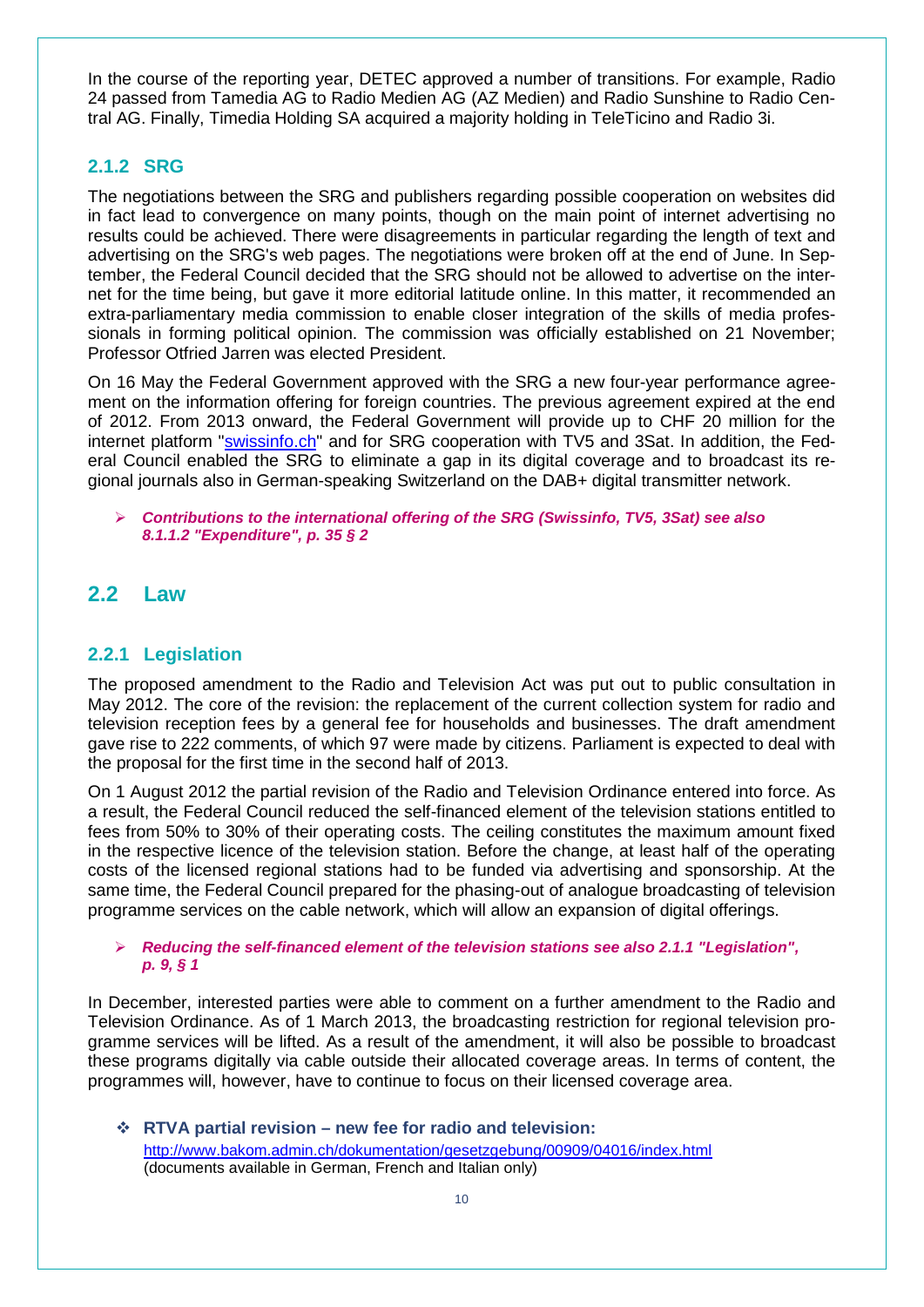In the course of the reporting year, DETEC approved a number of transitions. For example, Radio 24 passed from Tamedia AG to Radio Medien AG (AZ Medien) and Radio Sunshine to Radio Central AG. Finally, Timedia Holding SA acquired a majority holding in TeleTicino and Radio 3i.

### 2.1.2 SRG

The negotiations between the SRG and publishers regarding possible cooperation on websites did in fact lead to convergence on many points, though on the main point of internet advertising no results could be achieved. There were disagreements in particular regarding the length of text and advertising on the SRG's web pages. The negotiations were broken off at the end of June. In September, the Federal Council decided that the SRG should not be allowed to advertise on the internet for the time being, but gave it more editorial latitude online. In this matter, it recommended an extra-parliamentary media commission to enable closer integration of the skills of media professionals in forming political opinion. The commission was officially established on 21 November; Professor Otfried Jarren was elected President.

On 16 May the Federal Government approved with the SRG a new four-year performance agreement on the information offering for foreign countries. The previous agreement expired at the end of 2012. From 2013 onward, the Federal Government will provide up to CHF 20 million for the internet platform "swissinfo.ch" and for SRG cooperation with TV5 and 3Sat. In addition, the Federal Council enabled the SRG to eliminate a gap in its digital coverage and to broadcast its regional journals also in German-speaking Switzerland on the DAB+ digital transmitter network.

- ***Contributions to the international offering of the SRG (Swissinfo, TV5, 3Sat) see also 8.1.1.2 "Expenditure", p. 35 § 2***

## 2.2 Law

### 2.2.1 Legislation

The proposed amendment to the Radio and Television Act was put out to public consultation in May 2012. The core of the revision: the replacement of the current collection system for radio and television reception fees by a general fee for households and businesses. The draft amendment gave rise to 222 comments, of which 97 were made by citizens. Parliament is expected to deal with the proposal for the first time in the second half of 2013.

On 1 August 2012 the partial revision of the Radio and Television Ordinance entered into force. As a result, the Federal Council reduced the self-financed element of the television stations entitled to fees from 50% to 30% of their operating costs. The ceiling constitutes the maximum amount fixed in the respective licence of the television station. Before the change, at least half of the operating costs of the licensed regional stations had to be funded via advertising and sponsorship. At the same time, the Federal Council prepared for the phasing-out of analogue broadcasting of television programme services on the cable network, which will allow an expansion of digital offerings.

- ***Reducing the self-financed element of the television stations see also 2.1.1 "Legislation", p. 9, § 1***

In December, interested parties were able to comment on a further amendment to the Radio and Television Ordinance. As of 1 March 2013, the broadcasting restriction for regional television programme services will be lifted. As a result of the amendment, it will also be possible to broadcast these programs digitally via cable outside their allocated coverage areas. In terms of content, the programmes will, however, have to continue to focus on their licensed coverage area.

- **RTVA partial revision – new fee for radio and television:**
  http://www.bakom.admin.ch/dokumentation/gesetzgebung/00909/04016/index.html
  (documents available in German, French and Italian only)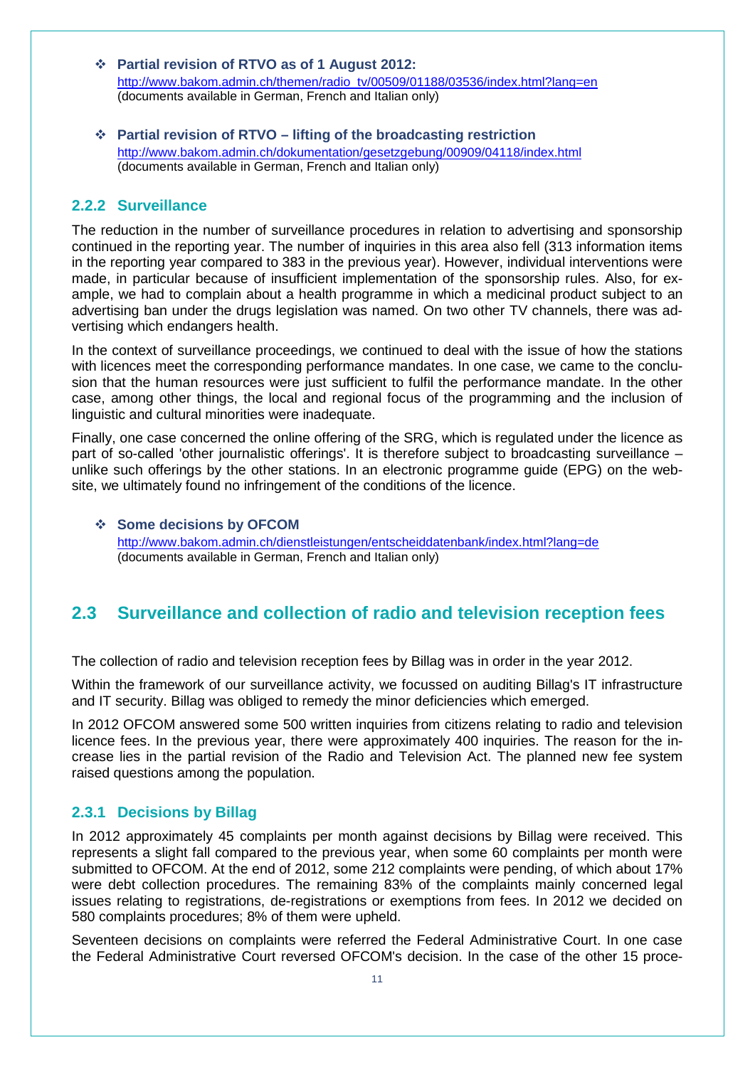- **Partial revision of RTVO as of 1 August 2012:**
  http://www.bakom.admin.ch/themen/radio_tv/00509/01188/03536/index.html?lang=en
  (documents available in German, French and Italian only)

- **Partial revision of RTVO – lifting of the broadcasting restriction**
  http://www.bakom.admin.ch/dokumentation/gesetzgebung/00909/04118/index.html
  (documents available in German, French and Italian only)

### 2.2.2 Surveillance

The reduction in the number of surveillance procedures in relation to advertising and sponsorship continued in the reporting year. The number of inquiries in this area also fell (313 information items in the reporting year compared to 383 in the previous year). However, individual interventions were made, in particular because of insufficient implementation of the sponsorship rules. Also, for example, we had to complain about a health programme in which a medicinal product subject to an advertising ban under the drugs legislation was named. On two other TV channels, there was advertising which endangers health.

In the context of surveillance proceedings, we continued to deal with the issue of how the stations with licences meet the corresponding performance mandates. In one case, we came to the conclusion that the human resources were just sufficient to fulfil the performance mandate. In the other case, among other things, the local and regional focus of the programming and the inclusion of linguistic and cultural minorities were inadequate.

Finally, one case concerned the online offering of the SRG, which is regulated under the licence as part of so-called 'other journalistic offerings'. It is therefore subject to broadcasting surveillance – unlike such offerings by the other stations. In an electronic programme guide (EPG) on the website, we ultimately found no infringement of the conditions of the licence.

- **Some decisions by OFCOM**
  http://www.bakom.admin.ch/dienstleistungen/entscheiddatenbank/index.html?lang=de
  (documents available in German, French and Italian only)

## 2.3 Surveillance and collection of radio and television reception fees

The collection of radio and television reception fees by Billag was in order in the year 2012.

Within the framework of our surveillance activity, we focussed on auditing Billag's IT infrastructure and IT security. Billag was obliged to remedy the minor deficiencies which emerged.

In 2012 OFCOM answered some 500 written inquiries from citizens relating to radio and television licence fees. In the previous year, there were approximately 400 inquiries. The reason for the increase lies in the partial revision of the Radio and Television Act. The planned new fee system raised questions among the population.

### 2.3.1 Decisions by Billag

In 2012 approximately 45 complaints per month against decisions by Billag were received. This represents a slight fall compared to the previous year, when some 60 complaints per month were submitted to OFCOM. At the end of 2012, some 212 complaints were pending, of which about 17% were debt collection procedures. The remaining 83% of the complaints mainly concerned legal issues relating to registrations, de-registrations or exemptions from fees. In 2012 we decided on 580 complaints procedures; 8% of them were upheld.

Seventeen decisions on complaints were referred the Federal Administrative Court. In one case the Federal Administrative Court reversed OFCOM's decision. In the case of the other 15 proce-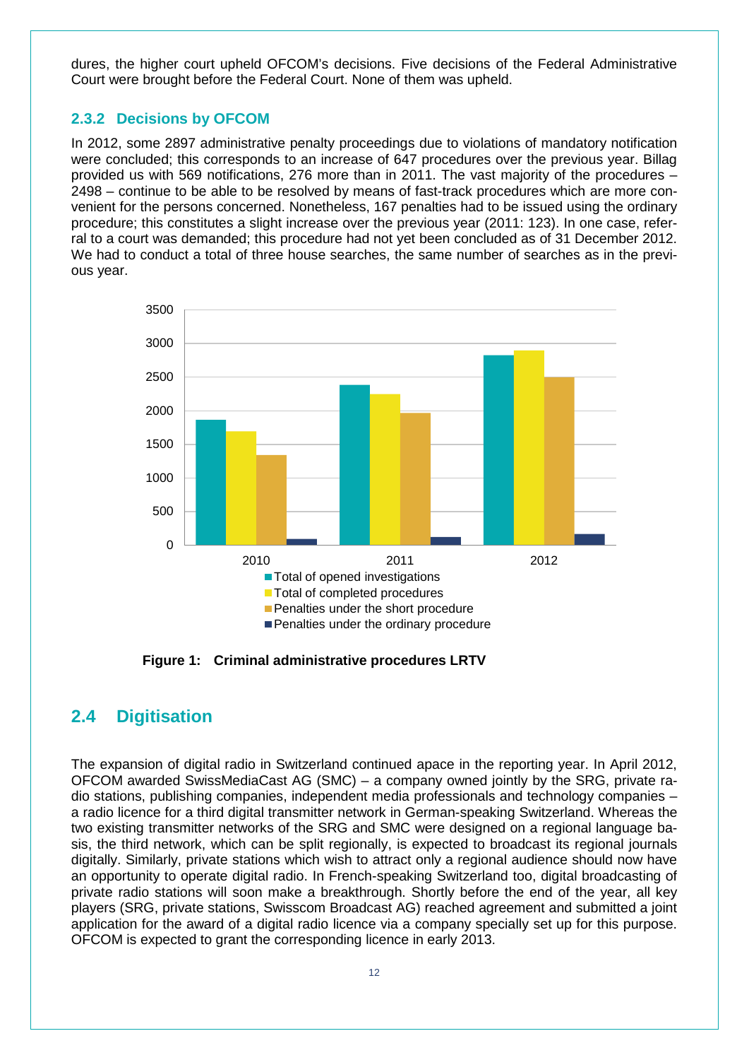dures, the higher court upheld OFCOM's decisions. Five decisions of the Federal Administrative Court were brought before the Federal Court. None of them was upheld.

### 2.3.2 Decisions by OFCOM

In 2012, some 2897 administrative penalty proceedings due to violations of mandatory notification were concluded; this corresponds to an increase of 647 procedures over the previous year. Billag provided us with 569 notifications, 276 more than in 2011. The vast majority of the procedures – 2498 – continue to be able to be resolved by means of fast-track procedures which are more convenient for the persons concerned. Nonetheless, 167 penalties had to be issued using the ordinary procedure; this constitutes a slight increase over the previous year (2011: 123). In one case, referral to a court was demanded; this procedure had not yet been concluded as of 31 December 2012. We had to conduct a total of three house searches, the same number of searches as in the previous year.

**Figure 1: Criminal administrative procedures LRTV**

## 2.4 Digitisation

The expansion of digital radio in Switzerland continued apace in the reporting year. In April 2012, OFCOM awarded SwissMediaCast AG (SMC) – a company owned jointly by the SRG, private radio stations, publishing companies, independent media professionals and technology companies – a radio licence for a third digital transmitter network in German-speaking Switzerland. Whereas the two existing transmitter networks of the SRG and SMC were designed on a regional language basis, the third network, which can be split regionally, is expected to broadcast its regional journals digitally. Similarly, private stations which wish to attract only a regional audience should now have an opportunity to operate digital radio. In French-speaking Switzerland too, digital broadcasting of private radio stations will soon make a breakthrough. Shortly before the end of the year, all key players (SRG, private stations, Swisscom Broadcast AG) reached agreement and submitted a joint application for the award of a digital radio licence via a company specially set up for this purpose. OFCOM is expected to grant the corresponding licence in early 2013.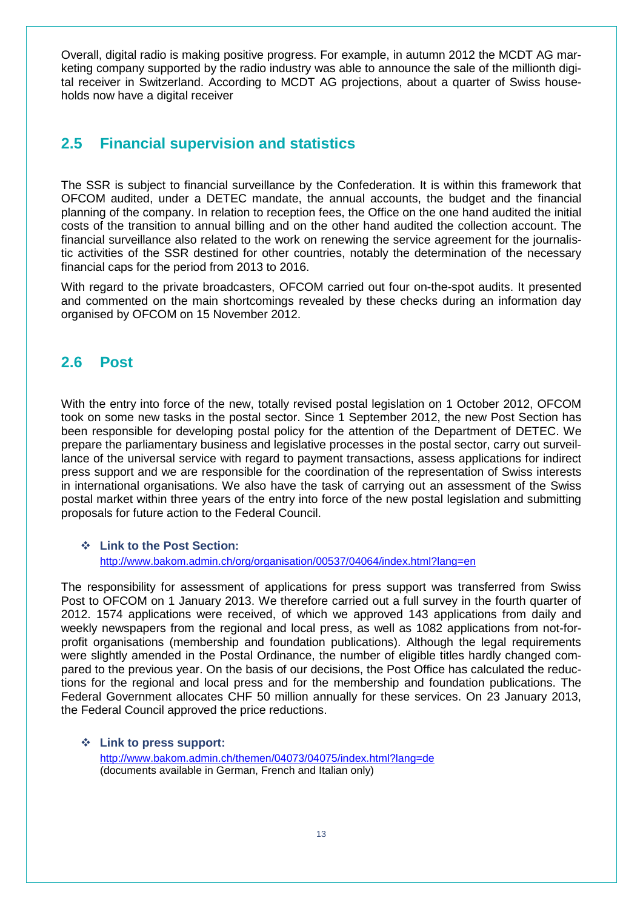Overall, digital radio is making positive progress. For example, in autumn 2012 the MCDT AG marketing company supported by the radio industry was able to announce the sale of the millionth digital receiver in Switzerland. According to MCDT AG projections, about a quarter of Swiss households now have a digital receiver

## 2.5 Financial supervision and statistics

The SSR is subject to financial surveillance by the Confederation. It is within this framework that OFCOM audited, under a DETEC mandate, the annual accounts, the budget and the financial planning of the company. In relation to reception fees, the Office on the one hand audited the initial costs of the transition to annual billing and on the other hand audited the collection account. The financial surveillance also related to the work on renewing the service agreement for the journalistic activities of the SSR destined for other countries, notably the determination of the necessary financial caps for the period from 2013 to 2016.

With regard to the private broadcasters, OFCOM carried out four on-the-spot audits. It presented and commented on the main shortcomings revealed by these checks during an information day organised by OFCOM on 15 November 2012.

## 2.6 Post

With the entry into force of the new, totally revised postal legislation on 1 October 2012, OFCOM took on some new tasks in the postal sector. Since 1 September 2012, the new Post Section has been responsible for developing postal policy for the attention of the Department of DETEC. We prepare the parliamentary business and legislative processes in the postal sector, carry out surveillance of the universal service with regard to payment transactions, assess applications for indirect press support and we are responsible for the coordination of the representation of Swiss interests in international organisations. We also have the task of carrying out an assessment of the Swiss postal market within three years of the entry into force of the new postal legislation and submitting proposals for future action to the Federal Council.

- **Link to the Post Section:**
  http://www.bakom.admin.ch/org/organisation/00537/04064/index.html?lang=en

The responsibility for assessment of applications for press support was transferred from Swiss Post to OFCOM on 1 January 2013. We therefore carried out a full survey in the fourth quarter of 2012. 1574 applications were received, of which we approved 143 applications from daily and weekly newspapers from the regional and local press, as well as 1082 applications from not-for-profit organisations (membership and foundation publications). Although the legal requirements were slightly amended in the Postal Ordinance, the number of eligible titles hardly changed compared to the previous year. On the basis of our decisions, the Post Office has calculated the reductions for the regional and local press and for the membership and foundation publications. The Federal Government allocates CHF 50 million annually for these services. On 23 January 2013, the Federal Council approved the price reductions.

- **Link to press support:**
  http://www.bakom.admin.ch/themen/04073/04075/index.html?lang=de
  (documents available in German, French and Italian only)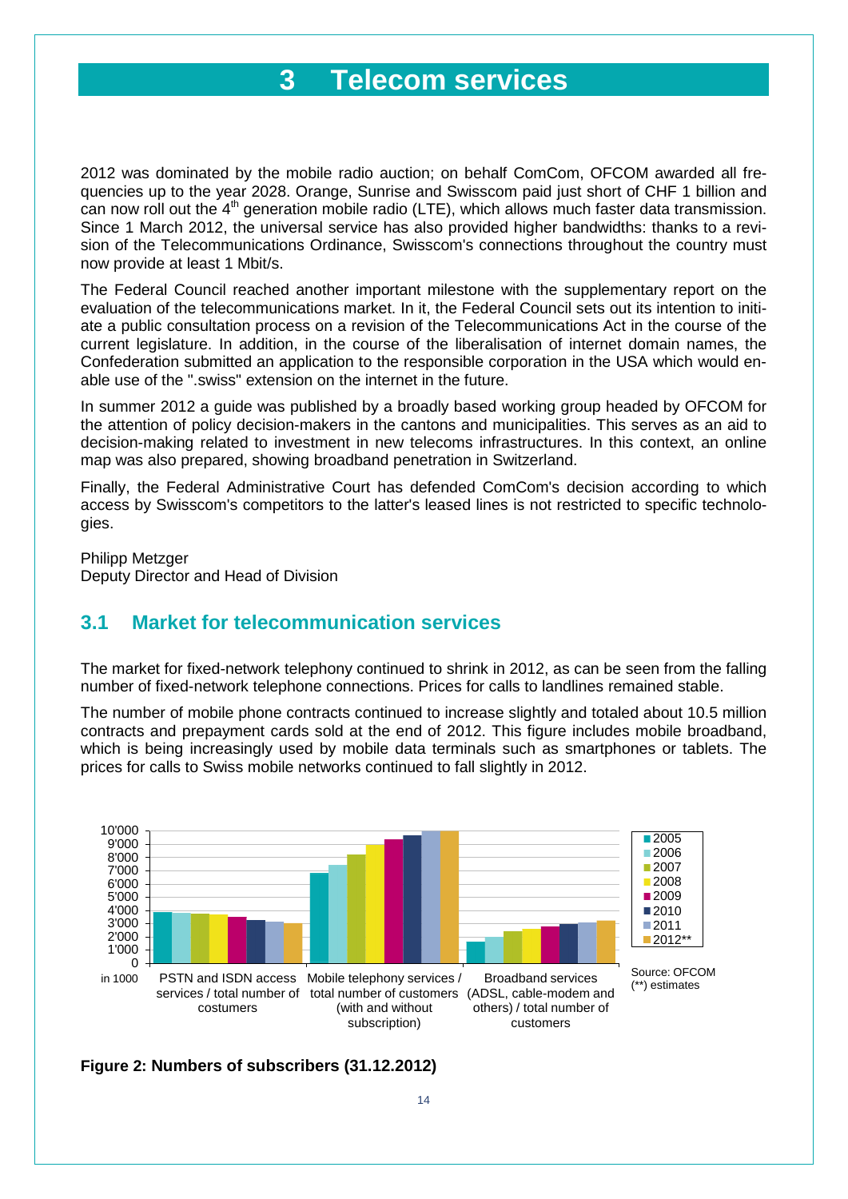# 3 Telecom services

2012 was dominated by the mobile radio auction; on behalf ComCom, OFCOM awarded all frequencies up to the year 2028. Orange, Sunrise and Swisscom paid just short of CHF 1 billion and can now roll out the 4th generation mobile radio (LTE), which allows much faster data transmission. Since 1 March 2012, the universal service has also provided higher bandwidths: thanks to a revision of the Telecommunications Ordinance, Swisscom's connections throughout the country must now provide at least 1 Mbit/s.

The Federal Council reached another important milestone with the supplementary report on the evaluation of the telecommunications market. In it, the Federal Council sets out its intention to initiate a public consultation process on a revision of the Telecommunications Act in the course of the current legislature. In addition, in the course of the liberalisation of internet domain names, the Confederation submitted an application to the responsible corporation in the USA which would enable use of the ".swiss" extension on the internet in the future.

In summer 2012 a guide was published by a broadly based working group headed by OFCOM for the attention of policy decision-makers in the cantons and municipalities. This serves as an aid to decision-making related to investment in new telecoms infrastructures. In this context, an online map was also prepared, showing broadband penetration in Switzerland.

Finally, the Federal Administrative Court has defended ComCom's decision according to which access by Swisscom's competitors to the latter's leased lines is not restricted to specific technologies.

Philipp Metzger
Deputy Director and Head of Division

## 3.1 Market for telecommunication services

The market for fixed-network telephony continued to shrink in 2012, as can be seen from the falling number of fixed-network telephone connections. Prices for calls to landlines remained stable.

The number of mobile phone contracts continued to increase slightly and totaled about 10.5 million contracts and prepayment cards sold at the end of 2012. This figure includes mobile broadband, which is being increasingly used by mobile data terminals such as smartphones or tablets. The prices for calls to Swiss mobile networks continued to fall slightly in 2012.

**Figure 2: Numbers of subscribers (31.12.2012)**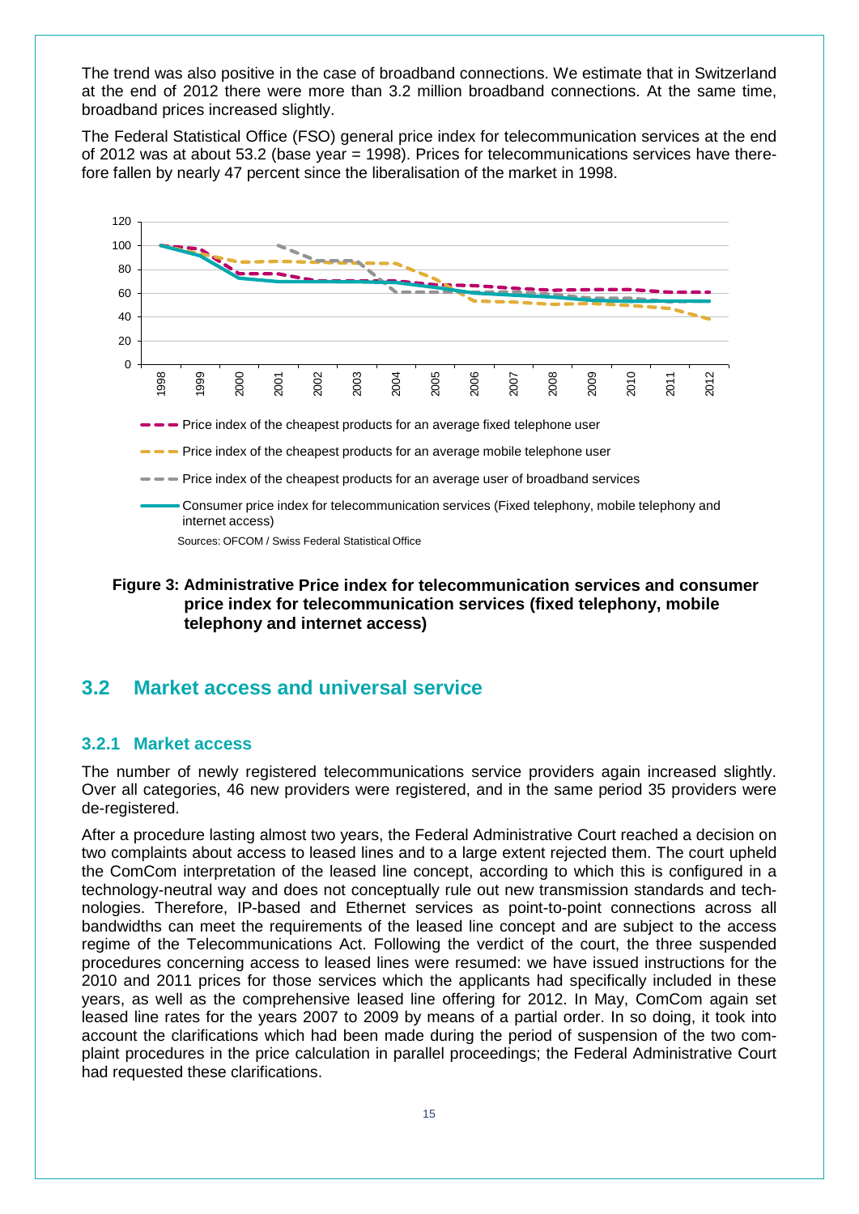The trend was also positive in the case of broadband connections. We estimate that in Switzerland at the end of 2012 there were more than 3.2 million broadband connections. At the same time, broadband prices increased slightly.

The Federal Statistical Office (FSO) general price index for telecommunication services at the end of 2012 was at about 53.2 (base year = 1998). Prices for telecommunications services have therefore fallen by nearly 47 percent since the liberalisation of the market in 1998.

Price index of the cheapest products for an average fixed telephone user

Price index of the cheapest products for an average mobile telephone user

Price index of the cheapest products for an average user of broadband services

Consumer price index for telecommunication services (Fixed telephony, mobile telephony and internet access)

Sources: OFCOM / Swiss Federal Statistical Office

**Figure 3: Administrative Price index for telecommunication services and consumer price index for telecommunication services (fixed telephony, mobile telephony and internet access)**

## 3.2 Market access and universal service

### 3.2.1 Market access

The number of newly registered telecommunications service providers again increased slightly. Over all categories, 46 new providers were registered, and in the same period 35 providers were de-registered.

After a procedure lasting almost two years, the Federal Administrative Court reached a decision on two complaints about access to leased lines and to a large extent rejected them. The court upheld the ComCom interpretation of the leased line concept, according to which this is configured in a technology-neutral way and does not conceptually rule out new transmission standards and technologies. Therefore, IP-based and Ethernet services as point-to-point connections across all bandwidths can meet the requirements of the leased line concept and are subject to the access regime of the Telecommunications Act. Following the verdict of the court, the three suspended procedures concerning access to leased lines were resumed: we have issued instructions for the 2010 and 2011 prices for those services which the applicants had specifically included in these years, as well as the comprehensive leased line offering for 2012. In May, ComCom again set leased line rates for the years 2007 to 2009 by means of a partial order. In so doing, it took into account the clarifications which had been made during the period of suspension of the two complaint procedures in the price calculation in parallel proceedings; the Federal Administrative Court had requested these clarifications.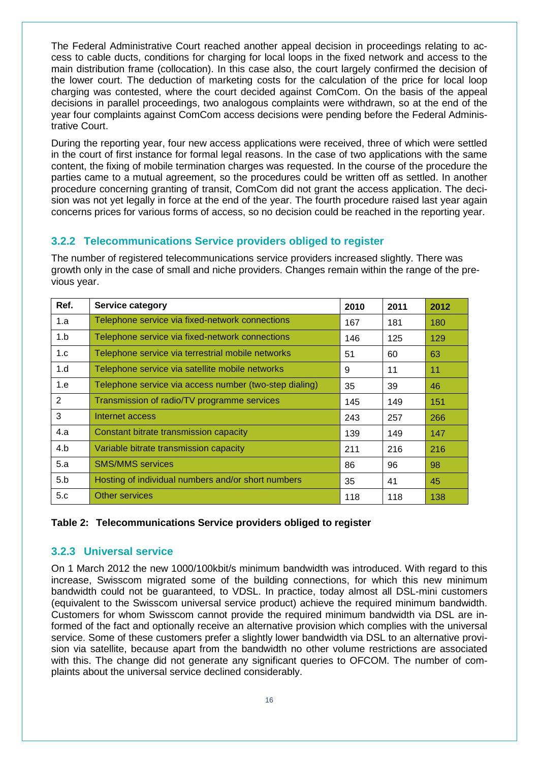The Federal Administrative Court reached another appeal decision in proceedings relating to access to cable ducts, conditions for charging for local loops in the fixed network and access to the main distribution frame (collocation). In this case also, the court largely confirmed the decision of the lower court. The deduction of marketing costs for the calculation of the price for local loop charging was contested, where the court decided against ComCom. On the basis of the appeal decisions in parallel proceedings, two analogous complaints were withdrawn, so at the end of the year four complaints against ComCom access decisions were pending before the Federal Administrative Court.

During the reporting year, four new access applications were received, three of which were settled in the court of first instance for formal legal reasons. In the case of two applications with the same content, the fixing of mobile termination charges was requested. In the course of the procedure the parties came to a mutual agreement, so the procedures could be written off as settled. In another procedure concerning granting of transit, ComCom did not grant the access application. The decision was not yet legally in force at the end of the year. The fourth procedure raised last year again concerns prices for various forms of access, so no decision could be reached in the reporting year.

### 3.2.2 Telecommunications Service providers obliged to register

The number of registered telecommunications service providers increased slightly. There was growth only in the case of small and niche providers. Changes remain within the range of the previous year.

| Ref. | Service category | 2010 | 2011 | 2012 |
|---|---|---|---|---|
| 1.a | Telephone service via fixed-network connections | 167 | 181 | 180 |
| 1.b | Telephone service via fixed-network connections | 146 | 125 | 129 |
| 1.c | Telephone service via terrestrial mobile networks | 51 | 60 | 63 |
| 1.d | Telephone service via satellite mobile networks | 9 | 11 | 11 |
| 1.e | Telephone service via access number (two-step dialing) | 35 | 39 | 46 |
| 2 | Transmission of radio/TV programme services | 145 | 149 | 151 |
| 3 | Internet access | 243 | 257 | 266 |
| 4.a | Constant bitrate transmission capacity | 139 | 149 | 147 |
| 4.b | Variable bitrate transmission capacity | 211 | 216 | 216 |
| 5.a | SMS/MMS services | 86 | 96 | 98 |
| 5.b | Hosting of individual numbers and/or short numbers | 35 | 41 | 45 |
| 5.c | Other services | 118 | 118 | 138 |

**Table 2: Telecommunications Service providers obliged to register**

### 3.2.3 Universal service

On 1 March 2012 the new 1000/100kbit/s minimum bandwidth was introduced. With regard to this increase, Swisscom migrated some of the building connections, for which this new minimum bandwidth could not be guaranteed, to VDSL. In practice, today almost all DSL-mini customers (equivalent to the Swisscom universal service product) achieve the required minimum bandwidth. Customers for whom Swisscom cannot provide the required minimum bandwidth via DSL are informed of the fact and optionally receive an alternative provision which complies with the universal service. Some of these customers prefer a slightly lower bandwidth via DSL to an alternative provision via satellite, because apart from the bandwidth no other volume restrictions are associated with this. The change did not generate any significant queries to OFCOM. The number of complaints about the universal service declined considerably.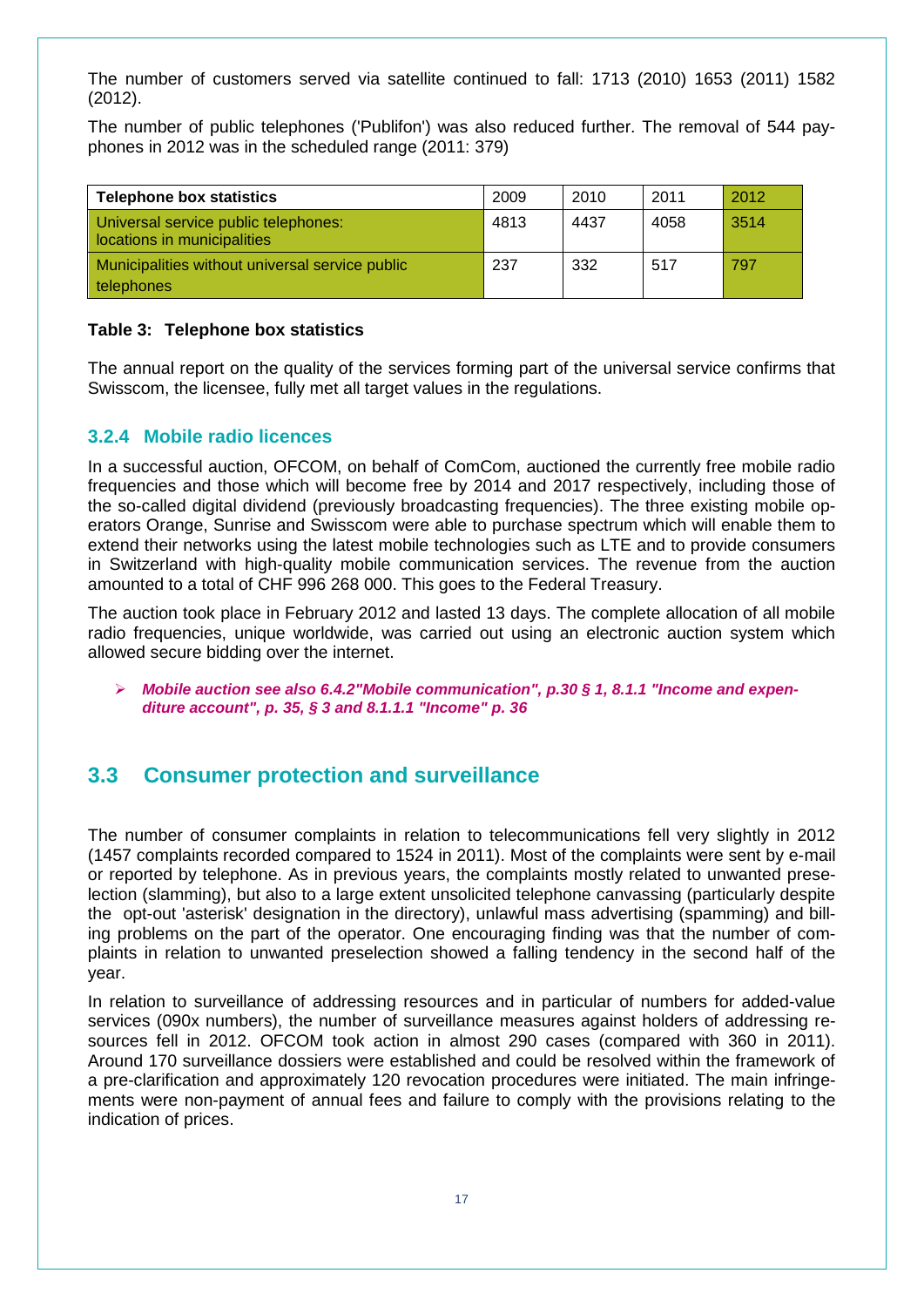The number of customers served via satellite continued to fall: 1713 (2010) 1653 (2011) 1582 (2012).

The number of public telephones ('Publifon') was also reduced further. The removal of 544 payphones in 2012 was in the scheduled range (2011: 379)

| Telephone box statistics | 2009 | 2010 | 2011 | 2012 |
|---|---|---|---|---|
| Universal service public telephones: locations in municipalities | 4813 | 4437 | 4058 | 3514 |
| Municipalities without universal service public telephones | 237 | 332 | 517 | 797 |

**Table 3: Telephone box statistics**

The annual report on the quality of the services forming part of the universal service confirms that Swisscom, the licensee, fully met all target values in the regulations.

### 3.2.4 Mobile radio licences

In a successful auction, OFCOM, on behalf of ComCom, auctioned the currently free mobile radio frequencies and those which will become free by 2014 and 2017 respectively, including those of the so-called digital dividend (previously broadcasting frequencies). The three existing mobile operators Orange, Sunrise and Swisscom were able to purchase spectrum which will enable them to extend their networks using the latest mobile technologies such as LTE and to provide consumers in Switzerland with high-quality mobile communication services. The revenue from the auction amounted to a total of CHF 996 268 000. This goes to the Federal Treasury.

The auction took place in February 2012 and lasted 13 days. The complete allocation of all mobile radio frequencies, unique worldwide, was carried out using an electronic auction system which allowed secure bidding over the internet.

- ***Mobile auction see also 6.4.2"Mobile communication", p.30 § 1, 8.1.1 "Income and expenditure account", p. 35, § 3 and 8.1.1.1 "Income" p. 36***

## 3.3 Consumer protection and surveillance

The number of consumer complaints in relation to telecommunications fell very slightly in 2012 (1457 complaints recorded compared to 1524 in 2011). Most of the complaints were sent by e-mail or reported by telephone. As in previous years, the complaints mostly related to unwanted preselection (slamming), but also to a large extent unsolicited telephone canvassing (particularly despite the opt-out 'asterisk' designation in the directory), unlawful mass advertising (spamming) and billing problems on the part of the operator. One encouraging finding was that the number of complaints in relation to unwanted preselection showed a falling tendency in the second half of the year.

In relation to surveillance of addressing resources and in particular of numbers for added-value services (090x numbers), the number of surveillance measures against holders of addressing resources fell in 2012. OFCOM took action in almost 290 cases (compared with 360 in 2011). Around 170 surveillance dossiers were established and could be resolved within the framework of a pre-clarification and approximately 120 revocation procedures were initiated. The main infringements were non-payment of annual fees and failure to comply with the provisions relating to the indication of prices.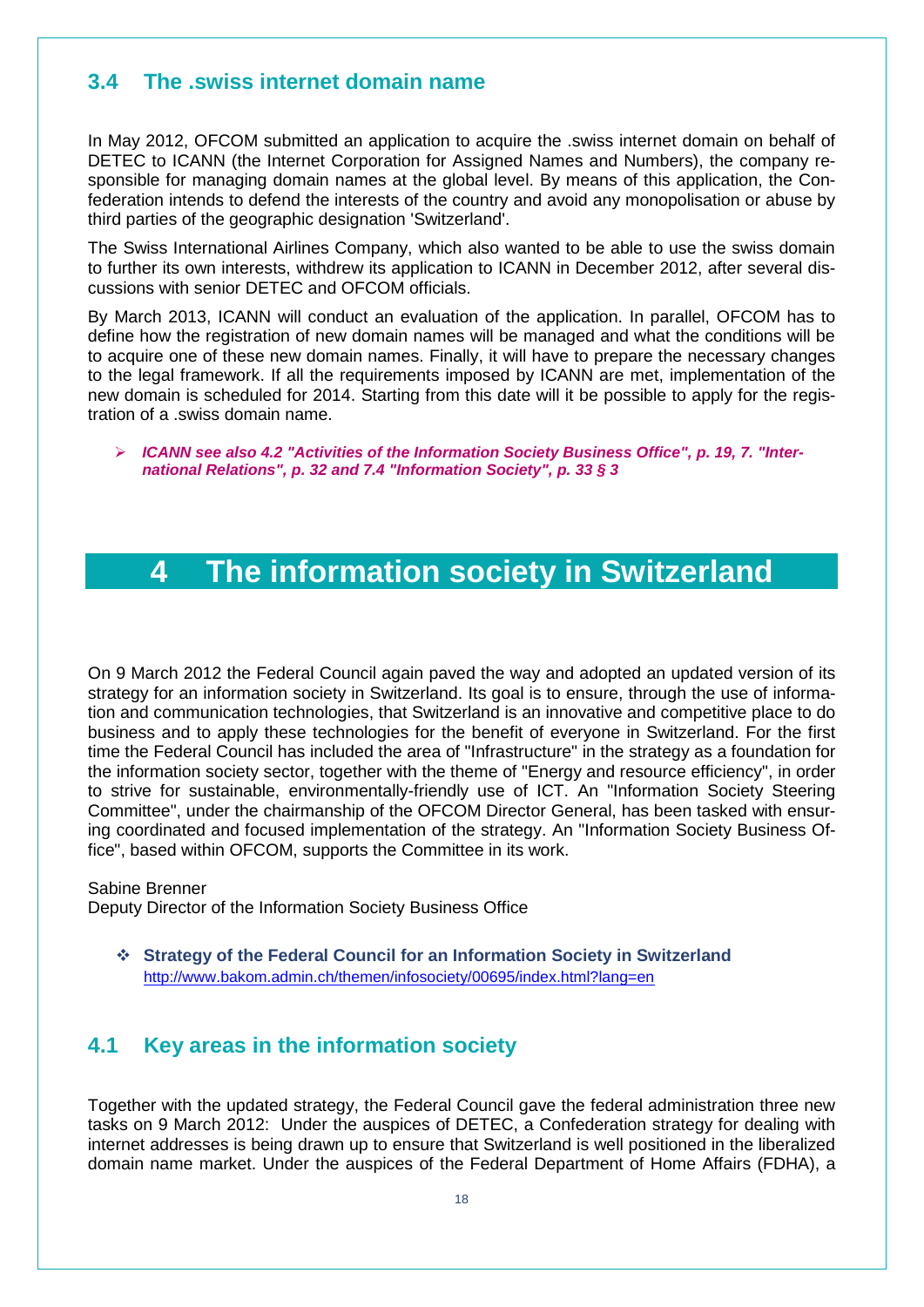## 3.4 The .swiss internet domain name

In May 2012, OFCOM submitted an application to acquire the .swiss internet domain on behalf of DETEC to ICANN (the Internet Corporation for Assigned Names and Numbers), the company responsible for managing domain names at the global level. By means of this application, the Confederation intends to defend the interests of the country and avoid any monopolisation or abuse by third parties of the geographic designation 'Switzerland'.

The Swiss International Airlines Company, which also wanted to be able to use the swiss domain to further its own interests, withdrew its application to ICANN in December 2012, after several discussions with senior DETEC and OFCOM officials.

By March 2013, ICANN will conduct an evaluation of the application. In parallel, OFCOM has to define how the registration of new domain names will be managed and what the conditions will be to acquire one of these new domain names. Finally, it will have to prepare the necessary changes to the legal framework. If all the requirements imposed by ICANN are met, implementation of the new domain is scheduled for 2014. Starting from this date will it be possible to apply for the registration of a .swiss domain name.

- ***ICANN see also 4.2 "Activities of the Information Society Business Office", p. 19, 7. "International Relations", p. 32 and 7.4 "Information Society", p. 33 § 3***

# 4 The information society in Switzerland

On 9 March 2012 the Federal Council again paved the way and adopted an updated version of its strategy for an information society in Switzerland. Its goal is to ensure, through the use of information and communication technologies, that Switzerland is an innovative and competitive place to do business and to apply these technologies for the benefit of everyone in Switzerland. For the first time the Federal Council has included the area of "Infrastructure" in the strategy as a foundation for the information society sector, together with the theme of "Energy and resource efficiency", in order to strive for sustainable, environmentally-friendly use of ICT. An "Information Society Steering Committee", under the chairmanship of the OFCOM Director General, has been tasked with ensuring coordinated and focused implementation of the strategy. An "Information Society Business Office", based within OFCOM, supports the Committee in its work.

Sabine Brenner
Deputy Director of the Information Society Business Office

- **Strategy of the Federal Council for an Information Society in Switzerland**
  http://www.bakom.admin.ch/themen/infosociety/00695/index.html?lang=en

## 4.1 Key areas in the information society

Together with the updated strategy, the Federal Council gave the federal administration three new tasks on 9 March 2012: Under the auspices of DETEC, a Confederation strategy for dealing with internet addresses is being drawn up to ensure that Switzerland is well positioned in the liberalized domain name market. Under the auspices of the Federal Department of Home Affairs (FDHA), a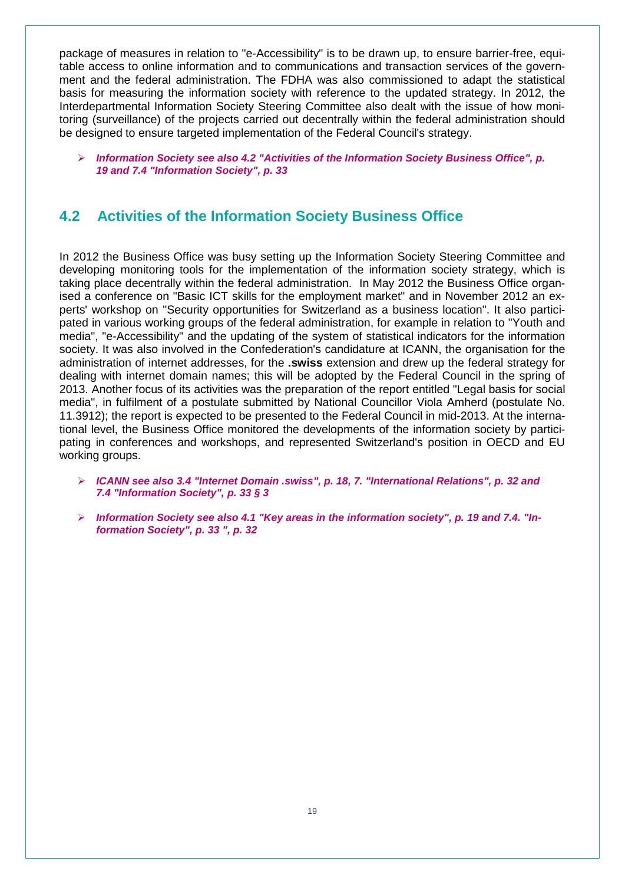package of measures in relation to "e-Accessibility" is to be drawn up, to ensure barrier-free, equitable access to online information and to communications and transaction services of the government and the federal administration. The FDHA was also commissioned to adapt the statistical basis for measuring the information society with reference to the updated strategy. In 2012, the Interdepartmental Information Society Steering Committee also dealt with the issue of how monitoring (surveillance) of the projects carried out decentrally within the federal administration should be designed to ensure targeted implementation of the Federal Council's strategy.

- ***Information Society see also 4.2 "Activities of the Information Society Business Office", p. 19 and 7.4 "Information Society", p. 33***

## 4.2 Activities of the Information Society Business Office

In 2012 the Business Office was busy setting up the Information Society Steering Committee and developing monitoring tools for the implementation of the information society strategy, which is taking place decentrally within the federal administration. In May 2012 the Business Office organised a conference on "Basic ICT skills for the employment market" and in November 2012 an experts' workshop on "Security opportunities for Switzerland as a business location". It also participated in various working groups of the federal administration, for example in relation to "Youth and media", "e-Accessibility" and the updating of the system of statistical indicators for the information society. It was also involved in the Confederation's candidature at ICANN, the organisation for the administration of internet addresses, for the **.swiss** extension and drew up the federal strategy for dealing with internet domain names; this will be adopted by the Federal Council in the spring of 2013. Another focus of its activities was the preparation of the report entitled "Legal basis for social media", in fulfilment of a postulate submitted by National Councillor Viola Amherd (postulate No. 11.3912); the report is expected to be presented to the Federal Council in mid-2013. At the international level, the Business Office monitored the developments of the information society by participating in conferences and workshops, and represented Switzerland's position in OECD and EU working groups.

- ***ICANN see also 3.4 "Internet Domain .swiss", p. 18, 7. "International Relations", p. 32 and 7.4 "Information Society", p. 33 § 3***
- ***Information Society see also 4.1 "Key areas in the information society", p. 19 and 7.4. "Information Society", p. 33 ", p. 32***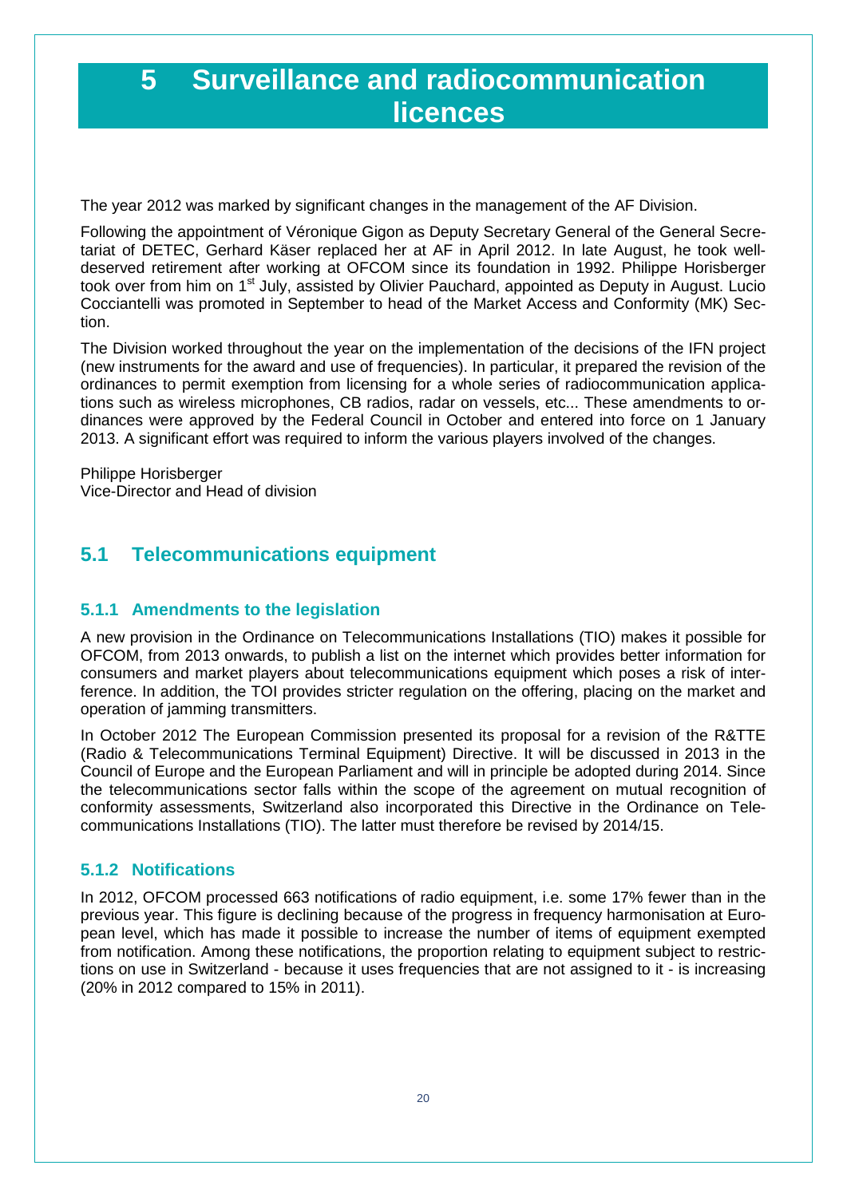# 5 Surveillance and radiocommunication licences

The year 2012 was marked by significant changes in the management of the AF Division.

Following the appointment of Véronique Gigon as Deputy Secretary General of the General Secretariat of DETEC, Gerhard Käser replaced her at AF in April 2012. In late August, he took well-deserved retirement after working at OFCOM since its foundation in 1992. Philippe Horisberger took over from him on 1st July, assisted by Olivier Pauchard, appointed as Deputy in August. Lucio Cocciantelli was promoted in September to head of the Market Access and Conformity (MK) Section.

The Division worked throughout the year on the implementation of the decisions of the IFN project (new instruments for the award and use of frequencies). In particular, it prepared the revision of the ordinances to permit exemption from licensing for a whole series of radiocommunication applications such as wireless microphones, CB radios, radar on vessels, etc... These amendments to ordinances were approved by the Federal Council in October and entered into force on 1 January 2013. A significant effort was required to inform the various players involved of the changes.

Philippe Horisberger
Vice-Director and Head of division

## 5.1 Telecommunications equipment

### 5.1.1 Amendments to the legislation

A new provision in the Ordinance on Telecommunications Installations (TIO) makes it possible for OFCOM, from 2013 onwards, to publish a list on the internet which provides better information for consumers and market players about telecommunications equipment which poses a risk of interference. In addition, the TOI provides stricter regulation on the offering, placing on the market and operation of jamming transmitters.

In October 2012 The European Commission presented its proposal for a revision of the R&TTE (Radio & Telecommunications Terminal Equipment) Directive. It will be discussed in 2013 in the Council of Europe and the European Parliament and will in principle be adopted during 2014. Since the telecommunications sector falls within the scope of the agreement on mutual recognition of conformity assessments, Switzerland also incorporated this Directive in the Ordinance on Telecommunications Installations (TIO). The latter must therefore be revised by 2014/15.

### 5.1.2 Notifications

In 2012, OFCOM processed 663 notifications of radio equipment, i.e. some 17% fewer than in the previous year. This figure is declining because of the progress in frequency harmonisation at European level, which has made it possible to increase the number of items of equipment exempted from notification. Among these notifications, the proportion relating to equipment subject to restrictions on use in Switzerland - because it uses frequencies that are not assigned to it - is increasing (20% in 2012 compared to 15% in 2011).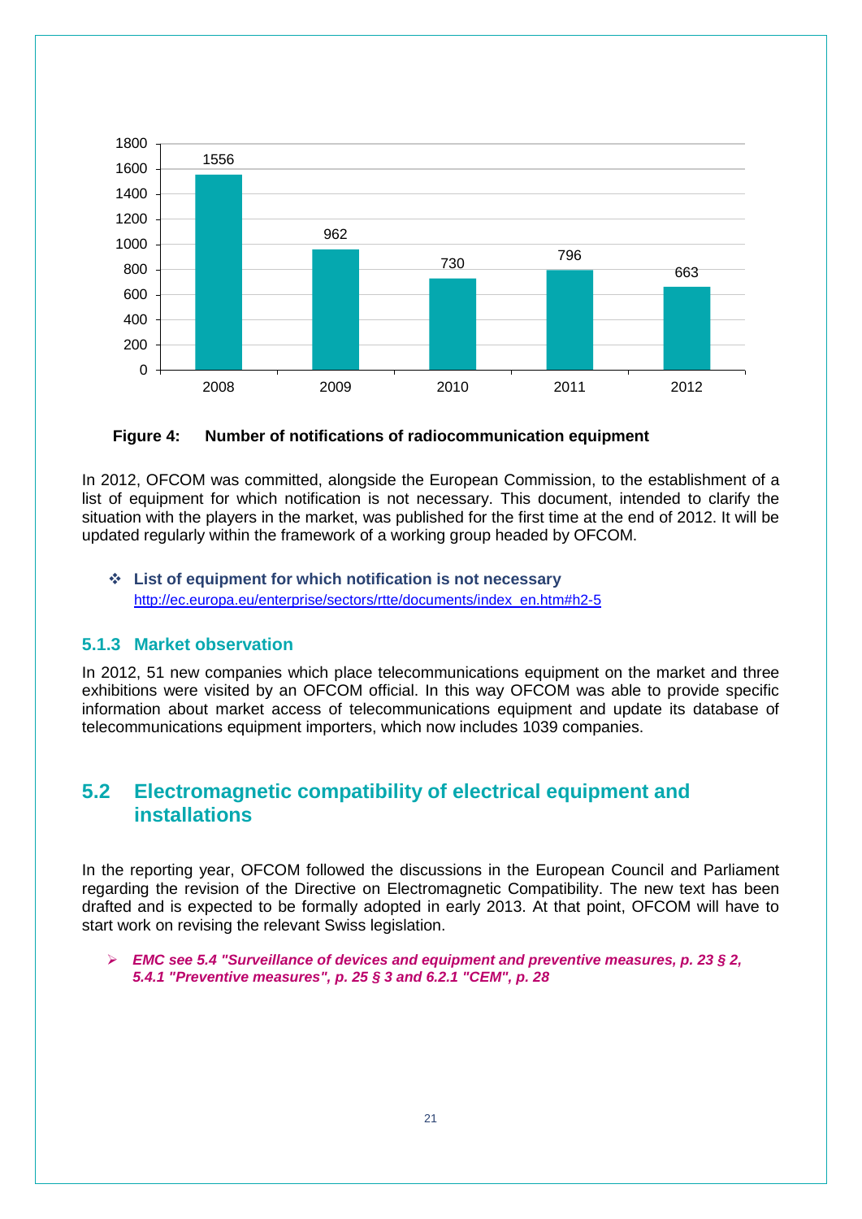| Year | Number |
|---|---|
| 2008 | 1556 |
| 2009 | 962 |
| 2010 | 730 |
| 2011 | 796 |
| 2012 | 663 |

**Figure 4: Number of notifications of radiocommunication equipment**

In 2012, OFCOM was committed, alongside the European Commission, to the establishment of a list of equipment for which notification is not necessary. This document, intended to clarify the situation with the players in the market, was published for the first time at the end of 2012. It will be updated regularly within the framework of a working group headed by OFCOM.

- **List of equipment for which notification is not necessary**
  http://ec.europa.eu/enterprise/sectors/rtte/documents/index_en.htm#h2-5

### 5.1.3 Market observation

In 2012, 51 new companies which place telecommunications equipment on the market and three exhibitions were visited by an OFCOM official. In this way OFCOM was able to provide specific information about market access of telecommunications equipment and update its database of telecommunications equipment importers, which now includes 1039 companies.

## 5.2 Electromagnetic compatibility of electrical equipment and installations

In the reporting year, OFCOM followed the discussions in the European Council and Parliament regarding the revision of the Directive on Electromagnetic Compatibility. The new text has been drafted and is expected to be formally adopted in early 2013. At that point, OFCOM will have to start work on revising the relevant Swiss legislation.

- ***EMC see 5.4 "Surveillance of devices and equipment and preventive measures, p. 23 § 2, 5.4.1 "Preventive measures", p. 25 § 3 and 6.2.1 "CEM", p. 28***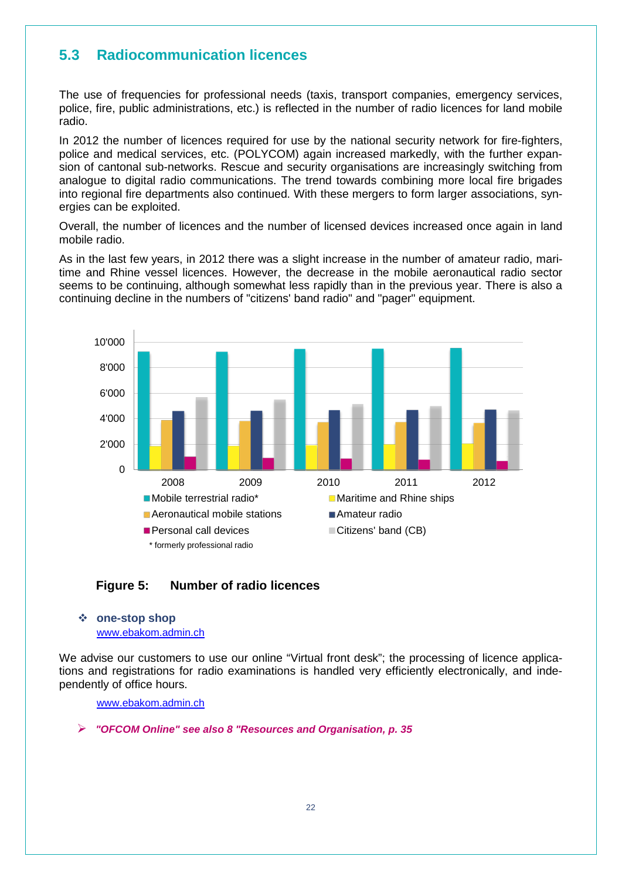## 5.3 Radiocommunication licences

The use of frequencies for professional needs (taxis, transport companies, emergency services, police, fire, public administrations, etc.) is reflected in the number of radio licences for land mobile radio.

In 2012 the number of licences required for use by the national security network for fire-fighters, police and medical services, etc. (POLYCOM) again increased markedly, with the further expansion of cantonal sub-networks. Rescue and security organisations are increasingly switching from analogue to digital radio communications. The trend towards combining more local fire brigades into regional fire departments also continued. With these mergers to form larger associations, synergies can be exploited.

Overall, the number of licences and the number of licensed devices increased once again in land mobile radio.

As in the last few years, in 2012 there was a slight increase in the number of amateur radio, maritime and Rhine vessel licences. However, the decrease in the mobile aeronautical radio sector seems to be continuing, although somewhat less rapidly than in the previous year. There is also a continuing decline in the numbers of "citizens' band radio" and "pager" equipment.

10'000
8'000
6'000
4'000
2'000
0

2008 2009 2010 2011 2012

- Mobile terrestrial radio*
- Maritime and Rhine ships
- Aeronautical mobile stations
- Amateur radio
- Personal call devices
- Citizens' band (CB)

\* formerly professional radio

**Figure 5: Number of radio licences**

- **one-stop shop**
  www.ebakom.admin.ch

We advise our customers to use our online "Virtual front desk"; the processing of licence applications and registrations for radio examinations is handled very efficiently electronically, and independently of office hours.

www.ebakom.admin.ch

- ***"OFCOM Online" see also 8 "Resources and Organisation, p. 35***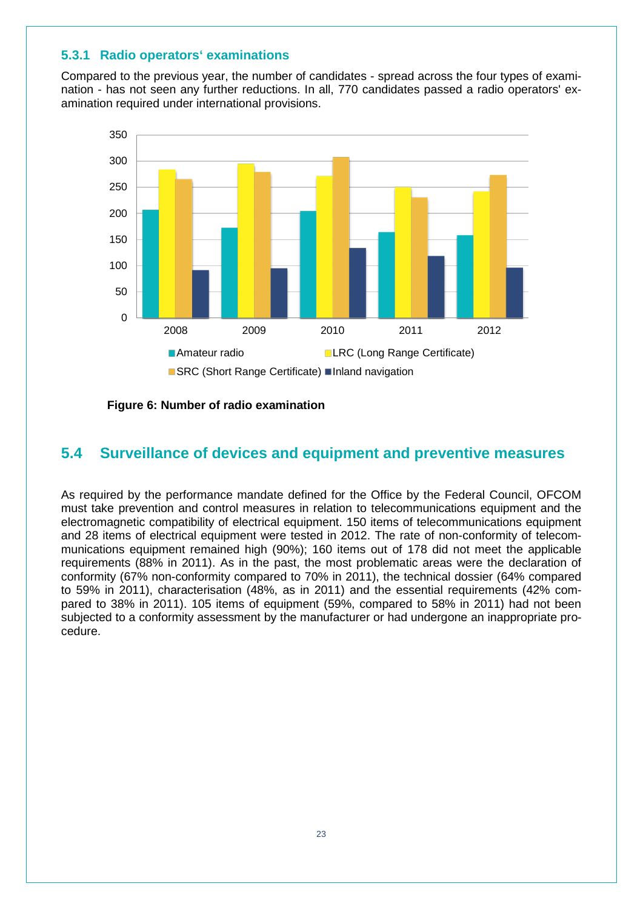### 5.3.1 Radio operators‘ examinations

Compared to the previous year, the number of candidates - spread across the four types of examination - has not seen any further reductions. In all, 770 candidates passed a radio operators' examination required under international provisions.

**Figure 6: Number of radio examination**

## 5.4 Surveillance of devices and equipment and preventive measures

As required by the performance mandate defined for the Office by the Federal Council, OFCOM must take prevention and control measures in relation to telecommunications equipment and the electromagnetic compatibility of electrical equipment. 150 items of telecommunications equipment and 28 items of electrical equipment were tested in 2012. The rate of non-conformity of telecommunications equipment remained high (90%); 160 items out of 178 did not meet the applicable requirements (88% in 2011). As in the past, the most problematic areas were the declaration of conformity (67% non-conformity compared to 70% in 2011), the technical dossier (64% compared to 59% in 2011), characterisation (48%, as in 2011) and the essential requirements (42% compared to 38% in 2011). 105 items of equipment (59%, compared to 58% in 2011) had not been subjected to a conformity assessment by the manufacturer or had undergone an inappropriate procedure.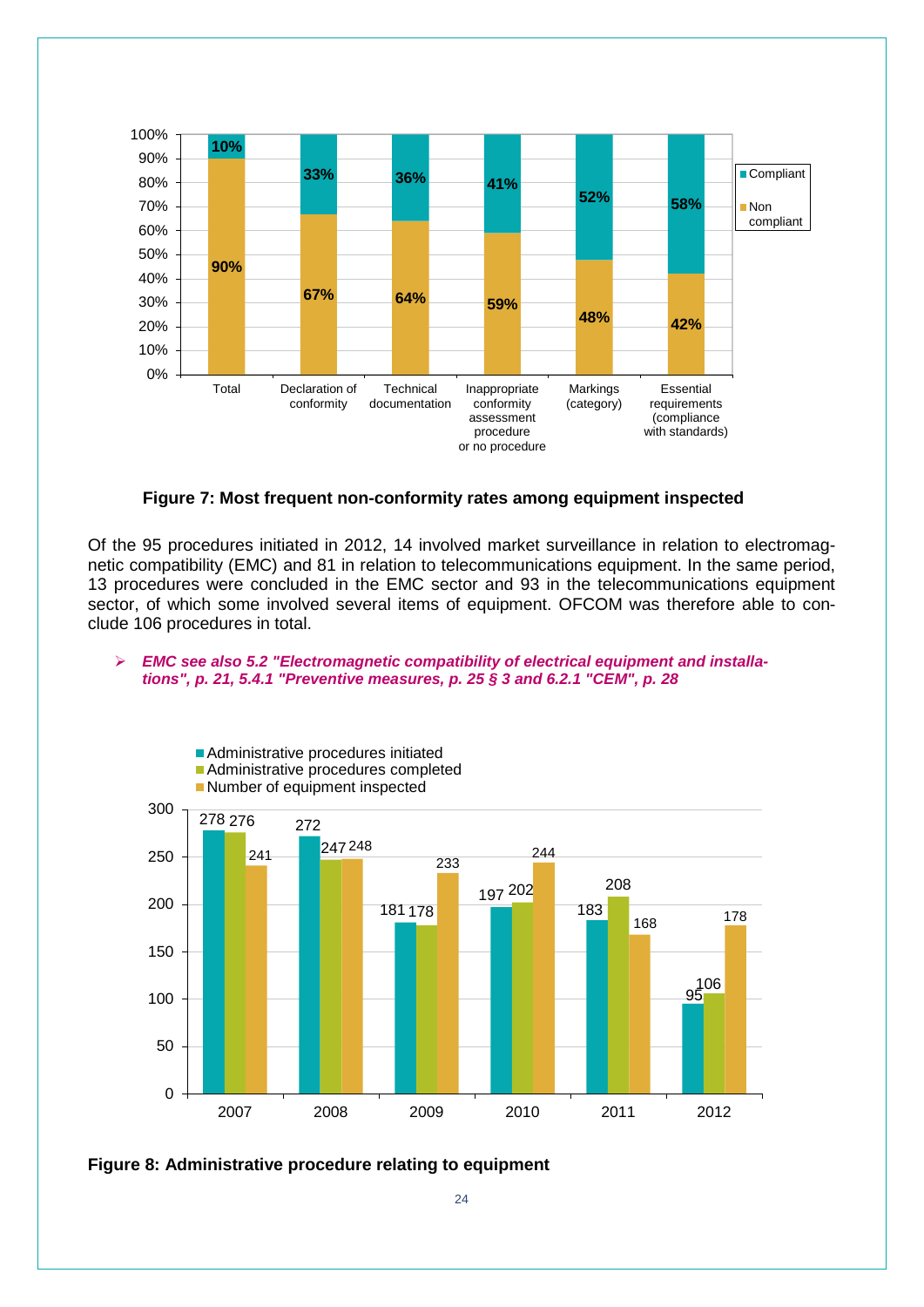| | Total | Declaration of conformity | Technical documentation | Inappropriate conformity assessment procedure or no procedure | Markings (category) | Essential requirements (compliance with standards) |
|---|---|---|---|---|---|---|
| Compliant | 10% | 33% | 36% | 41% | 52% | 58% |
| Non compliant | 90% | 67% | 64% | 59% | 48% | 42% |

**Figure 7: Most frequent non-conformity rates among equipment inspected**

Of the 95 procedures initiated in 2012, 14 involved market surveillance in relation to electromagnetic compatibility (EMC) and 81 in relation to telecommunications equipment. In the same period, 13 procedures were concluded in the EMC sector and 93 in the telecommunications equipment sector, of which some involved several items of equipment. OFCOM was therefore able to conclude 106 procedures in total.

- ***EMC see also 5.2 "Electromagnetic compatibility of electrical equipment and installations", p. 21, 5.4.1 "Preventive measures, p. 25 § 3 and 6.2.1 "CEM", p. 28***

| | 2007 | 2008 | 2009 | 2010 | 2011 | 2012 |
|---|---|---|---|---|---|---|
| Administrative procedures initiated | 278 | 272 | 181 | 197 | 183 | 95 |
| Administrative procedures completed | 276 | 247 | 178 | 202 | 208 | 106 |
| Number of equipment inspected | 241 | 248 | 233 | 244 | 168 | 178 |

**Figure 8: Administrative procedure relating to equipment**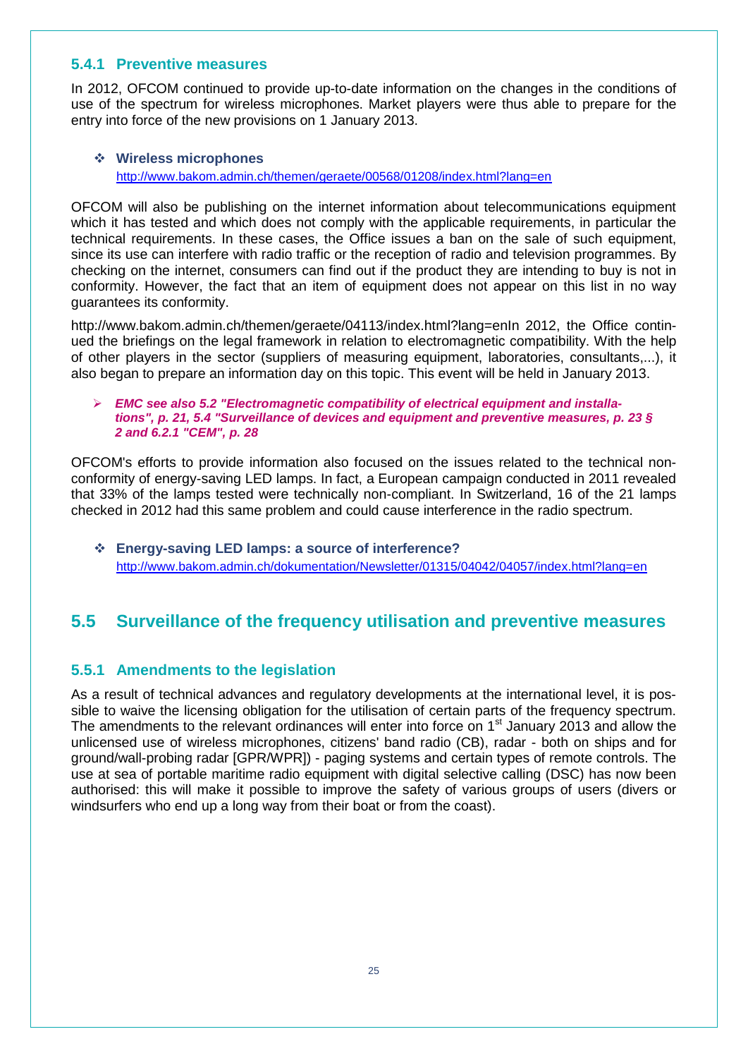### 5.4.1 Preventive measures

In 2012, OFCOM continued to provide up-to-date information on the changes in the conditions of use of the spectrum for wireless microphones. Market players were thus able to prepare for the entry into force of the new provisions on 1 January 2013.

- **Wireless microphones**
  http://www.bakom.admin.ch/themen/geraete/00568/01208/index.html?lang=en

OFCOM will also be publishing on the internet information about telecommunications equipment which it has tested and which does not comply with the applicable requirements, in particular the technical requirements. In these cases, the Office issues a ban on the sale of such equipment, since its use can interfere with radio traffic or the reception of radio and television programmes. By checking on the internet, consumers can find out if the product they are intending to buy is not in conformity. However, the fact that an item of equipment does not appear on this list in no way guarantees its conformity.

http://www.bakom.admin.ch/themen/geraete/04113/index.html?lang=enIn 2012, the Office continued the briefings on the legal framework in relation to electromagnetic compatibility. With the help of other players in the sector (suppliers of measuring equipment, laboratories, consultants,...), it also began to prepare an information day on this topic. This event will be held in January 2013.

- ***EMC see also 5.2 "Electromagnetic compatibility of electrical equipment and installations", p. 21, 5.4 "Surveillance of devices and equipment and preventive measures, p. 23 § 2 and 6.2.1 "CEM", p. 28***

OFCOM's efforts to provide information also focused on the issues related to the technical non-conformity of energy-saving LED lamps. In fact, a European campaign conducted in 2011 revealed that 33% of the lamps tested were technically non-compliant. In Switzerland, 16 of the 21 lamps checked in 2012 had this same problem and could cause interference in the radio spectrum.

- **Energy-saving LED lamps: a source of interference?**
  http://www.bakom.admin.ch/dokumentation/Newsletter/01315/04042/04057/index.html?lang=en

## 5.5 Surveillance of the frequency utilisation and preventive measures

### 5.5.1 Amendments to the legislation

As a result of technical advances and regulatory developments at the international level, it is possible to waive the licensing obligation for the utilisation of certain parts of the frequency spectrum. The amendments to the relevant ordinances will enter into force on 1st January 2013 and allow the unlicensed use of wireless microphones, citizens' band radio (CB), radar - both on ships and for ground/wall-probing radar [GPR/WPR]) - paging systems and certain types of remote controls. The use at sea of portable maritime radio equipment with digital selective calling (DSC) has now been authorised: this will make it possible to improve the safety of various groups of users (divers or windsurfers who end up a long way from their boat or from the coast).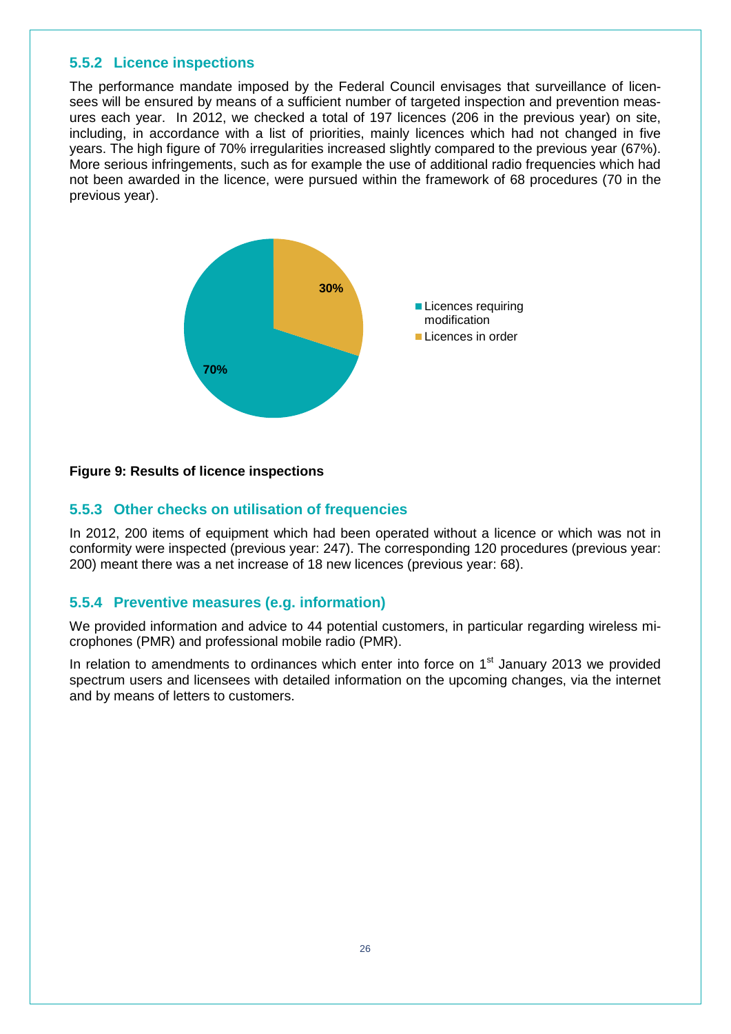### 5.5.2 Licence inspections

The performance mandate imposed by the Federal Council envisages that surveillance of licensees will be ensured by means of a sufficient number of targeted inspection and prevention measures each year. In 2012, we checked a total of 197 licences (206 in the previous year) on site, including, in accordance with a list of priorities, mainly licences which had not changed in five years. The high figure of 70% irregularities increased slightly compared to the previous year (67%). More serious infringements, such as for example the use of additional radio frequencies which had not been awarded in the licence, were pursued within the framework of 68 procedures (70 in the previous year).

| | |
|---|---|
| Licences requiring modification | 70% |
| Licences in order | 30% |

**Figure 9: Results of licence inspections**

### 5.5.3 Other checks on utilisation of frequencies

In 2012, 200 items of equipment which had been operated without a licence or which was not in conformity were inspected (previous year: 247). The corresponding 120 procedures (previous year: 200) meant there was a net increase of 18 new licences (previous year: 68).

### 5.5.4 Preventive measures (e.g. information)

We provided information and advice to 44 potential customers, in particular regarding wireless microphones (PMR) and professional mobile radio (PMR).

In relation to amendments to ordinances which enter into force on 1st January 2013 we provided spectrum users and licensees with detailed information on the upcoming changes, via the internet and by means of letters to customers.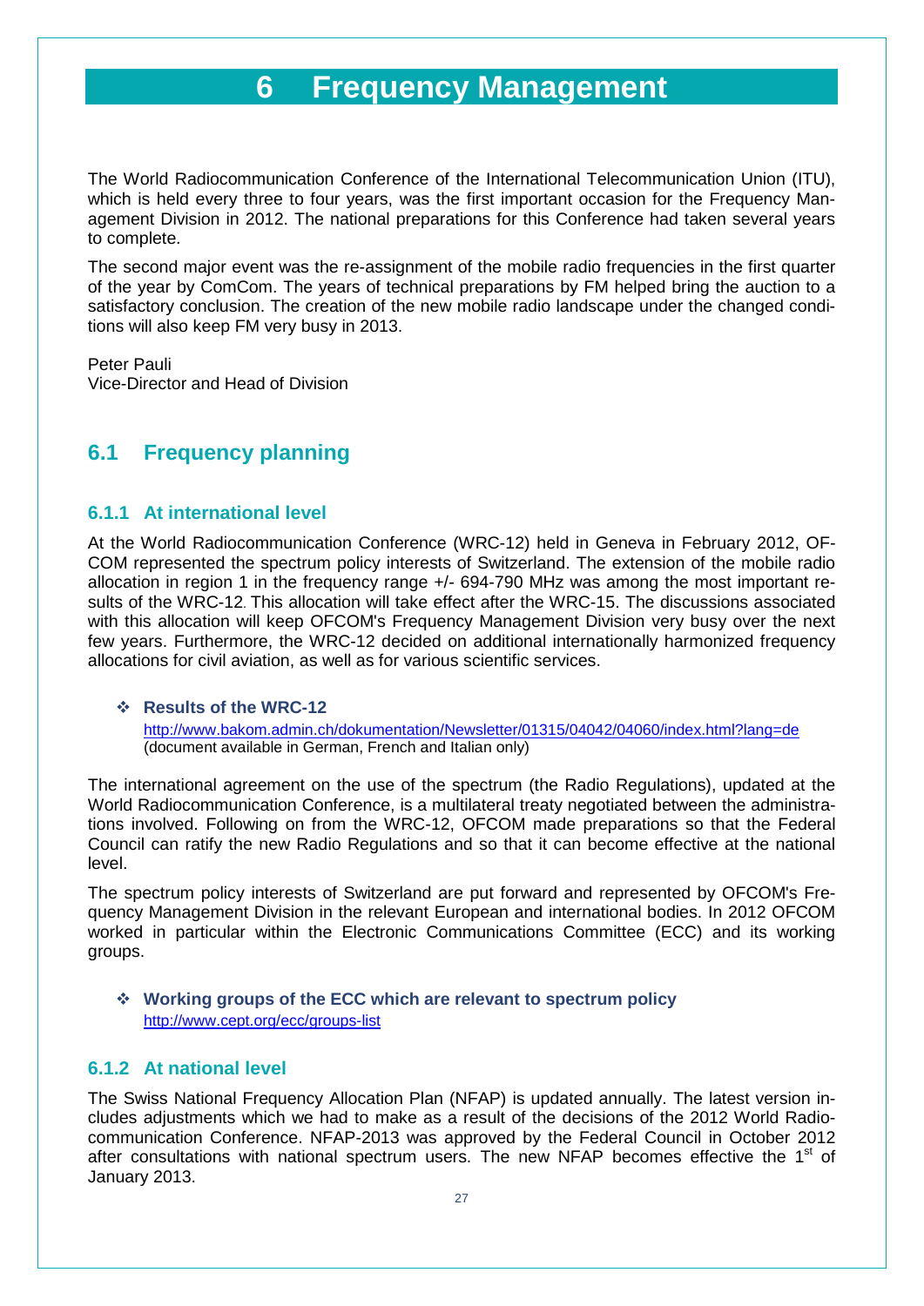# 6 Frequency Management

The World Radiocommunication Conference of the International Telecommunication Union (ITU), which is held every three to four years, was the first important occasion for the Frequency Management Division in 2012. The national preparations for this Conference had taken several years to complete.

The second major event was the re-assignment of the mobile radio frequencies in the first quarter of the year by ComCom. The years of technical preparations by FM helped bring the auction to a satisfactory conclusion. The creation of the new mobile radio landscape under the changed conditions will also keep FM very busy in 2013.

Peter Pauli
Vice-Director and Head of Division

## 6.1 Frequency planning

### 6.1.1 At international level

At the World Radiocommunication Conference (WRC-12) held in Geneva in February 2012, OFCOM represented the spectrum policy interests of Switzerland. The extension of the mobile radio allocation in region 1 in the frequency range +/- 694-790 MHz was among the most important results of the WRC-12. This allocation will take effect after the WRC-15. The discussions associated with this allocation will keep OFCOM's Frequency Management Division very busy over the next few years. Furthermore, the WRC-12 decided on additional internationally harmonized frequency allocations for civil aviation, as well as for various scientific services.

- **Results of the WRC-12**
  http://www.bakom.admin.ch/dokumentation/Newsletter/01315/04042/04060/index.html?lang=de
  (document available in German, French and Italian only)

The international agreement on the use of the spectrum (the Radio Regulations), updated at the World Radiocommunication Conference, is a multilateral treaty negotiated between the administrations involved. Following on from the WRC-12, OFCOM made preparations so that the Federal Council can ratify the new Radio Regulations and so that it can become effective at the national level.

The spectrum policy interests of Switzerland are put forward and represented by OFCOM's Frequency Management Division in the relevant European and international bodies. In 2012 OFCOM worked in particular within the Electronic Communications Committee (ECC) and its working groups.

- **Working groups of the ECC which are relevant to spectrum policy**
  http://www.cept.org/ecc/groups-list

### 6.1.2 At national level

The Swiss National Frequency Allocation Plan (NFAP) is updated annually. The latest version includes adjustments which we had to make as a result of the decisions of the 2012 World Radiocommunication Conference. NFAP-2013 was approved by the Federal Council in October 2012 after consultations with national spectrum users. The new NFAP becomes effective the 1st of January 2013.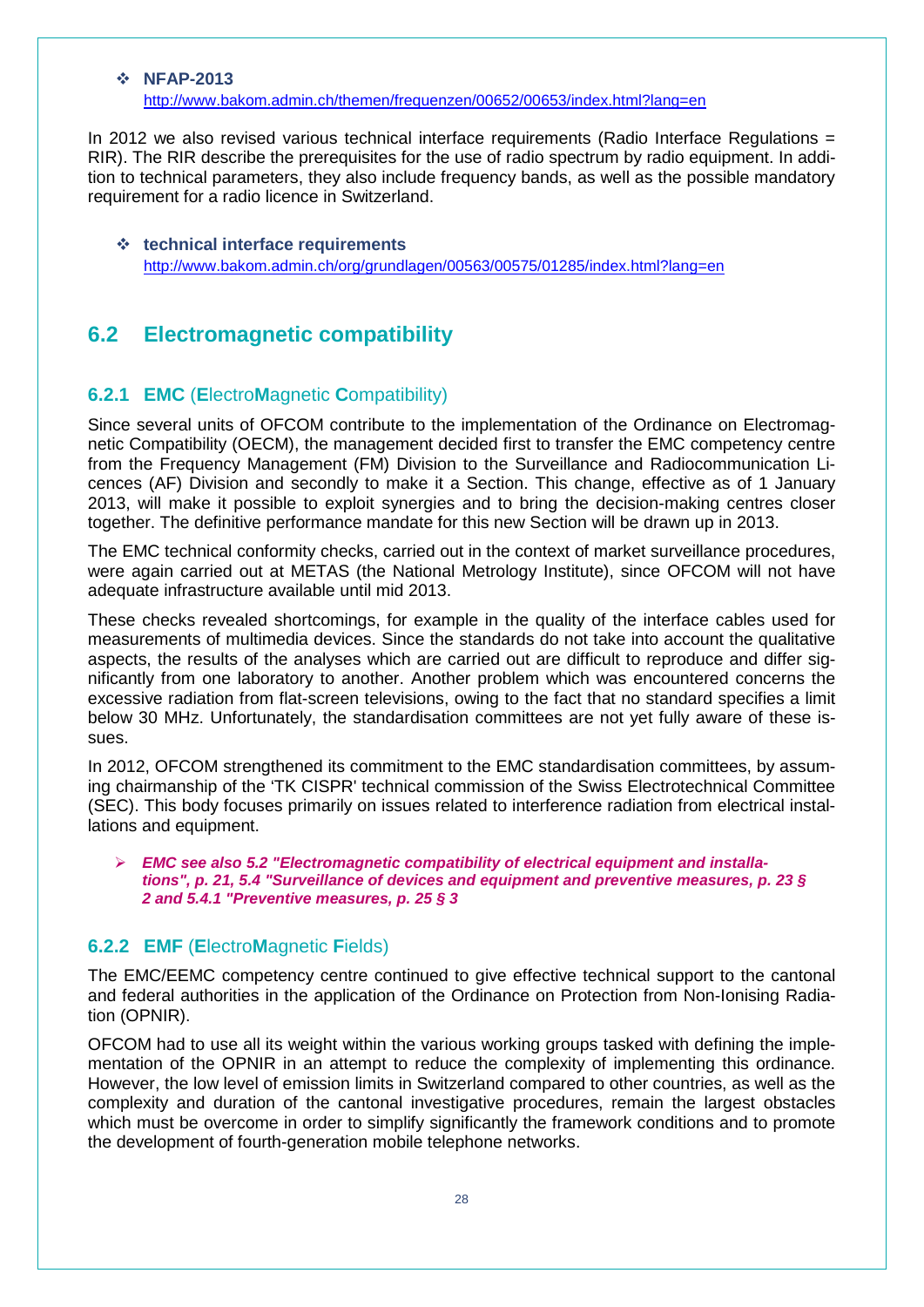- **NFAP-2013**
  http://www.bakom.admin.ch/themen/frequenzen/00652/00653/index.html?lang=en

In 2012 we also revised various technical interface requirements (Radio Interface Regulations = RIR). The RIR describe the prerequisites for the use of radio spectrum by radio equipment. In addition to technical parameters, they also include frequency bands, as well as the possible mandatory requirement for a radio licence in Switzerland.

- **technical interface requirements**
  http://www.bakom.admin.ch/org/grundlagen/00563/00575/01285/index.html?lang=en

## 6.2 Electromagnetic compatibility

### 6.2.1 EMC (**E**lectro**M**agnetic **C**ompatibility)

Since several units of OFCOM contribute to the implementation of the Ordinance on Electromagnetic Compatibility (OECM), the management decided first to transfer the EMC competency centre from the Frequency Management (FM) Division to the Surveillance and Radiocommunication Licences (AF) Division and secondly to make it a Section. This change, effective as of 1 January 2013, will make it possible to exploit synergies and to bring the decision-making centres closer together. The definitive performance mandate for this new Section will be drawn up in 2013.

The EMC technical conformity checks, carried out in the context of market surveillance procedures, were again carried out at METAS (the National Metrology Institute), since OFCOM will not have adequate infrastructure available until mid 2013.

These checks revealed shortcomings, for example in the quality of the interface cables used for measurements of multimedia devices. Since the standards do not take into account the qualitative aspects, the results of the analyses which are carried out are difficult to reproduce and differ significantly from one laboratory to another. Another problem which was encountered concerns the excessive radiation from flat-screen televisions, owing to the fact that no standard specifies a limit below 30 MHz. Unfortunately, the standardisation committees are not yet fully aware of these issues.

In 2012, OFCOM strengthened its commitment to the EMC standardisation committees, by assuming chairmanship of the 'TK CISPR' technical commission of the Swiss Electrotechnical Committee (SEC). This body focuses primarily on issues related to interference radiation from electrical installations and equipment.

- ***EMC see also 5.2 "Electromagnetic compatibility of electrical equipment and installations", p. 21, 5.4 "Surveillance of devices and equipment and preventive measures, p. 23 § 2 and 5.4.1 "Preventive measures, p. 25 § 3***

### 6.2.2 EMF (**E**lectro**M**agnetic **F**ields)

The EMC/EEMC competency centre continued to give effective technical support to the cantonal and federal authorities in the application of the Ordinance on Protection from Non-Ionising Radiation (OPNIR).

OFCOM had to use all its weight within the various working groups tasked with defining the implementation of the OPNIR in an attempt to reduce the complexity of implementing this ordinance. However, the low level of emission limits in Switzerland compared to other countries, as well as the complexity and duration of the cantonal investigative procedures, remain the largest obstacles which must be overcome in order to simplify significantly the framework conditions and to promote the development of fourth-generation mobile telephone networks.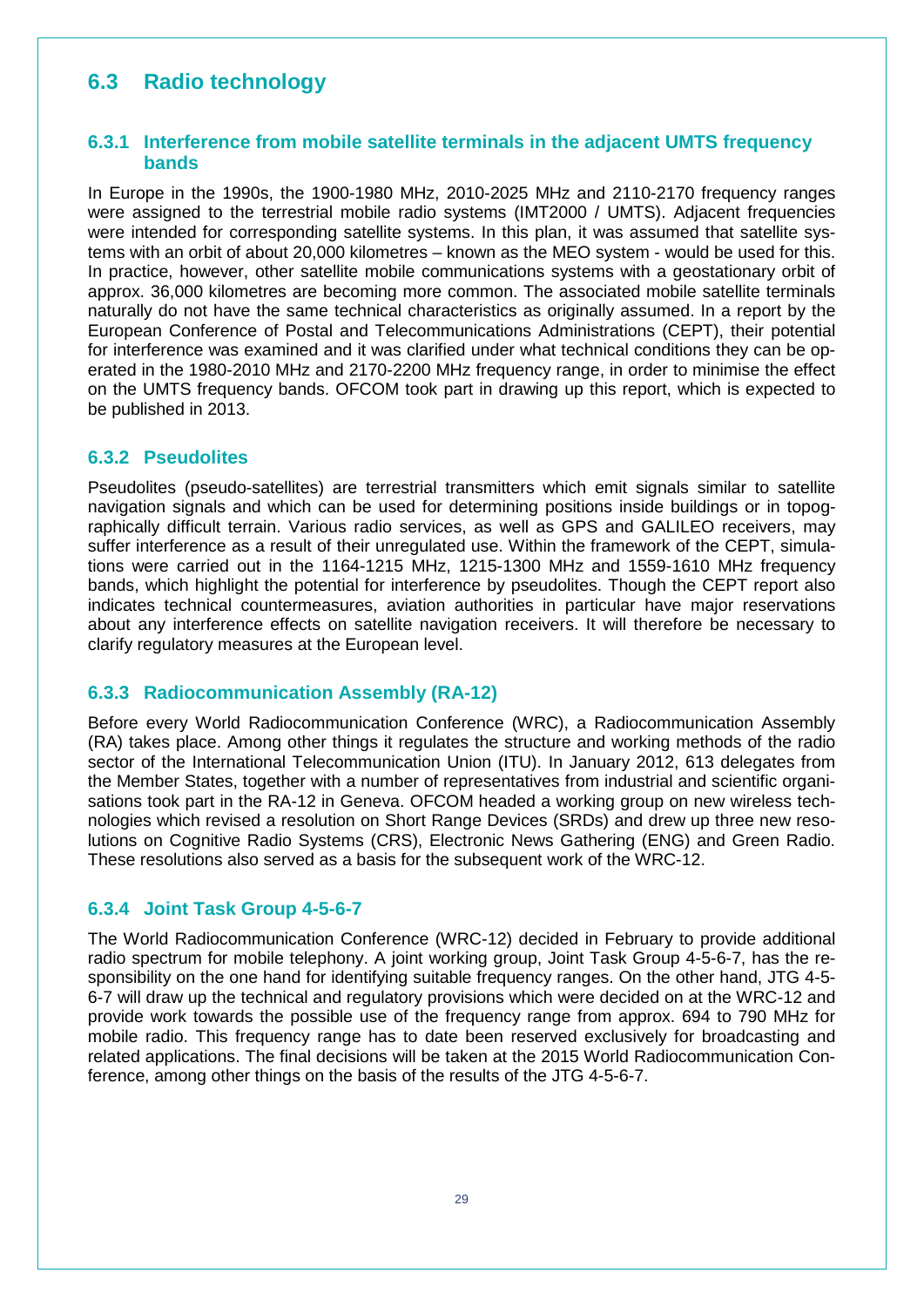## 6.3 Radio technology

### 6.3.1 Interference from mobile satellite terminals in the adjacent UMTS frequency bands

In Europe in the 1990s, the 1900-1980 MHz, 2010-2025 MHz and 2110-2170 frequency ranges were assigned to the terrestrial mobile radio systems (IMT2000 / UMTS). Adjacent frequencies were intended for corresponding satellite systems. In this plan, it was assumed that satellite systems with an orbit of about 20,000 kilometres – known as the MEO system - would be used for this. In practice, however, other satellite mobile communications systems with a geostationary orbit of approx. 36,000 kilometres are becoming more common. The associated mobile satellite terminals naturally do not have the same technical characteristics as originally assumed. In a report by the European Conference of Postal and Telecommunications Administrations (CEPT), their potential for interference was examined and it was clarified under what technical conditions they can be operated in the 1980-2010 MHz and 2170-2200 MHz frequency range, in order to minimise the effect on the UMTS frequency bands. OFCOM took part in drawing up this report, which is expected to be published in 2013.

### 6.3.2 Pseudolites

Pseudolites (pseudo-satellites) are terrestrial transmitters which emit signals similar to satellite navigation signals and which can be used for determining positions inside buildings or in topographically difficult terrain. Various radio services, as well as GPS and GALILEO receivers, may suffer interference as a result of their unregulated use. Within the framework of the CEPT, simulations were carried out in the 1164-1215 MHz, 1215-1300 MHz and 1559-1610 MHz frequency bands, which highlight the potential for interference by pseudolites. Though the CEPT report also indicates technical countermeasures, aviation authorities in particular have major reservations about any interference effects on satellite navigation receivers. It will therefore be necessary to clarify regulatory measures at the European level.

### 6.3.3 Radiocommunication Assembly (RA-12)

Before every World Radiocommunication Conference (WRC), a Radiocommunication Assembly (RA) takes place. Among other things it regulates the structure and working methods of the radio sector of the International Telecommunication Union (ITU). In January 2012, 613 delegates from the Member States, together with a number of representatives from industrial and scientific organisations took part in the RA-12 in Geneva. OFCOM headed a working group on new wireless technologies which revised a resolution on Short Range Devices (SRDs) and drew up three new resolutions on Cognitive Radio Systems (CRS), Electronic News Gathering (ENG) and Green Radio. These resolutions also served as a basis for the subsequent work of the WRC-12.

### 6.3.4 Joint Task Group 4-5-6-7

The World Radiocommunication Conference (WRC-12) decided in February to provide additional radio spectrum for mobile telephony. A joint working group, Joint Task Group 4-5-6-7, has the responsibility on the one hand for identifying suitable frequency ranges. On the other hand, JTG 4-5-6-7 will draw up the technical and regulatory provisions which were decided on at the WRC-12 and provide work towards the possible use of the frequency range from approx. 694 to 790 MHz for mobile radio. This frequency range has to date been reserved exclusively for broadcasting and related applications. The final decisions will be taken at the 2015 World Radiocommunication Conference, among other things on the basis of the results of the JTG 4-5-6-7.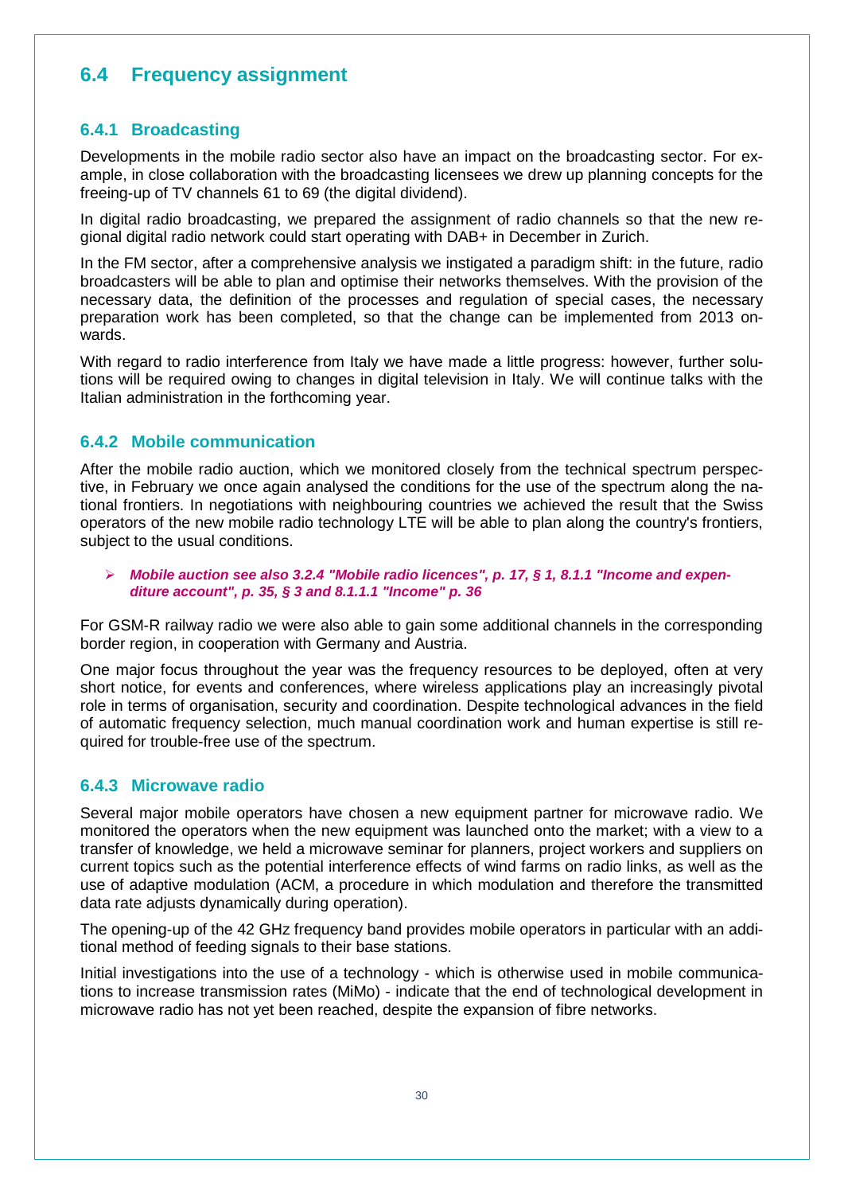## 6.4 Frequency assignment

### 6.4.1 Broadcasting

Developments in the mobile radio sector also have an impact on the broadcasting sector. For example, in close collaboration with the broadcasting licensees we drew up planning concepts for the freeing-up of TV channels 61 to 69 (the digital dividend).

In digital radio broadcasting, we prepared the assignment of radio channels so that the new regional digital radio network could start operating with DAB+ in December in Zurich.

In the FM sector, after a comprehensive analysis we instigated a paradigm shift: in the future, radio broadcasters will be able to plan and optimise their networks themselves. With the provision of the necessary data, the definition of the processes and regulation of special cases, the necessary preparation work has been completed, so that the change can be implemented from 2013 onwards.

With regard to radio interference from Italy we have made a little progress: however, further solutions will be required owing to changes in digital television in Italy. We will continue talks with the Italian administration in the forthcoming year.

### 6.4.2 Mobile communication

After the mobile radio auction, which we monitored closely from the technical spectrum perspective, in February we once again analysed the conditions for the use of the spectrum along the national frontiers. In negotiations with neighbouring countries we achieved the result that the Swiss operators of the new mobile radio technology LTE will be able to plan along the country's frontiers, subject to the usual conditions.

- ***Mobile auction see also 3.2.4 "Mobile radio licences", p. 17, § 1, 8.1.1 "Income and expenditure account", p. 35, § 3 and 8.1.1.1 "Income" p. 36***

For GSM-R railway radio we were also able to gain some additional channels in the corresponding border region, in cooperation with Germany and Austria.

One major focus throughout the year was the frequency resources to be deployed, often at very short notice, for events and conferences, where wireless applications play an increasingly pivotal role in terms of organisation, security and coordination. Despite technological advances in the field of automatic frequency selection, much manual coordination work and human expertise is still required for trouble-free use of the spectrum.

### 6.4.3 Microwave radio

Several major mobile operators have chosen a new equipment partner for microwave radio. We monitored the operators when the new equipment was launched onto the market; with a view to a transfer of knowledge, we held a microwave seminar for planners, project workers and suppliers on current topics such as the potential interference effects of wind farms on radio links, as well as the use of adaptive modulation (ACM, a procedure in which modulation and therefore the transmitted data rate adjusts dynamically during operation).

The opening-up of the 42 GHz frequency band provides mobile operators in particular with an additional method of feeding signals to their base stations.

Initial investigations into the use of a technology - which is otherwise used in mobile communications to increase transmission rates (MiMo) - indicate that the end of technological development in microwave radio has not yet been reached, despite the expansion of fibre networks.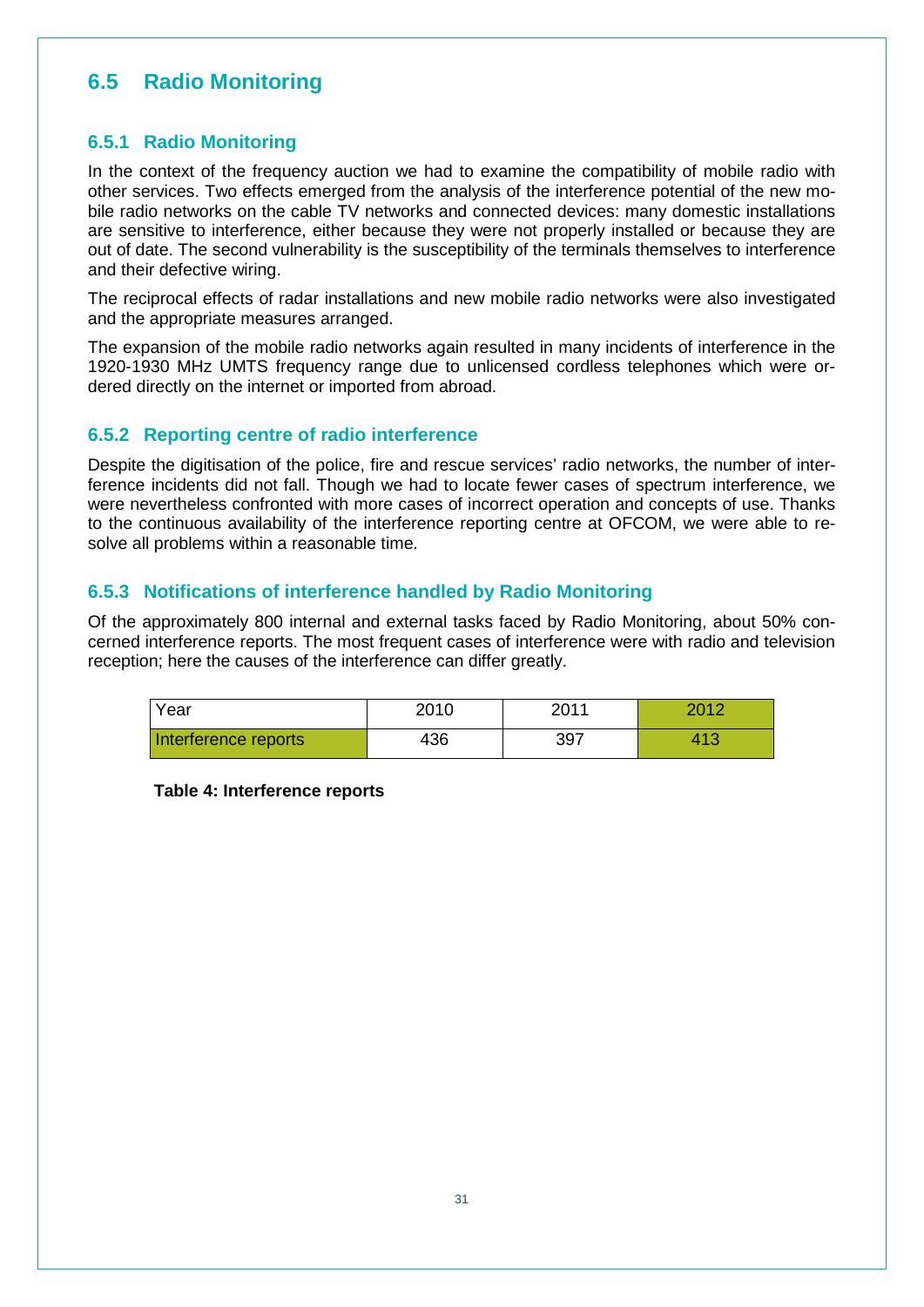## 6.5 Radio Monitoring

### 6.5.1 Radio Monitoring

In the context of the frequency auction we had to examine the compatibility of mobile radio with other services. Two effects emerged from the analysis of the interference potential of the new mobile radio networks on the cable TV networks and connected devices: many domestic installations are sensitive to interference, either because they were not properly installed or because they are out of date. The second vulnerability is the susceptibility of the terminals themselves to interference and their defective wiring.

The reciprocal effects of radar installations and new mobile radio networks were also investigated and the appropriate measures arranged.

The expansion of the mobile radio networks again resulted in many incidents of interference in the 1920-1930 MHz UMTS frequency range due to unlicensed cordless telephones which were ordered directly on the internet or imported from abroad.

### 6.5.2 Reporting centre of radio interference

Despite the digitisation of the police, fire and rescue services' radio networks, the number of interference incidents did not fall. Though we had to locate fewer cases of spectrum interference, we were nevertheless confronted with more cases of incorrect operation and concepts of use. Thanks to the continuous availability of the interference reporting centre at OFCOM, we were able to resolve all problems within a reasonable time.

### 6.5.3 Notifications of interference handled by Radio Monitoring

Of the approximately 800 internal and external tasks faced by Radio Monitoring, about 50% concerned interference reports. The most frequent cases of interference were with radio and television reception; here the causes of the interference can differ greatly.

| Year | 2010 | 2011 | 2012 |
|---|---|---|---|
| Interference reports | 436 | 397 | 413 |

**Table 4: Interference reports**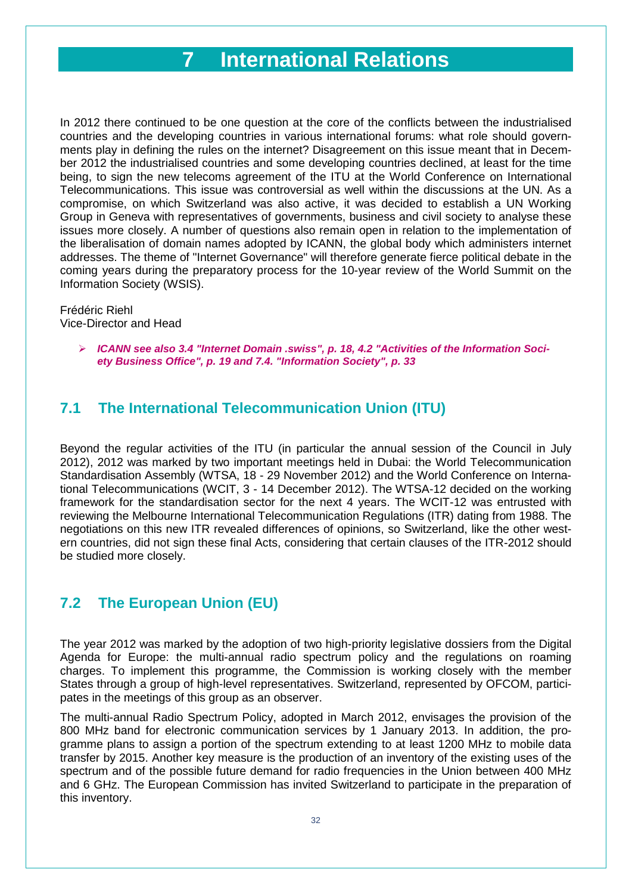# 7 International Relations

In 2012 there continued to be one question at the core of the conflicts between the industrialised countries and the developing countries in various international forums: what role should governments play in defining the rules on the internet? Disagreement on this issue meant that in December 2012 the industrialised countries and some developing countries declined, at least for the time being, to sign the new telecoms agreement of the ITU at the World Conference on International Telecommunications. This issue was controversial as well within the discussions at the UN. As a compromise, on which Switzerland was also active, it was decided to establish a UN Working Group in Geneva with representatives of governments, business and civil society to analyse these issues more closely. A number of questions also remain open in relation to the implementation of the liberalisation of domain names adopted by ICANN, the global body which administers internet addresses. The theme of "Internet Governance" will therefore generate fierce political debate in the coming years during the preparatory process for the 10-year review of the World Summit on the Information Society (WSIS).

Frédéric Riehl
Vice-Director and Head

- ***ICANN see also 3.4 "Internet Domain .swiss", p. 18, 4.2 "Activities of the Information Society Business Office", p. 19 and 7.4. "Information Society", p. 33***

## 7.1 The International Telecommunication Union (ITU)

Beyond the regular activities of the ITU (in particular the annual session of the Council in July 2012), 2012 was marked by two important meetings held in Dubai: the World Telecommunication Standardisation Assembly (WTSA, 18 - 29 November 2012) and the World Conference on International Telecommunications (WCIT, 3 - 14 December 2012). The WTSA-12 decided on the working framework for the standardisation sector for the next 4 years. The WCIT-12 was entrusted with reviewing the Melbourne International Telecommunication Regulations (ITR) dating from 1988. The negotiations on this new ITR revealed differences of opinions, so Switzerland, like the other western countries, did not sign these final Acts, considering that certain clauses of the ITR-2012 should be studied more closely.

## 7.2 The European Union (EU)

The year 2012 was marked by the adoption of two high-priority legislative dossiers from the Digital Agenda for Europe: the multi-annual radio spectrum policy and the regulations on roaming charges. To implement this programme, the Commission is working closely with the member States through a group of high-level representatives. Switzerland, represented by OFCOM, participates in the meetings of this group as an observer.

The multi-annual Radio Spectrum Policy, adopted in March 2012, envisages the provision of the 800 MHz band for electronic communication services by 1 January 2013. In addition, the programme plans to assign a portion of the spectrum extending to at least 1200 MHz to mobile data transfer by 2015. Another key measure is the production of an inventory of the existing uses of the spectrum and of the possible future demand for radio frequencies in the Union between 400 MHz and 6 GHz. The European Commission has invited Switzerland to participate in the preparation of this inventory.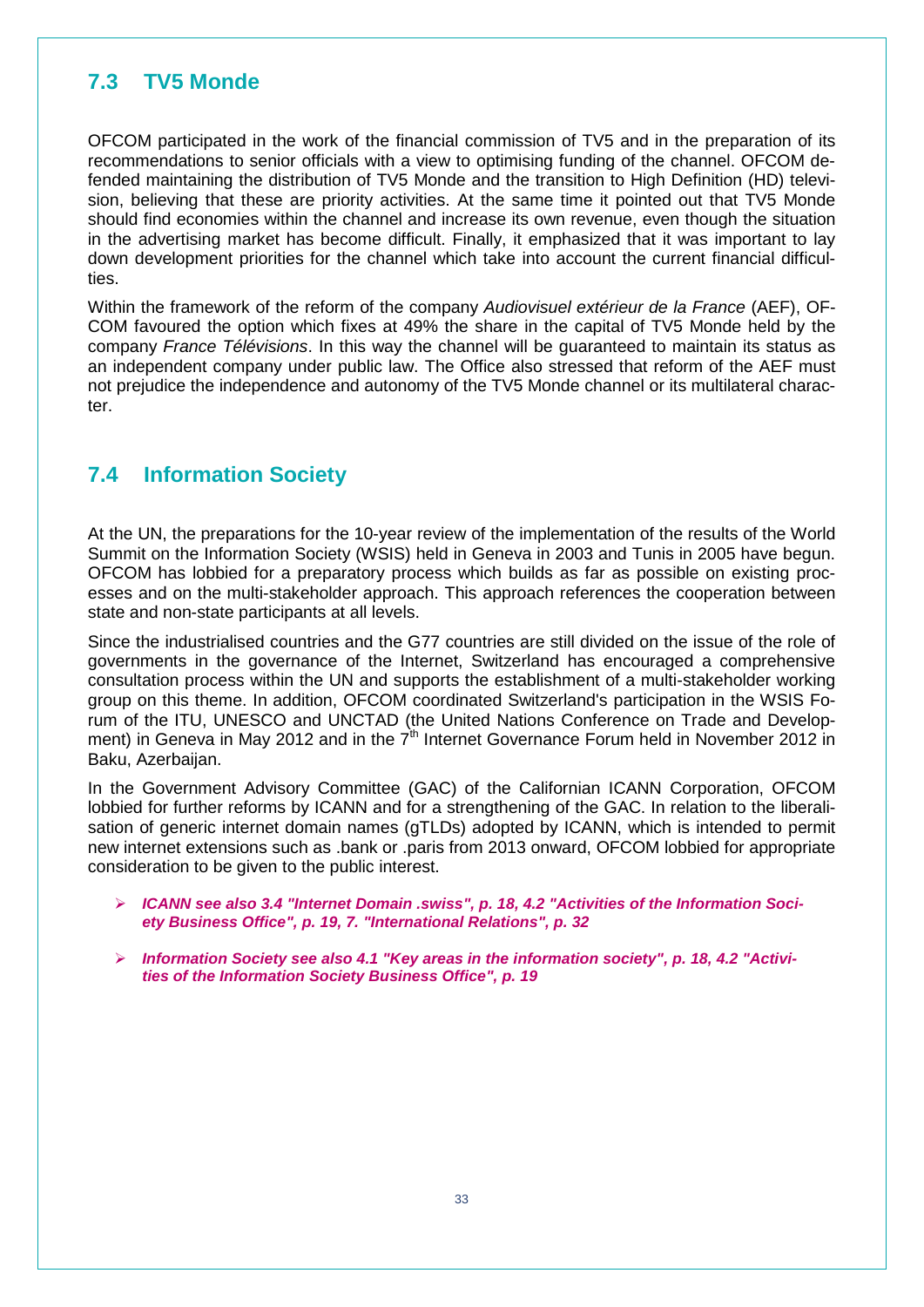## 7.3 TV5 Monde

OFCOM participated in the work of the financial commission of TV5 and in the preparation of its recommendations to senior officials with a view to optimising funding of the channel. OFCOM defended maintaining the distribution of TV5 Monde and the transition to High Definition (HD) television, believing that these are priority activities. At the same time it pointed out that TV5 Monde should find economies within the channel and increase its own revenue, even though the situation in the advertising market has become difficult. Finally, it emphasized that it was important to lay down development priorities for the channel which take into account the current financial difficulties.

Within the framework of the reform of the company *Audiovisuel extérieur de la France* (AEF), OFCOM favoured the option which fixes at 49% the share in the capital of TV5 Monde held by the company *France Télévisions*. In this way the channel will be guaranteed to maintain its status as an independent company under public law. The Office also stressed that reform of the AEF must not prejudice the independence and autonomy of the TV5 Monde channel or its multilateral character.

## 7.4 Information Society

At the UN, the preparations for the 10-year review of the implementation of the results of the World Summit on the Information Society (WSIS) held in Geneva in 2003 and Tunis in 2005 have begun. OFCOM has lobbied for a preparatory process which builds as far as possible on existing processes and on the multi-stakeholder approach. This approach references the cooperation between state and non-state participants at all levels.

Since the industrialised countries and the G77 countries are still divided on the issue of the role of governments in the governance of the Internet, Switzerland has encouraged a comprehensive consultation process within the UN and supports the establishment of a multi-stakeholder working group on this theme. In addition, OFCOM coordinated Switzerland's participation in the WSIS Forum of the ITU, UNESCO and UNCTAD (the United Nations Conference on Trade and Development) in Geneva in May 2012 and in the 7th Internet Governance Forum held in November 2012 in Baku, Azerbaijan.

In the Government Advisory Committee (GAC) of the Californian ICANN Corporation, OFCOM lobbied for further reforms by ICANN and for a strengthening of the GAC. In relation to the liberalisation of generic internet domain names (gTLDs) adopted by ICANN, which is intended to permit new internet extensions such as .bank or .paris from 2013 onward, OFCOM lobbied for appropriate consideration to be given to the public interest.

- ***ICANN see also 3.4 "Internet Domain .swiss", p. 18, 4.2 "Activities of the Information Society Business Office", p. 19, 7. "International Relations", p. 32***
- ***Information Society see also 4.1 "Key areas in the information society", p. 18, 4.2 "Activities of the Information Society Business Office", p. 19***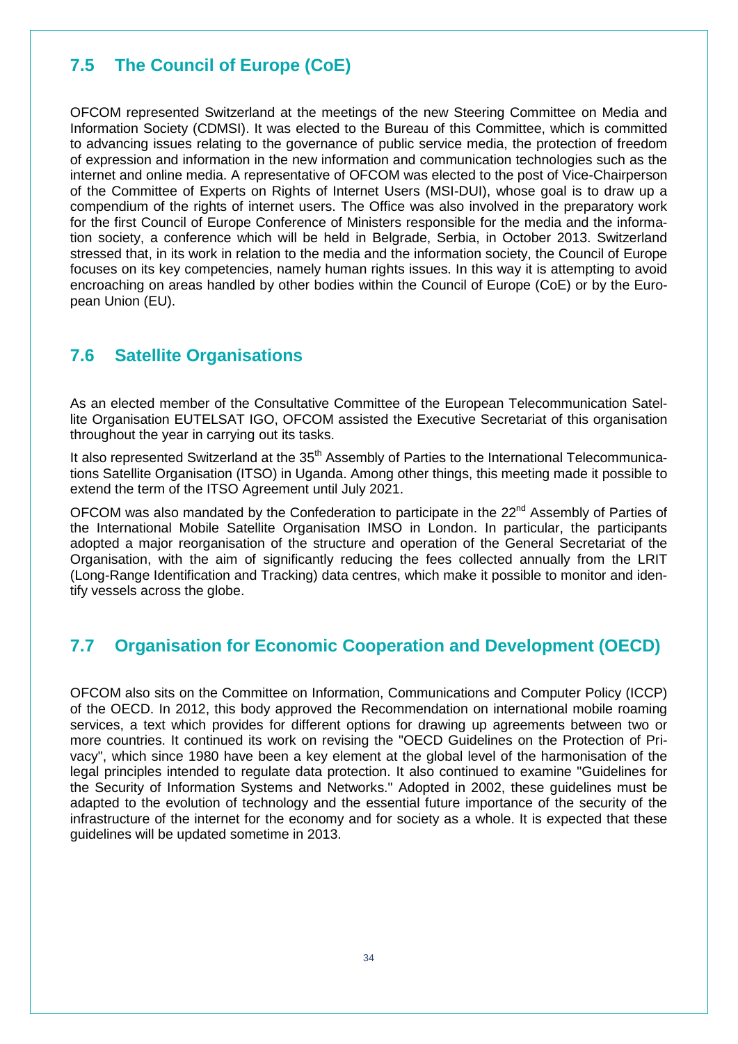## 7.5 The Council of Europe (CoE)

OFCOM represented Switzerland at the meetings of the new Steering Committee on Media and Information Society (CDMSI). It was elected to the Bureau of this Committee, which is committed to advancing issues relating to the governance of public service media, the protection of freedom of expression and information in the new information and communication technologies such as the internet and online media. A representative of OFCOM was elected to the post of Vice-Chairperson of the Committee of Experts on Rights of Internet Users (MSI-DUI), whose goal is to draw up a compendium of the rights of internet users. The Office was also involved in the preparatory work for the first Council of Europe Conference of Ministers responsible for the media and the information society, a conference which will be held in Belgrade, Serbia, in October 2013. Switzerland stressed that, in its work in relation to the media and the information society, the Council of Europe focuses on its key competencies, namely human rights issues. In this way it is attempting to avoid encroaching on areas handled by other bodies within the Council of Europe (CoE) or by the European Union (EU).

## 7.6 Satellite Organisations

As an elected member of the Consultative Committee of the European Telecommunication Satellite Organisation EUTELSAT IGO, OFCOM assisted the Executive Secretariat of this organisation throughout the year in carrying out its tasks.

It also represented Switzerland at the 35th Assembly of Parties to the International Telecommunications Satellite Organisation (ITSO) in Uganda. Among other things, this meeting made it possible to extend the term of the ITSO Agreement until July 2021.

OFCOM was also mandated by the Confederation to participate in the 22nd Assembly of Parties of the International Mobile Satellite Organisation IMSO in London. In particular, the participants adopted a major reorganisation of the structure and operation of the General Secretariat of the Organisation, with the aim of significantly reducing the fees collected annually from the LRIT (Long-Range Identification and Tracking) data centres, which make it possible to monitor and identify vessels across the globe.

## 7.7 Organisation for Economic Cooperation and Development (OECD)

OFCOM also sits on the Committee on Information, Communications and Computer Policy (ICCP) of the OECD. In 2012, this body approved the Recommendation on international mobile roaming services, a text which provides for different options for drawing up agreements between two or more countries. It continued its work on revising the "OECD Guidelines on the Protection of Privacy", which since 1980 have been a key element at the global level of the harmonisation of the legal principles intended to regulate data protection. It also continued to examine "Guidelines for the Security of Information Systems and Networks." Adopted in 2002, these guidelines must be adapted to the evolution of technology and the essential future importance of the security of the infrastructure of the internet for the economy and for society as a whole. It is expected that these guidelines will be updated sometime in 2013.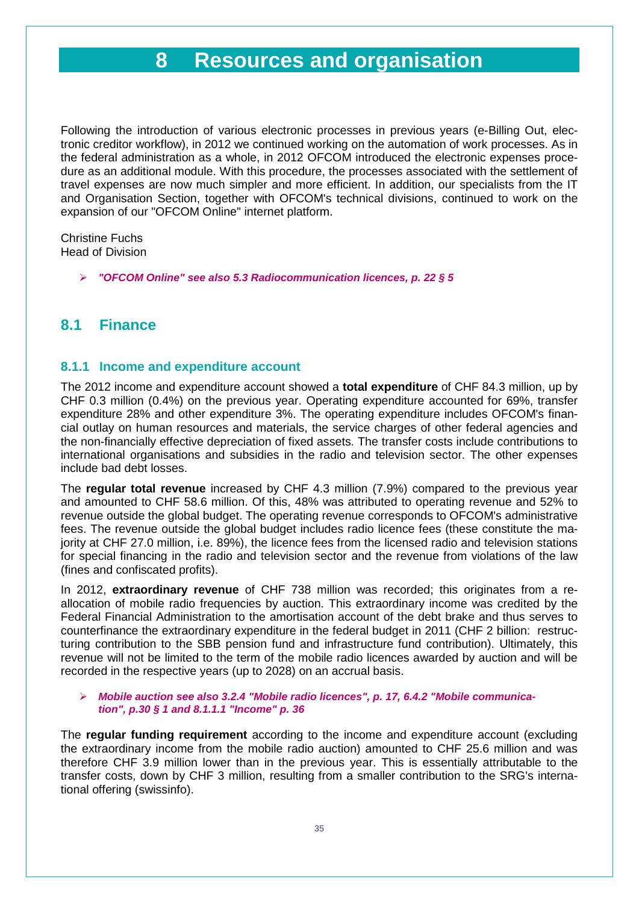# 8 Resources and organisation

Following the introduction of various electronic processes in previous years (e-Billing Out, electronic creditor workflow), in 2012 we continued working on the automation of work processes. As in the federal administration as a whole, in 2012 OFCOM introduced the electronic expenses procedure as an additional module. With this procedure, the processes associated with the settlement of travel expenses are now much simpler and more efficient. In addition, our specialists from the IT and Organisation Section, together with OFCOM's technical divisions, continued to work on the expansion of our "OFCOM Online" internet platform.

Christine Fuchs
Head of Division

- ***"OFCOM Online" see also 5.3 Radiocommunication licences, p. 22 § 5***

## 8.1 Finance

### 8.1.1 Income and expenditure account

The 2012 income and expenditure account showed a **total expenditure** of CHF 84.3 million, up by CHF 0.3 million (0.4%) on the previous year. Operating expenditure accounted for 69%, transfer expenditure 28% and other expenditure 3%. The operating expenditure includes OFCOM's financial outlay on human resources and materials, the service charges of other federal agencies and the non-financially effective depreciation of fixed assets. The transfer costs include contributions to international organisations and subsidies in the radio and television sector. The other expenses include bad debt losses.

The **regular total revenue** increased by CHF 4.3 million (7.9%) compared to the previous year and amounted to CHF 58.6 million. Of this, 48% was attributed to operating revenue and 52% to revenue outside the global budget. The operating revenue corresponds to OFCOM's administrative fees. The revenue outside the global budget includes radio licence fees (these constitute the majority at CHF 27.0 million, i.e. 89%), the licence fees from the licensed radio and television stations for special financing in the radio and television sector and the revenue from violations of the law (fines and confiscated profits).

In 2012, **extraordinary revenue** of CHF 738 million was recorded; this originates from a reallocation of mobile radio frequencies by auction. This extraordinary income was credited by the Federal Financial Administration to the amortisation account of the debt brake and thus serves to counterfinance the extraordinary expenditure in the federal budget in 2011 (CHF 2 billion: restructuring contribution to the SBB pension fund and infrastructure fund contribution). Ultimately, this revenue will not be limited to the term of the mobile radio licences awarded by auction and will be recorded in the respective years (up to 2028) on an accrual basis.

- ***Mobile auction see also 3.2.4 "Mobile radio licences", p. 17, 6.4.2 "Mobile communication", p.30 § 1 and 8.1.1.1 "Income" p. 36***

The **regular funding requirement** according to the income and expenditure account (excluding the extraordinary income from the mobile radio auction) amounted to CHF 25.6 million and was therefore CHF 3.9 million lower than in the previous year. This is essentially attributable to the transfer costs, down by CHF 3 million, resulting from a smaller contribution to the SRG's international offering (swissinfo).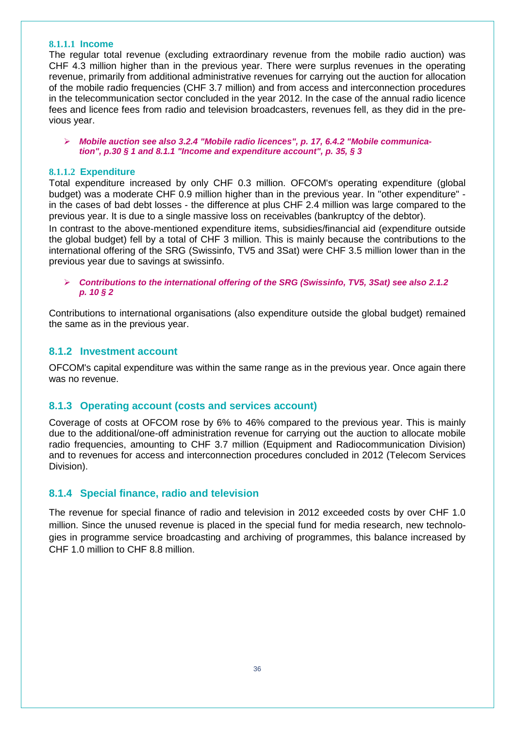#### 8.1.1.1 Income

The regular total revenue (excluding extraordinary revenue from the mobile radio auction) was CHF 4.3 million higher than in the previous year. There were surplus revenues in the operating revenue, primarily from additional administrative revenues for carrying out the auction for allocation of the mobile radio frequencies (CHF 3.7 million) and from access and interconnection procedures in the telecommunication sector concluded in the year 2012. In the case of the annual radio licence fees and licence fees from radio and television broadcasters, revenues fell, as they did in the previous year.

- ***Mobile auction see also 3.2.4 "Mobile radio licences", p. 17, 6.4.2 "Mobile communication", p.30 § 1 and 8.1.1 "Income and expenditure account", p. 35, § 3***

#### 8.1.1.2 Expenditure

Total expenditure increased by only CHF 0.3 million. OFCOM's operating expenditure (global budget) was a moderate CHF 0.9 million higher than in the previous year. In "other expenditure" - in the cases of bad debt losses - the difference at plus CHF 2.4 million was large compared to the previous year. It is due to a single massive loss on receivables (bankruptcy of the debtor).

In contrast to the above-mentioned expenditure items, subsidies/financial aid (expenditure outside the global budget) fell by a total of CHF 3 million. This is mainly because the contributions to the international offering of the SRG (Swissinfo, TV5 and 3Sat) were CHF 3.5 million lower than in the previous year due to savings at swissinfo.

- ***Contributions to the international offering of the SRG (Swissinfo, TV5, 3Sat) see also 2.1.2 p. 10 § 2***

Contributions to international organisations (also expenditure outside the global budget) remained the same as in the previous year.

### 8.1.2 Investment account

OFCOM's capital expenditure was within the same range as in the previous year. Once again there was no revenue.

### 8.1.3 Operating account (costs and services account)

Coverage of costs at OFCOM rose by 6% to 46% compared to the previous year. This is mainly due to the additional/one-off administration revenue for carrying out the auction to allocate mobile radio frequencies, amounting to CHF 3.7 million (Equipment and Radiocommunication Division) and to revenues for access and interconnection procedures concluded in 2012 (Telecom Services Division).

### 8.1.4 Special finance, radio and television

The revenue for special finance of radio and television in 2012 exceeded costs by over CHF 1.0 million. Since the unused revenue is placed in the special fund for media research, new technologies in programme service broadcasting and archiving of programmes, this balance increased by CHF 1.0 million to CHF 8.8 million.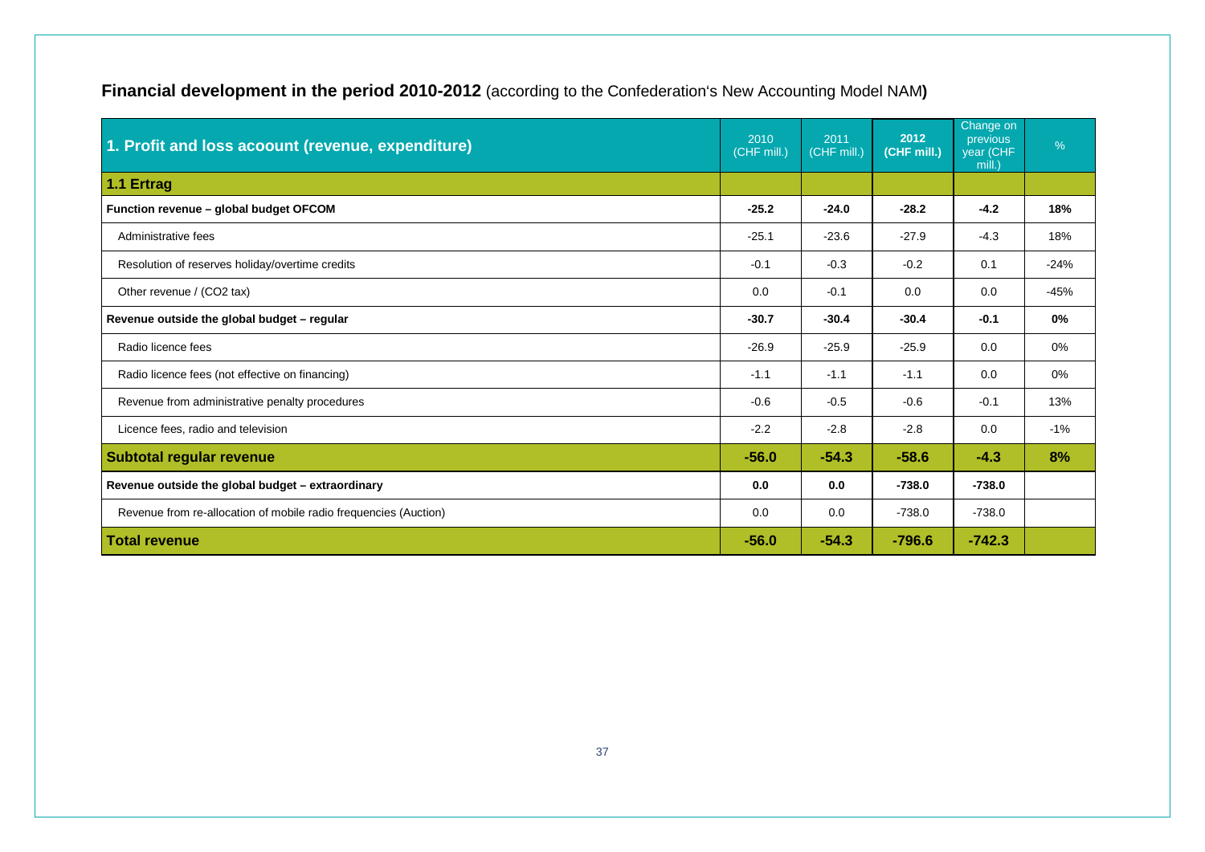## **Financial development in the period 2010-2012** (according to the Confederation's New Accounting Model NAM**)**

| 1. Profit and loss acoount (revenue, expenditure) | 2010 (CHF mill.) | 2011 (CHF mill.) | **2012 (CHF mill.)** | Change on previous year (CHF mill.) | % |
|---|---|---|---|---|---|
| **1.1 Ertrag** | | | | | |
| **Function revenue – global budget OFCOM** | **-25.2** | **-24.0** | **-28.2** | **-4.2** | **18%** |
| Administrative fees | -25.1 | -23.6 | -27.9 | -4.3 | 18% |
| Resolution of reserves holiday/overtime credits | -0.1 | -0.3 | -0.2 | 0.1 | -24% |
| Other revenue / (CO2 tax) | 0.0 | -0.1 | 0.0 | 0.0 | -45% |
| **Revenue outside the global budget – regular** | **-30.7** | **-30.4** | **-30.4** | **-0.1** | **0%** |
| Radio licence fees | -26.9 | -25.9 | -25.9 | 0.0 | 0% |
| Radio licence fees (not effective on financing) | -1.1 | -1.1 | -1.1 | 0.0 | 0% |
| Revenue from administrative penalty procedures | -0.6 | -0.5 | -0.6 | -0.1 | 13% |
| Licence fees, radio and television | -2.2 | -2.8 | -2.8 | 0.0 | -1% |
| **Subtotal regular revenue** | **-56.0** | **-54.3** | **-58.6** | **-4.3** | **8%** |
| **Revenue outside the global budget – extraordinary** | **0.0** | **0.0** | **-738.0** | **-738.0** | |
| Revenue from re-allocation of mobile radio frequencies (Auction) | 0.0 | 0.0 | -738.0 | -738.0 | |
| **Total revenue** | **-56.0** | **-54.3** | **-796.6** | **-742.3** | |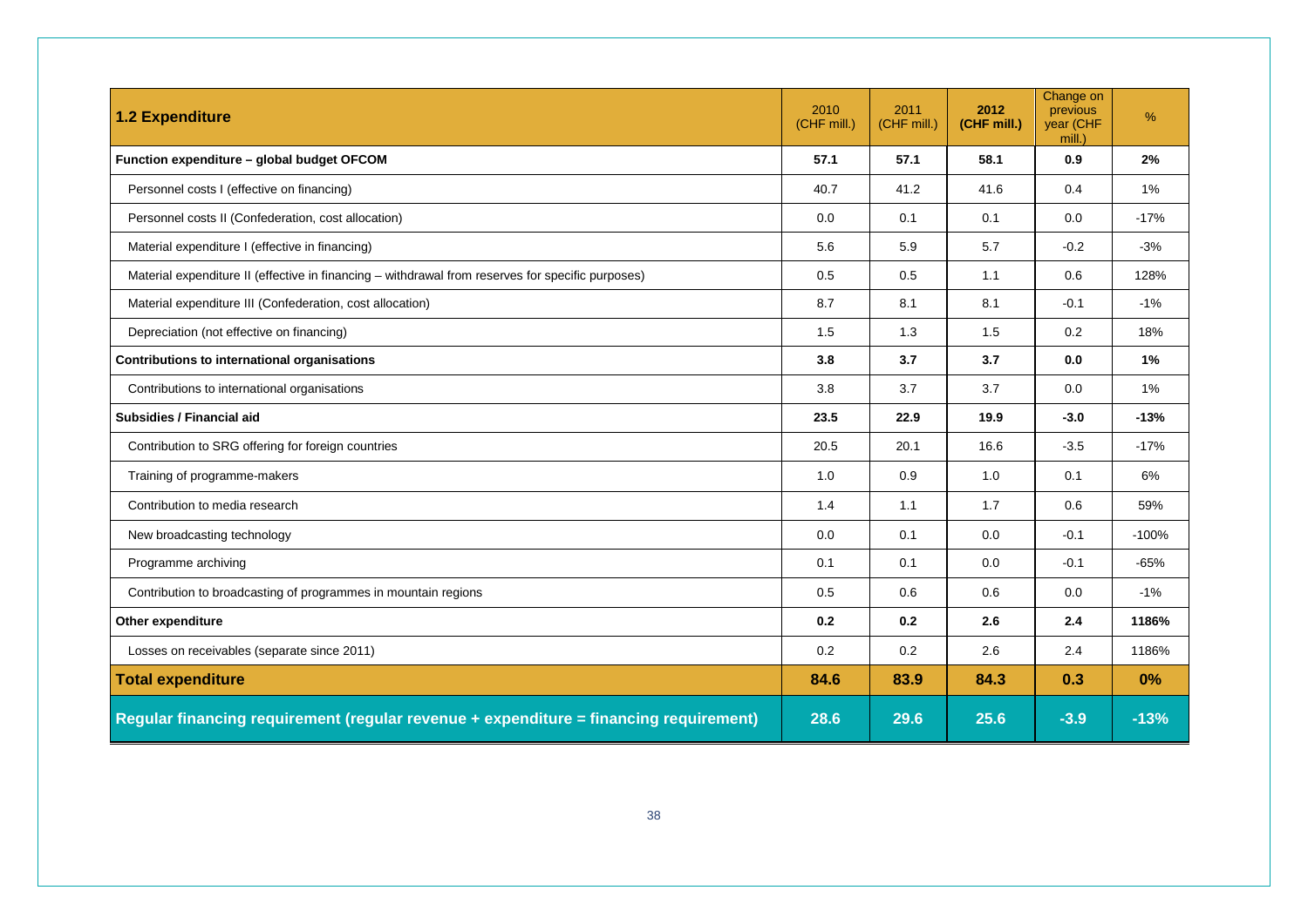| 1.2 Expenditure | 2010 (CHF mill.) | 2011 (CHF mill.) | 2012 (CHF mill.) | Change on previous year (CHF mill.) | % |
|---|---|---|---|---|---|
| **Function expenditure – global budget OFCOM** | **57.1** | **57.1** | **58.1** | **0.9** | **2%** |
| Personnel costs I (effective on financing) | 40.7 | 41.2 | 41.6 | 0.4 | 1% |
| Personnel costs II (Confederation, cost allocation) | 0.0 | 0.1 | 0.1 | 0.0 | -17% |
| Material expenditure I (effective in financing) | 5.6 | 5.9 | 5.7 | -0.2 | -3% |
| Material expenditure II (effective in financing – withdrawal from reserves for specific purposes) | 0.5 | 0.5 | 1.1 | 0.6 | 128% |
| Material expenditure III (Confederation, cost allocation) | 8.7 | 8.1 | 8.1 | -0.1 | -1% |
| Depreciation (not effective on financing) | 1.5 | 1.3 | 1.5 | 0.2 | 18% |
| **Contributions to international organisations** | **3.8** | **3.7** | **3.7** | **0.0** | **1%** |
| Contributions to international organisations | 3.8 | 3.7 | 3.7 | 0.0 | 1% |
| **Subsidies / Financial aid** | **23.5** | **22.9** | **19.9** | **-3.0** | **-13%** |
| Contribution to SRG offering for foreign countries | 20.5 | 20.1 | 16.6 | -3.5 | -17% |
| Training of programme-makers | 1.0 | 0.9 | 1.0 | 0.1 | 6% |
| Contribution to media research | 1.4 | 1.1 | 1.7 | 0.6 | 59% |
| New broadcasting technology | 0.0 | 0.1 | 0.0 | -0.1 | -100% |
| Programme archiving | 0.1 | 0.1 | 0.0 | -0.1 | -65% |
| Contribution to broadcasting of programmes in mountain regions | 0.5 | 0.6 | 0.6 | 0.0 | -1% |
| **Other expenditure** | **0.2** | **0.2** | **2.6** | **2.4** | **1186%** |
| Losses on receivables (separate since 2011) | 0.2 | 0.2 | 2.6 | 2.4 | 1186% |
| **Total expenditure** | **84.6** | **83.9** | **84.3** | **0.3** | **0%** |
| **Regular financing requirement (regular revenue + expenditure = financing requirement)** | **28.6** | **29.6** | **25.6** | **-3.9** | **-13%** |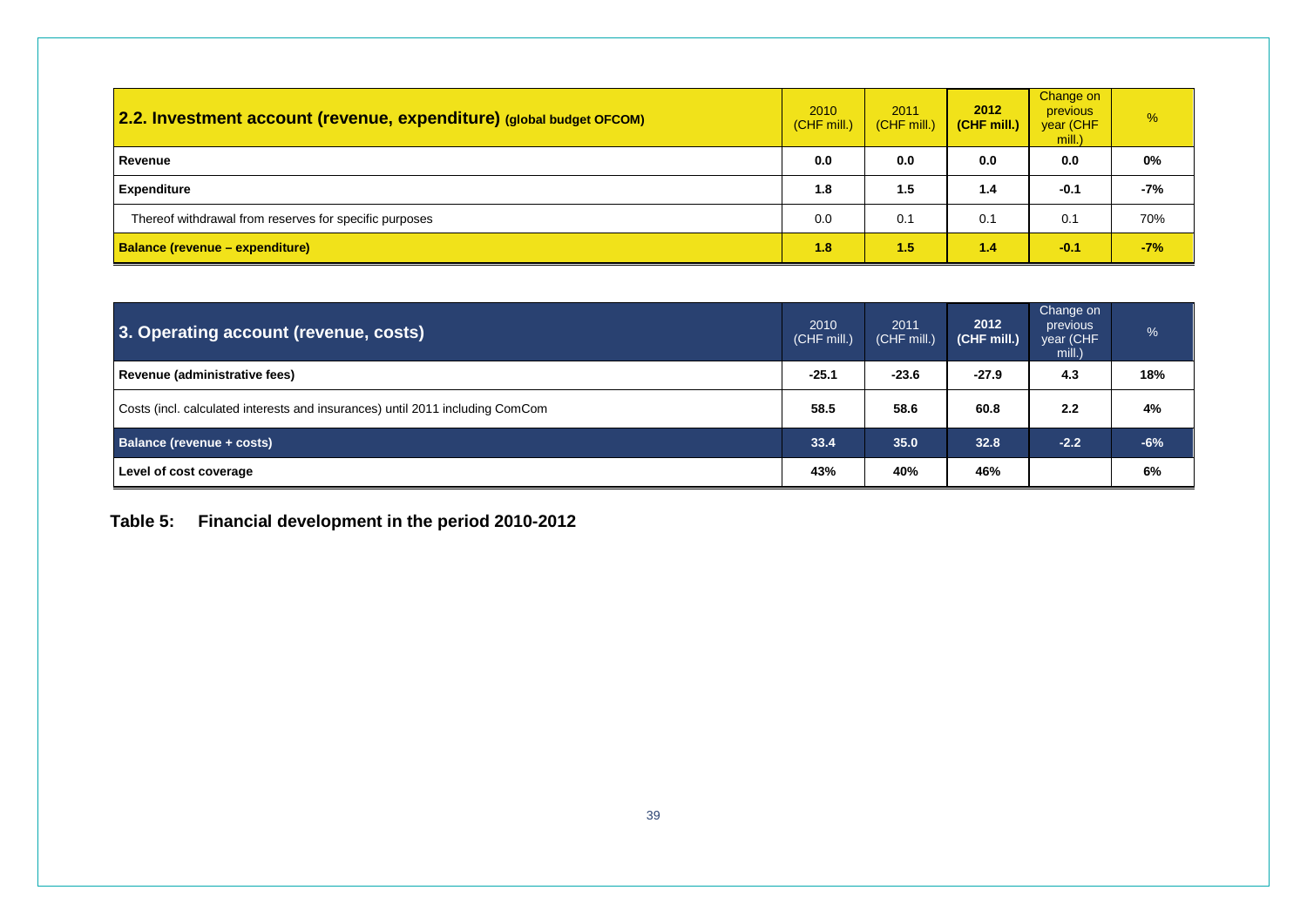| 2.2. Investment account (revenue, expenditure) (global budget OFCOM) | 2010 (CHF mill.) | 2011 (CHF mill.) | 2012 (CHF mill.) | Change on previous year (CHF mill.) | % |
|---|---|---|---|---|---|
| **Revenue** | **0.0** | **0.0** | **0.0** | **0.0** | **0%** |
| **Expenditure** | **1.8** | **1.5** | **1.4** | **-0.1** | **-7%** |
| Thereof withdrawal from reserves for specific purposes | 0.0 | 0.1 | 0.1 | 0.1 | 70% |
| **Balance (revenue – expenditure)** | **1.8** | **1.5** | **1.4** | **-0.1** | **-7%** |

| 3. Operating account (revenue, costs) | 2010 (CHF mill.) | 2011 (CHF mill.) | 2012 (CHF mill.) | Change on previous year (CHF mill.) | % |
|---|---|---|---|---|---|
| **Revenue (administrative fees)** | **-25.1** | **-23.6** | **-27.9** | **4.3** | **18%** |
| Costs (incl. calculated interests and insurances) until 2011 including ComCom | **58.5** | **58.6** | **60.8** | **2.2** | **4%** |
| **Balance (revenue + costs)** | **33.4** | **35.0** | **32.8** | **-2.2** | **-6%** |
| **Level of cost coverage** | **43%** | **40%** | **46%** | | **6%** |

**Table 5: Financial development in the period 2010-2012**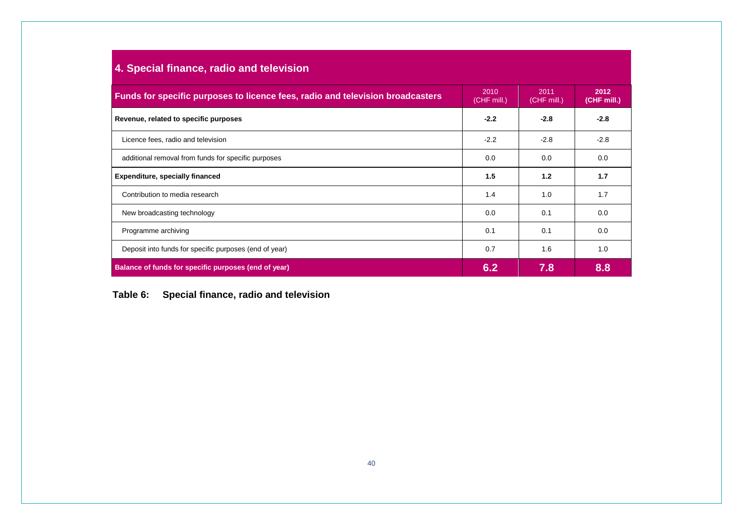## 4. Special finance, radio and television

| Funds for specific purposes to licence fees, radio and television broadcasters | 2010 (CHF mill.) | 2011 (CHF mill.) | **2012 (CHF mill.)** |
|---|---|---|---|
| **Revenue, related to specific purposes** | **-2.2** | **-2.8** | **-2.8** |
| Licence fees, radio and television | -2.2 | -2.8 | -2.8 |
| additional removal from funds for specific purposes | 0.0 | 0.0 | 0.0 |
| **Expenditure, specially financed** | **1.5** | **1.2** | **1.7** |
| Contribution to media research | 1.4 | 1.0 | 1.7 |
| New broadcasting technology | 0.0 | 0.1 | 0.0 |
| Programme archiving | 0.1 | 0.1 | 0.0 |
| Deposit into funds for specific purposes (end of year) | 0.7 | 1.6 | 1.0 |
| **Balance of funds for specific purposes (end of year)** | **6.2** | **7.8** | **8.8** |

**Table 6: Special finance, radio and television**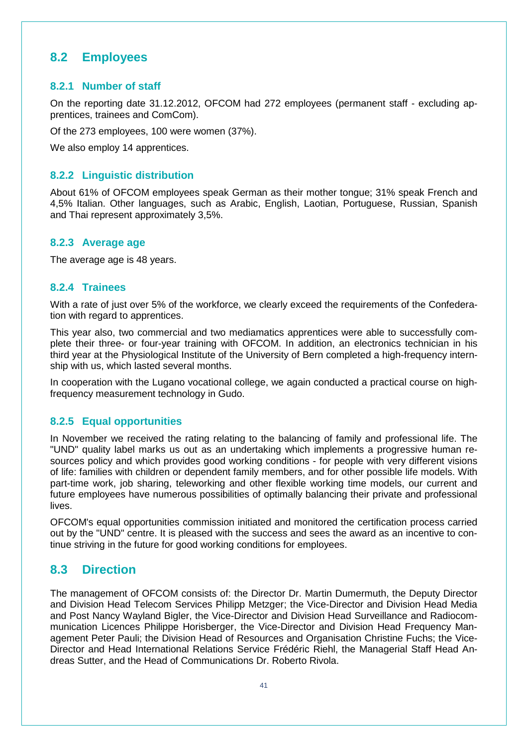## 8.2 Employees

### 8.2.1 Number of staff

On the reporting date 31.12.2012, OFCOM had 272 employees (permanent staff - excluding apprentices, trainees and ComCom).

Of the 273 employees, 100 were women (37%).

We also employ 14 apprentices.

### 8.2.2 Linguistic distribution

About 61% of OFCOM employees speak German as their mother tongue; 31% speak French and 4,5% Italian. Other languages, such as Arabic, English, Laotian, Portuguese, Russian, Spanish and Thai represent approximately 3,5%.

### 8.2.3 Average age

The average age is 48 years.

### 8.2.4 Trainees

With a rate of just over 5% of the workforce, we clearly exceed the requirements of the Confederation with regard to apprentices.

This year also, two commercial and two mediamatics apprentices were able to successfully complete their three- or four-year training with OFCOM. In addition, an electronics technician in his third year at the Physiological Institute of the University of Bern completed a high-frequency internship with us, which lasted several months.

In cooperation with the Lugano vocational college, we again conducted a practical course on high-frequency measurement technology in Gudo.

### 8.2.5 Equal opportunities

In November we received the rating relating to the balancing of family and professional life. The "UND" quality label marks us out as an undertaking which implements a progressive human resources policy and which provides good working conditions - for people with very different visions of life: families with children or dependent family members, and for other possible life models. With part-time work, job sharing, teleworking and other flexible working time models, our current and future employees have numerous possibilities of optimally balancing their private and professional lives.

OFCOM's equal opportunities commission initiated and monitored the certification process carried out by the "UND" centre. It is pleased with the success and sees the award as an incentive to continue striving in the future for good working conditions for employees.

## 8.3 Direction

The management of OFCOM consists of: the Director Dr. Martin Dumermuth, the Deputy Director and Division Head Telecom Services Philipp Metzger; the Vice-Director and Division Head Media and Post Nancy Wayland Bigler, the Vice-Director and Division Head Surveillance and Radiocommunication Licences Philippe Horisberger, the Vice-Director and Division Head Frequency Management Peter Pauli; the Division Head of Resources and Organisation Christine Fuchs; the Vice-Director and Head International Relations Service Frédéric Riehl, the Managerial Staff Head Andreas Sutter, and the Head of Communications Dr. Roberto Rivola.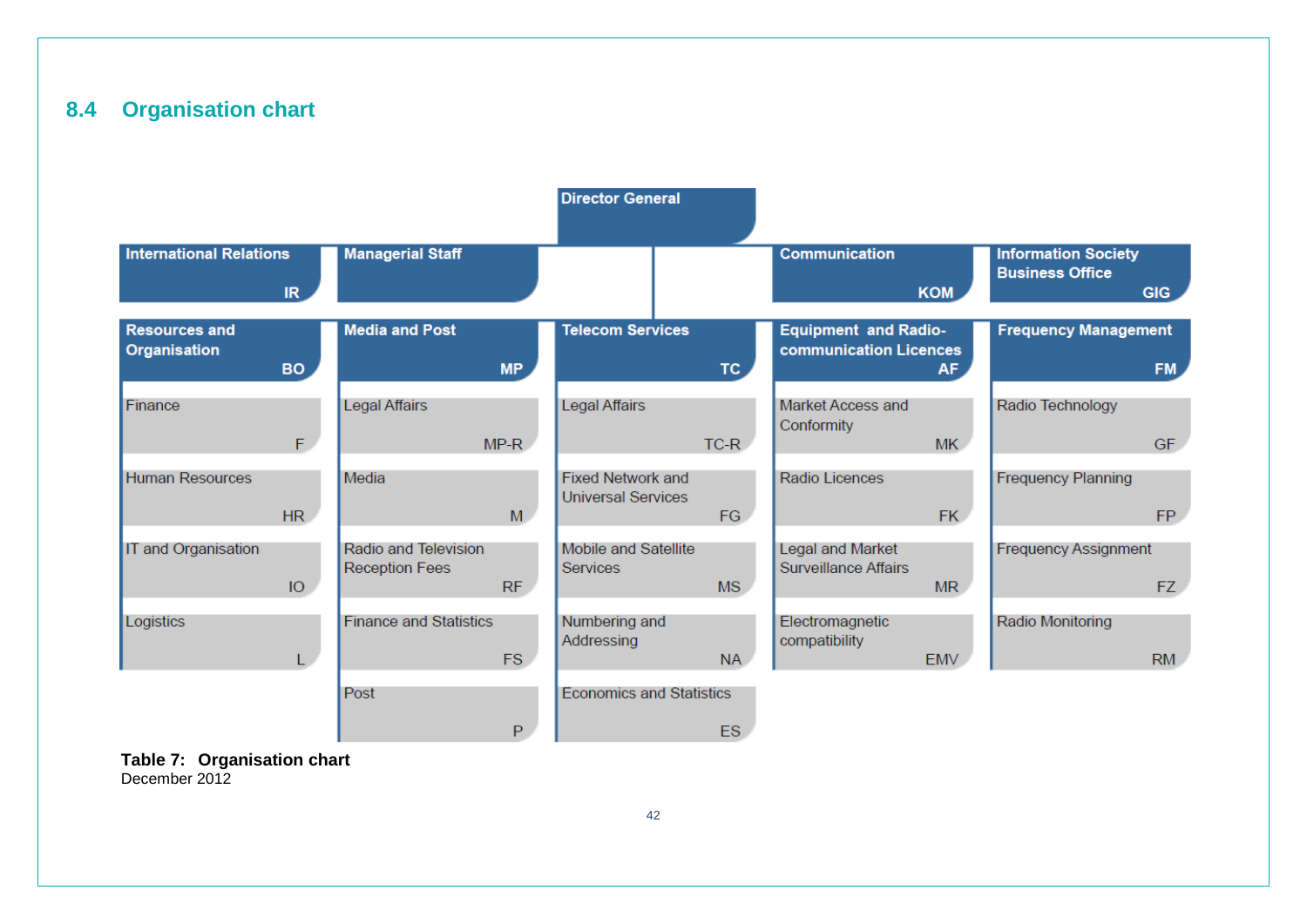## 8.4 Organisation chart

**Director General**

| International Relations | Managerial Staff | | Communication | Information Society Business Office |
|---|---|---|---|---|
| IR | | | KOM | GIG |

| Resources and Organisation BO | Media and Post MP | Telecom Services TC | Equipment and Radio-communication Licences AF | Frequency Management FM |
|---|---|---|---|---|
| Finance F | Legal Affairs MP-R | Legal Affairs TC-R | Market Access and Conformity MK | Radio Technology GF |
| Human Resources HR | Media M | Fixed Network and Universal Services FG | Radio Licences FK | Frequency Planning FP |
| IT and Organisation IO | Radio and Television Reception Fees RF | Mobile and Satellite Services MS | Legal and Market Surveillance Affairs MR | Frequency Assignment FZ |
| Logistics L | Finance and Statistics FS | Numbering and Addressing NA | Electromagnetic compatibility EMV | Radio Monitoring RM |
| | Post P | Economics and Statistics ES | | |

**Table 7: Organisation chart**
December 2012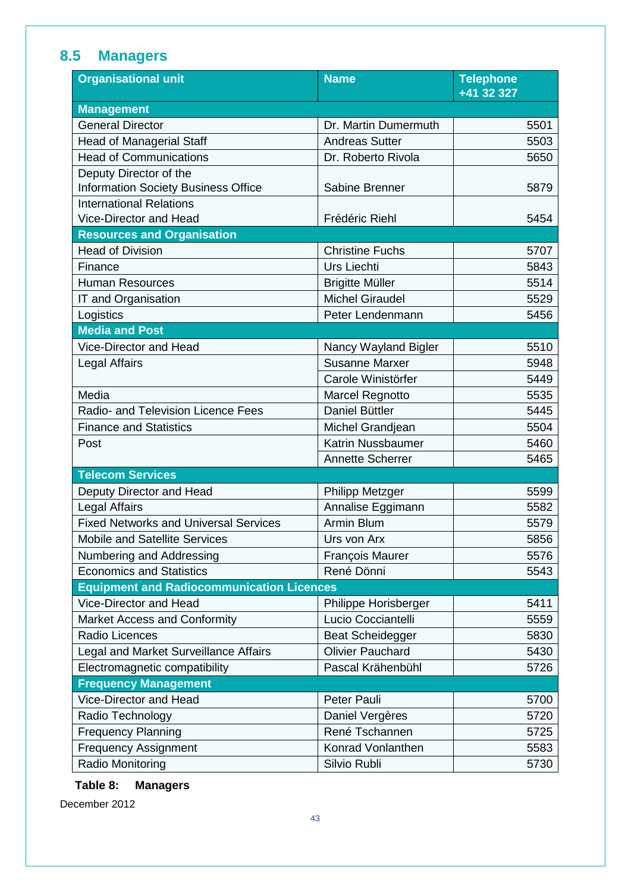## 8.5 Managers

| Organisational unit | Name | Telephone +41 32 327 |
|---|---|---|
| **Management** | | |
| General Director | Dr. Martin Dumermuth | 5501 |
| Head of Managerial Staff | Andreas Sutter | 5503 |
| Head of Communications | Dr. Roberto Rivola | 5650 |
| Deputy Director of the Information Society Business Office | Sabine Brenner | 5879 |
| International Relations Vice-Director and Head | Frédéric Riehl | 5454 |
| **Resources and Organisation** | | |
| Head of Division | Christine Fuchs | 5707 |
| Finance | Urs Liechti | 5843 |
| Human Resources | Brigitte Müller | 5514 |
| IT and Organisation | Michel Giraudel | 5529 |
| Logistics | Peter Lendenmann | 5456 |
| **Media and Post** | | |
| Vice-Director and Head | Nancy Wayland Bigler | 5510 |
| Legal Affairs | Susanne Marxer | 5948 |
| | Carole Winistörfer | 5449 |
| Media | Marcel Regnotto | 5535 |
| Radio- and Television Licence Fees | Daniel Büttler | 5445 |
| Finance and Statistics | Michel Grandjean | 5504 |
| Post | Katrin Nussbaumer | 5460 |
| | Annette Scherrer | 5465 |
| **Telecom Services** | | |
| Deputy Director and Head | Philipp Metzger | 5599 |
| Legal Affairs | Annalise Eggimann | 5582 |
| Fixed Networks and Universal Services | Armin Blum | 5579 |
| Mobile and Satellite Services | Urs von Arx | 5856 |
| Numbering and Addressing | François Maurer | 5576 |
| Economics and Statistics | René Dönni | 5543 |
| **Equipment and Radiocommunication Licences** | | |
| Vice-Director and Head | Philippe Horisberger | 5411 |
| Market Access and Conformity | Lucio Cocciantelli | 5559 |
| Radio Licences | Beat Scheidegger | 5830 |
| Legal and Market Surveillance Affairs | Olivier Pauchard | 5430 |
| Electromagnetic compatibility | Pascal Krähenbühl | 5726 |
| **Frequency Management** | | |
| Vice-Director and Head | Peter Pauli | 5700 |
| Radio Technology | Daniel Vergères | 5720 |
| Frequency Planning | René Tschannen | 5725 |
| Frequency Assignment | Konrad Vonlanthen | 5583 |
| Radio Monitoring | Silvio Rubli | 5730 |

**Table 8: Managers**

December 2012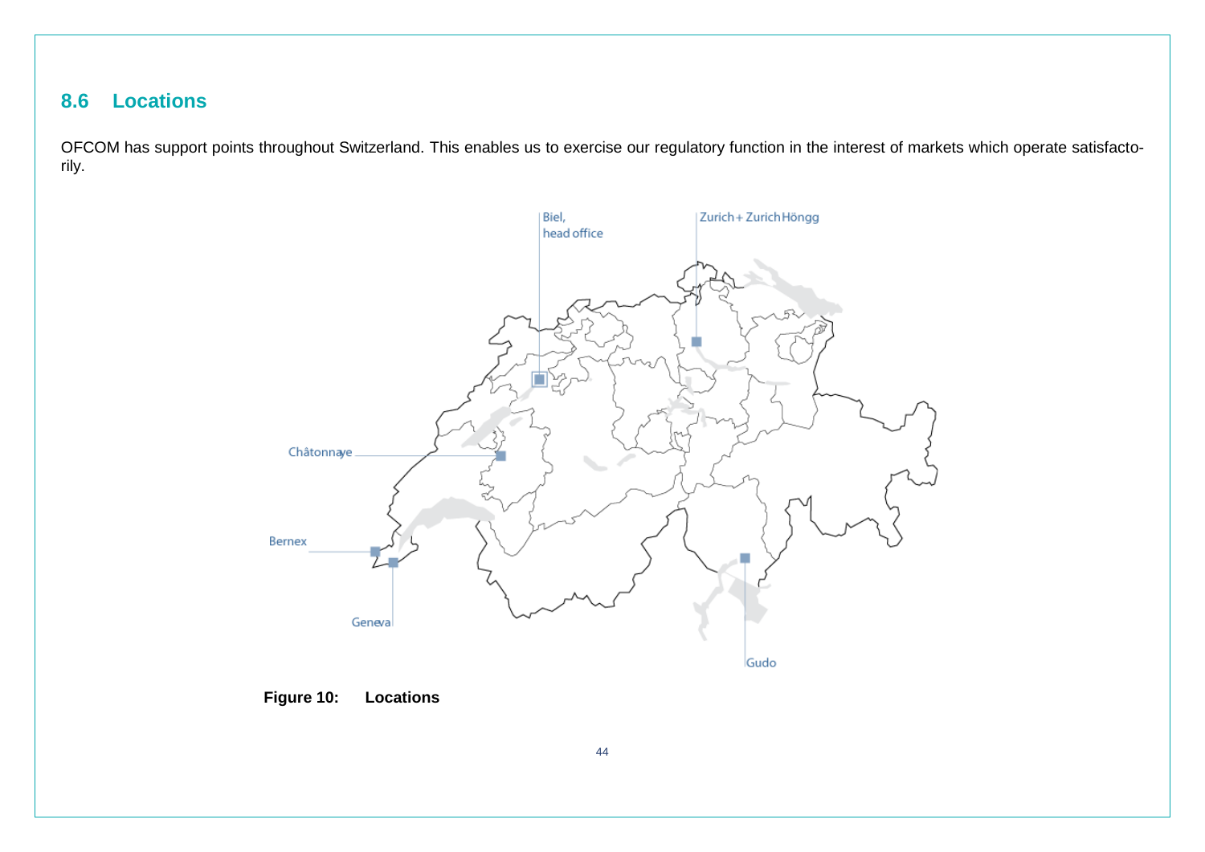## 8.6 Locations

OFCOM has support points throughout Switzerland. This enables us to exercise our regulatory function in the interest of markets which operate satisfactorily.

Biel, head office

Zurich + Zurich Höngg

Châtonnaye

Bernex

Geneva

Gudo

**Figure 10: Locations**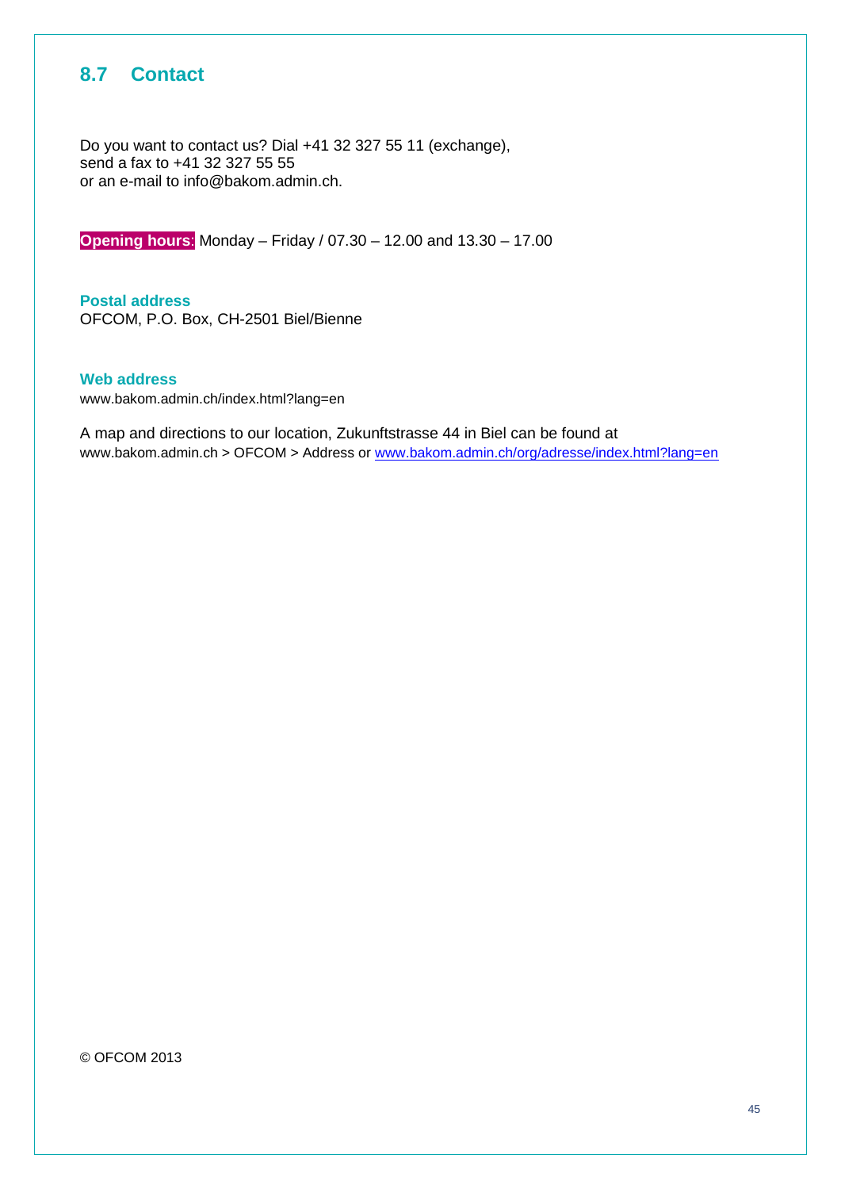## 8.7 Contact

Do you want to contact us? Dial +41 32 327 55 11 (exchange),
send a fax to +41 32 327 55 55
or an e-mail to info@bakom.admin.ch.

**Opening hours**: Monday – Friday / 07.30 – 12.00 and 13.30 – 17.00

**Postal address**
OFCOM, P.O. Box, CH-2501 Biel/Bienne

**Web address**
www.bakom.admin.ch/index.html?lang=en

A map and directions to our location, Zukunftstrasse 44 in Biel can be found at
www.bakom.admin.ch > OFCOM > Address or www.bakom.admin.ch/org/adresse/index.html?lang=en

© OFCOM 2013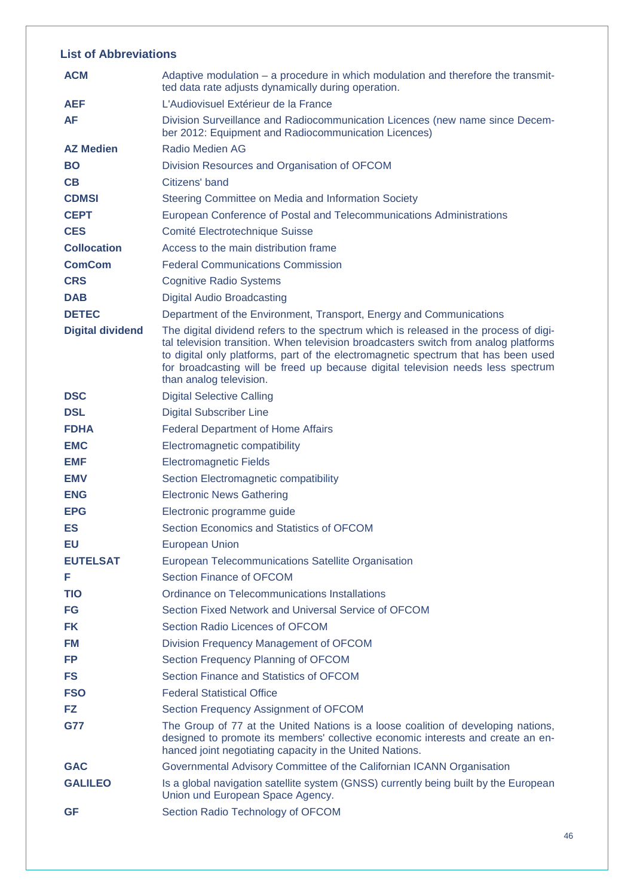## List of Abbreviations

| | |
|---|---|
| **ACM** | Adaptive modulation – a procedure in which modulation and therefore the transmitted data rate adjusts dynamically during operation. |
| **AEF** | L'Audiovisuel Extérieur de la France |
| **AF** | Division Surveillance and Radiocommunication Licences (new name since December 2012: Equipment and Radiocommunication Licences) |
| **AZ Medien** | Radio Medien AG |
| **BO** | Division Resources and Organisation of OFCOM |
| **CB** | Citizens' band |
| **CDMSI** | Steering Committee on Media and Information Society |
| **CEPT** | European Conference of Postal and Telecommunications Administrations |
| **CES** | Comité Electrotechnique Suisse |
| **Collocation** | Access to the main distribution frame |
| **ComCom** | Federal Communications Commission |
| **CRS** | Cognitive Radio Systems |
| **DAB** | Digital Audio Broadcasting |
| **DETEC** | Department of the Environment, Transport, Energy and Communications |
| **Digital dividend** | The digital dividend refers to the spectrum which is released in the process of digital television transition. When television broadcasters switch from analog platforms to digital only platforms, part of the electromagnetic spectrum that has been used for broadcasting will be freed up because digital television needs less spectrum than analog television. |
| **DSC** | Digital Selective Calling |
| **DSL** | Digital Subscriber Line |
| **FDHA** | Federal Department of Home Affairs |
| **EMC** | Electromagnetic compatibility |
| **EMF** | Electromagnetic Fields |
| **EMV** | Section Electromagnetic compatibility |
| **ENG** | Electronic News Gathering |
| **EPG** | Electronic programme guide |
| **ES** | Section Economics and Statistics of OFCOM |
| **EU** | European Union |
| **EUTELSAT** | European Telecommunications Satellite Organisation |
| **F** | Section Finance of OFCOM |
| **TIO** | Ordinance on Telecommunications Installations |
| **FG** | Section Fixed Network and Universal Service of OFCOM |
| **FK** | Section Radio Licences of OFCOM |
| **FM** | Division Frequency Management of OFCOM |
| **FP** | Section Frequency Planning of OFCOM |
| **FS** | Section Finance and Statistics of OFCOM |
| **FSO** | Federal Statistical Office |
| **FZ** | Section Frequency Assignment of OFCOM |
| **G77** | The Group of 77 at the United Nations is a loose coalition of developing nations, designed to promote its members' collective economic interests and create an enhanced joint negotiating capacity in the United Nations. |
| **GAC** | Governmental Advisory Committee of the Californian ICANN Organisation |
| **GALILEO** | Is a global navigation satellite system (GNSS) currently being built by the European Union und European Space Agency. |
| **GF** | Section Radio Technology of OFCOM |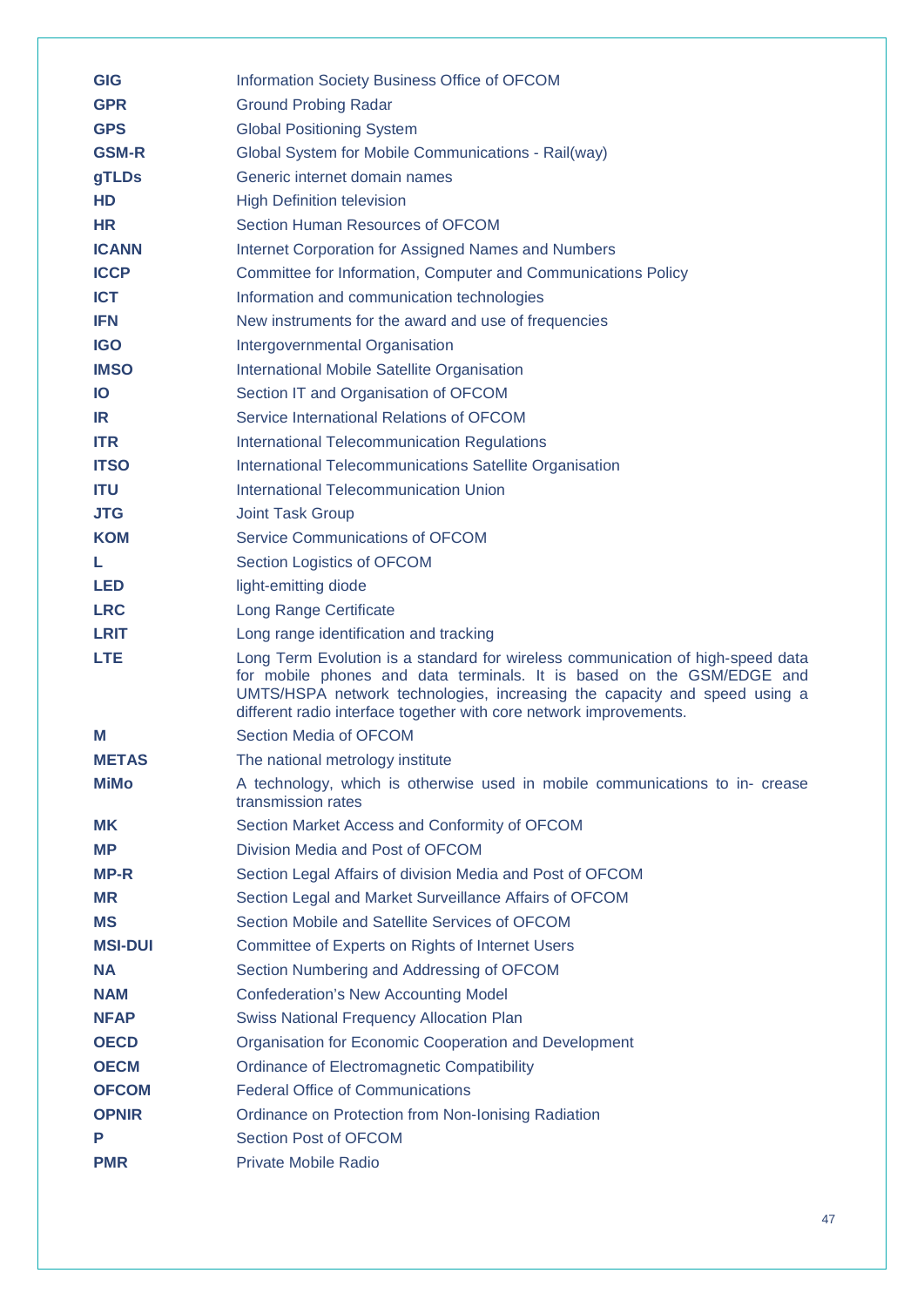| | |
|---|---|
| **GIG** | Information Society Business Office of OFCOM |
| **GPR** | Ground Probing Radar |
| **GPS** | Global Positioning System |
| **GSM-R** | Global System for Mobile Communications - Rail(way) |
| **gTLDs** | Generic internet domain names |
| **HD** | High Definition television |
| **HR** | Section Human Resources of OFCOM |
| **ICANN** | Internet Corporation for Assigned Names and Numbers |
| **ICCP** | Committee for Information, Computer and Communications Policy |
| **ICT** | Information and communication technologies |
| **IFN** | New instruments for the award and use of frequencies |
| **IGO** | Intergovernmental Organisation |
| **IMSO** | International Mobile Satellite Organisation |
| **IO** | Section IT and Organisation of OFCOM |
| **IR** | Service International Relations of OFCOM |
| **ITR** | International Telecommunication Regulations |
| **ITSO** | International Telecommunications Satellite Organisation |
| **ITU** | International Telecommunication Union |
| **JTG** | Joint Task Group |
| **KOM** | Service Communications of OFCOM |
| **L** | Section Logistics of OFCOM |
| **LED** | light-emitting diode |
| **LRC** | Long Range Certificate |
| **LRIT** | Long range identification and tracking |
| **LTE** | Long Term Evolution is a standard for wireless communication of high-speed data for mobile phones and data terminals. It is based on the GSM/EDGE and UMTS/HSPA network technologies, increasing the capacity and speed using a different radio interface together with core network improvements. |
| **M** | Section Media of OFCOM |
| **METAS** | The national metrology institute |
| **MiMo** | A technology, which is otherwise used in mobile communications to in- crease transmission rates |
| **MK** | Section Market Access and Conformity of OFCOM |
| **MP** | Division Media and Post of OFCOM |
| **MP-R** | Section Legal Affairs of division Media and Post of OFCOM |
| **MR** | Section Legal and Market Surveillance Affairs of OFCOM |
| **MS** | Section Mobile and Satellite Services of OFCOM |
| **MSI-DUI** | Committee of Experts on Rights of Internet Users |
| **NA** | Section Numbering and Addressing of OFCOM |
| **NAM** | Confederation's New Accounting Model |
| **NFAP** | Swiss National Frequency Allocation Plan |
| **OECD** | Organisation for Economic Cooperation and Development |
| **OECM** | Ordinance of Electromagnetic Compatibility |
| **OFCOM** | Federal Office of Communications |
| **OPNIR** | Ordinance on Protection from Non-Ionising Radiation |
| **P** | Section Post of OFCOM |
| **PMR** | Private Mobile Radio |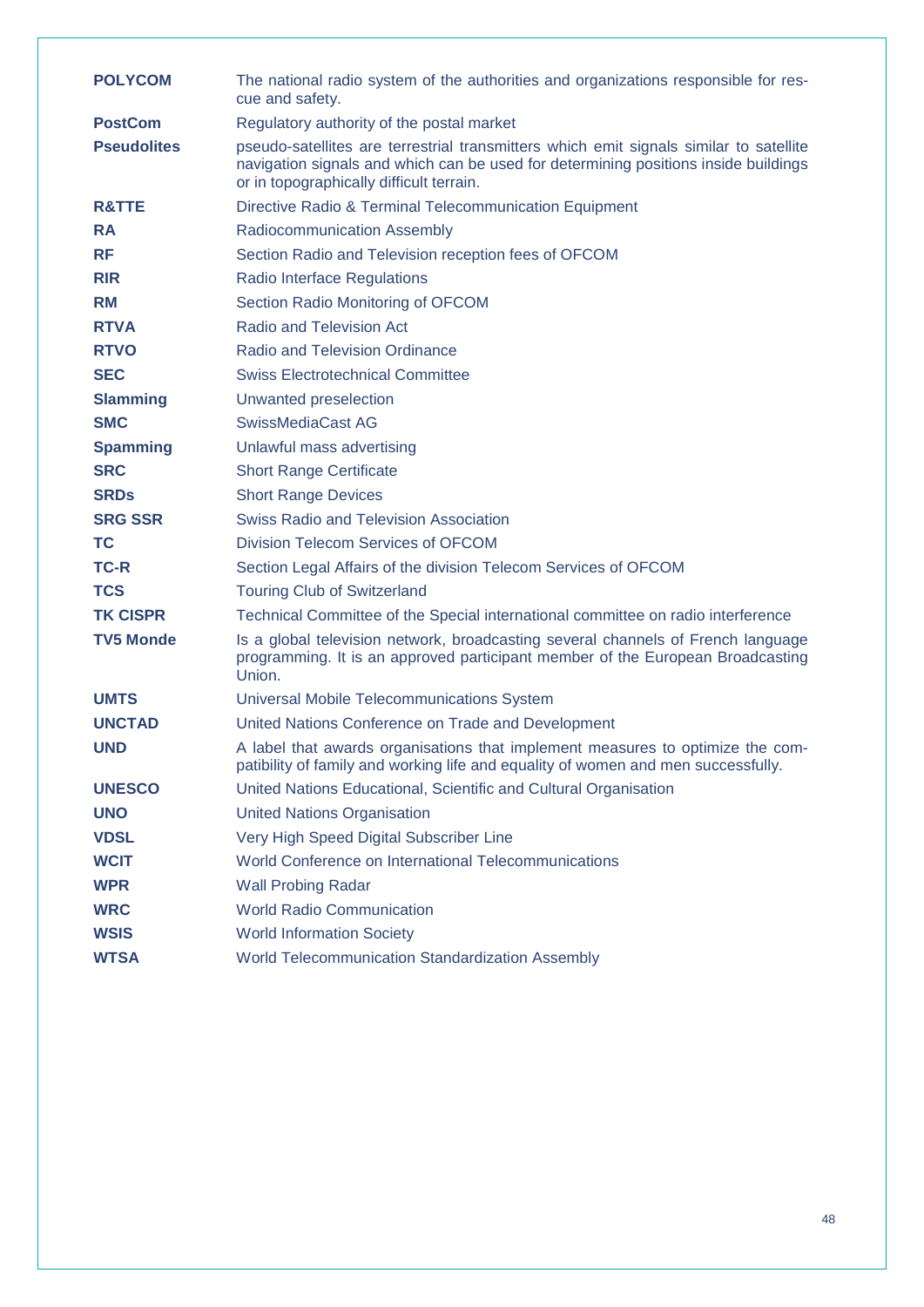| | |
|---|---|
| **POLYCOM** | The national radio system of the authorities and organizations responsible for rescue and safety. |
| **PostCom** | Regulatory authority of the postal market |
| **Pseudolites** | pseudo-satellites are terrestrial transmitters which emit signals similar to satellite navigation signals and which can be used for determining positions inside buildings or in topographically difficult terrain. |
| **R&TTE** | Directive Radio & Terminal Telecommunication Equipment |
| **RA** | Radiocommunication Assembly |
| **RF** | Section Radio and Television reception fees of OFCOM |
| **RIR** | Radio Interface Regulations |
| **RM** | Section Radio Monitoring of OFCOM |
| **RTVA** | Radio and Television Act |
| **RTVO** | Radio and Television Ordinance |
| **SEC** | Swiss Electrotechnical Committee |
| **Slamming** | Unwanted preselection |
| **SMC** | SwissMediaCast AG |
| **Spamming** | Unlawful mass advertising |
| **SRC** | Short Range Certificate |
| **SRDs** | Short Range Devices |
| **SRG SSR** | Swiss Radio and Television Association |
| **TC** | Division Telecom Services of OFCOM |
| **TC-R** | Section Legal Affairs of the division Telecom Services of OFCOM |
| **TCS** | Touring Club of Switzerland |
| **TK CISPR** | Technical Committee of the Special international committee on radio interference |
| **TV5 Monde** | Is a global television network, broadcasting several channels of French language programming. It is an approved participant member of the European Broadcasting Union. |
| **UMTS** | Universal Mobile Telecommunications System |
| **UNCTAD** | United Nations Conference on Trade and Development |
| **UND** | A label that awards organisations that implement measures to optimize the compatibility of family and working life and equality of women and men successfully. |
| **UNESCO** | United Nations Educational, Scientific and Cultural Organisation |
| **UNO** | United Nations Organisation |
| **VDSL** | Very High Speed Digital Subscriber Line |
| **WCIT** | World Conference on International Telecommunications |
| **WPR** | Wall Probing Radar |
| **WRC** | World Radio Communication |
| **WSIS** | World Information Society |
| **WTSA** | World Telecommunication Standardization Assembly |